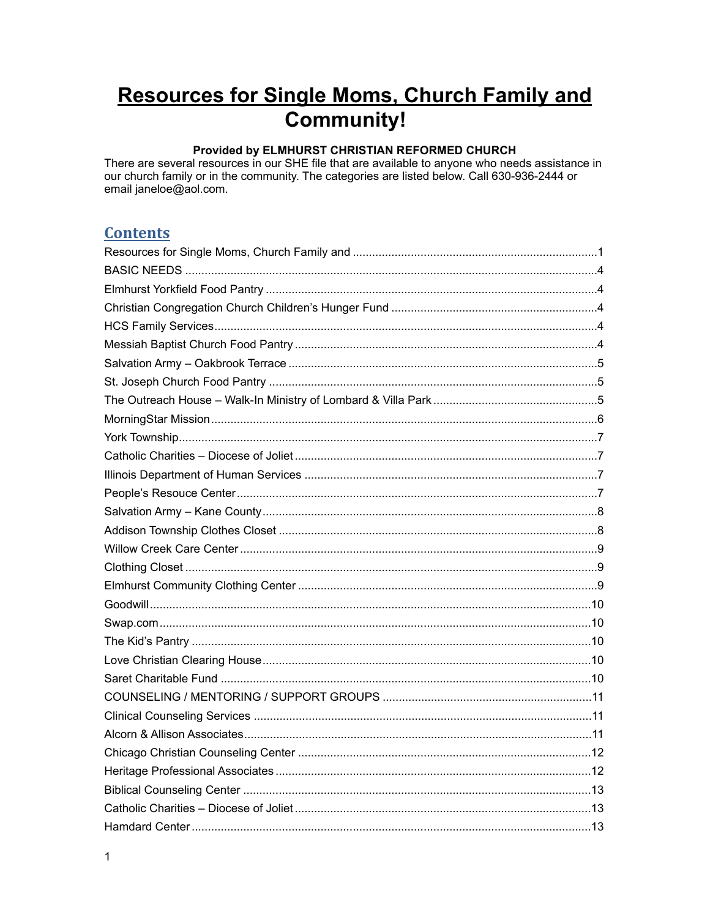# Resources for Single Moms, Church Family and Community!

**Provided by ELMHURST CHRISTIAN REFORMED CHURCH**

There are several resources in our SHE file that are available to anyone who needs assistance in our church family or in the community. The categories are listed below. Call 630-936-2444 or email janeloe@aol.com.

## Contents

Resources for Single Moms, Church Family and .......... 1
BASIC NEEDS .......... 4
Elmhurst Yorkfield Food Pantry .......... 4
Christian Congregation Church Children's Hunger Fund .......... 4
HCS Family Services .......... 4
Messiah Baptist Church Food Pantry .......... 4
Salvation Army – Oakbrook Terrace .......... 5
St. Joseph Church Food Pantry .......... 5
The Outreach House – Walk-In Ministry of Lombard & Villa Park .......... 5
MorningStar Mission .......... 6
York Township .......... 7
Catholic Charities – Diocese of Joliet .......... 7
Illinois Department of Human Services .......... 7
People's Resouce Center .......... 7
Salvation Army – Kane County .......... 8
Addison Township Clothes Closet .......... 8
Willow Creek Care Center .......... 9
Clothing Closet .......... 9
Elmhurst Community Clothing Center .......... 9
Goodwill .......... 10
Swap.com .......... 10
The Kid's Pantry .......... 10
Love Christian Clearing House .......... 10
Saret Charitable Fund .......... 10
COUNSELING / MENTORING / SUPPORT GROUPS .......... 11
Clinical Counseling Services .......... 11
Alcorn & Allison Associates .......... 11
Chicago Christian Counseling Center .......... 12
Heritage Professional Associates .......... 12
Biblical Counseling Center .......... 13
Catholic Charities – Diocese of Joliet .......... 13
Hamdard Center .......... 13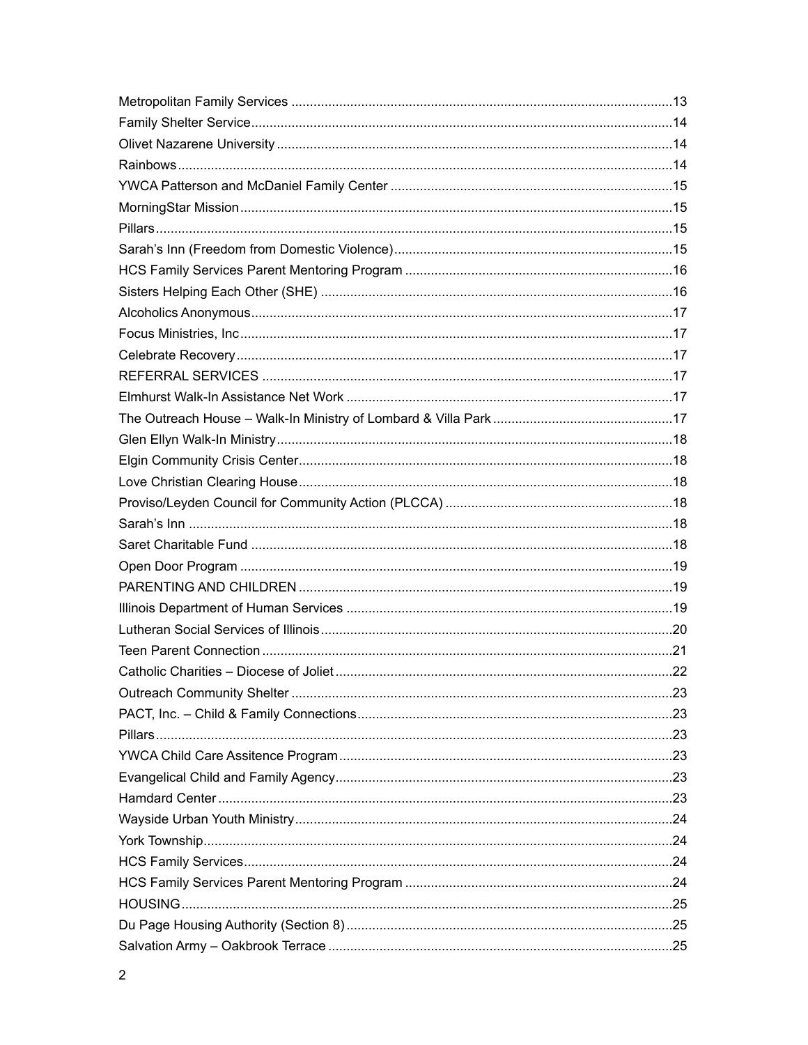Metropolitan Family Services ....................................................................................................13
Family Shelter Service....................................................................................................................14
Olivet Nazarene University ............................................................................................................14
Rainbows........................................................................................................................................14
YWCA Patterson and McDaniel Family Center ...............................................................................15
MorningStar Mission .......................................................................................................................15
Pillars ..............................................................................................................................................15
Sarah's Inn (Freedom from Domestic Violence).............................................................................15
HCS Family Services Parent Mentoring Program ..........................................................................16
Sisters Helping Each Other (SHE) .................................................................................................16
Alcoholics Anonymous....................................................................................................................17
Focus Ministries, Inc .......................................................................................................................17
Celebrate Recovery........................................................................................................................17
REFERRAL SERVICES .................................................................................................................17
Elmhurst Walk-In Assistance Net Work ..........................................................................................17
The Outreach House – Walk-In Ministry of Lombard & Villa Park ..................................................17
Glen Ellyn Walk-In Ministry.............................................................................................................18
Elgin Community Crisis Center.......................................................................................................18
Love Christian Clearing House .......................................................................................................18
Proviso/Leyden Council for Community Action (PLCCA) ...............................................................18
Sarah's Inn .....................................................................................................................................18
Saret Charitable Fund ....................................................................................................................18
Open Door Program .......................................................................................................................19
PARENTING AND CHILDREN .......................................................................................................19
Illinois Department of Human Services ..........................................................................................19
Lutheran Social Services of Illinois.................................................................................................20
Teen Parent Connection ................................................................................................................21
Catholic Charities – Diocese of Joliet .............................................................................................22
Outreach Community Shelter .........................................................................................................23
PACT, Inc. – Child & Family Connections.......................................................................................23
Pillars ..............................................................................................................................................23
YWCA Child Care Assitence Program............................................................................................23
Evangelical Child and Family Agency.............................................................................................23
Hamdard Center .............................................................................................................................23
Wayside Urban Youth Ministry........................................................................................................24
York Township................................................................................................................................24
HCS Family Services......................................................................................................................24
HCS Family Services Parent Mentoring Program ..........................................................................24
HOUSING.......................................................................................................................................25
Du Page Housing Authority (Section 8) ..........................................................................................25
Salvation Army – Oakbrook Terrace ...............................................................................................25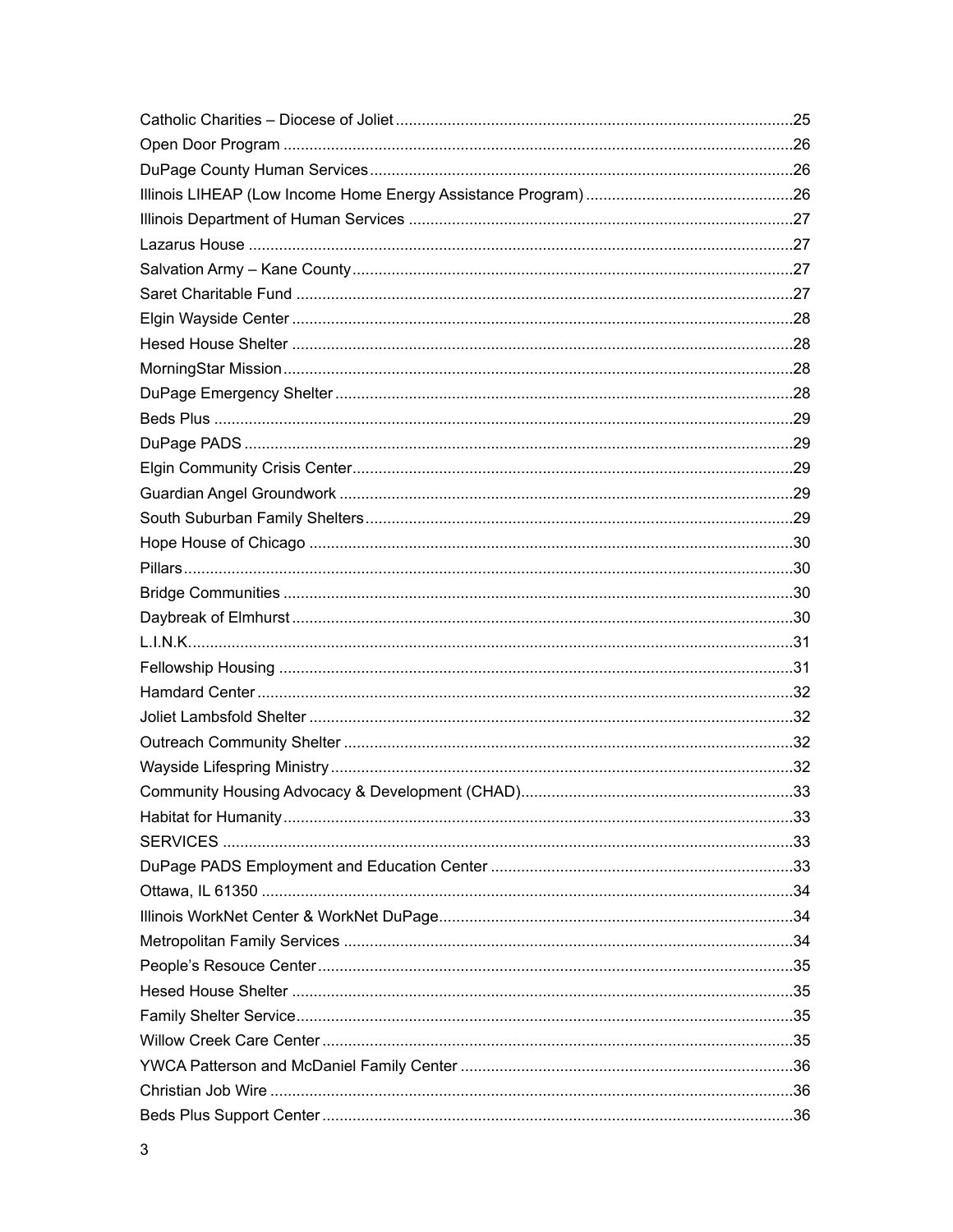Catholic Charities – Diocese of Joliet ........................................................................................25
Open Door Program ........................................................................................................26
DuPage County Human Services ....................................................................................26
Illinois LIHEAP (Low Income Home Energy Assistance Program) ........................................26
Illinois Department of Human Services ............................................................................27
Lazarus House ................................................................................................................27
Salvation Army – Kane County ........................................................................................27
Saret Charitable Fund .....................................................................................................27
Elgin Wayside Center ......................................................................................................28
Hesed House Shelter ......................................................................................................28
MorningStar Mission .......................................................................................................28
DuPage Emergency Shelter .............................................................................................28
Beds Plus .......................................................................................................................29
DuPage PADS .................................................................................................................29
Elgin Community Crisis Center .........................................................................................29
Guardian Angel Groundwork ............................................................................................29
South Suburban Family Shelters ......................................................................................29
Hope House of Chicago ...................................................................................................30
Pillars .............................................................................................................................30
Bridge Communities ........................................................................................................30
Daybreak of Elmhurst ......................................................................................................30
L.I.N.K. ...........................................................................................................................31
Fellowship Housing .........................................................................................................31
Hamdard Center .............................................................................................................32
Joliet Lambsfold Shelter ..................................................................................................32
Outreach Community Shelter ...........................................................................................32
Wayside Lifespring Ministry .............................................................................................32
Community Housing Advocacy & Development (CHAD) .....................................................33
Habitat for Humanity .......................................................................................................33
SERVICES .......................................................................................................................33
DuPage PADS Employment and Education Center ...........................................................33
Ottawa, IL 61350 .............................................................................................................34
Illinois WorkNet Center & WorkNet DuPage .......................................................................34
Metropolitan Family Services ...........................................................................................34
People's Resouce Center .................................................................................................35
Hesed House Shelter ......................................................................................................35
Family Shelter Service .....................................................................................................35
Willow Creek Care Center ................................................................................................35
YWCA Patterson and McDaniel Family Center ..................................................................36
Christian Job Wire ...........................................................................................................36
Beds Plus Support Center ................................................................................................36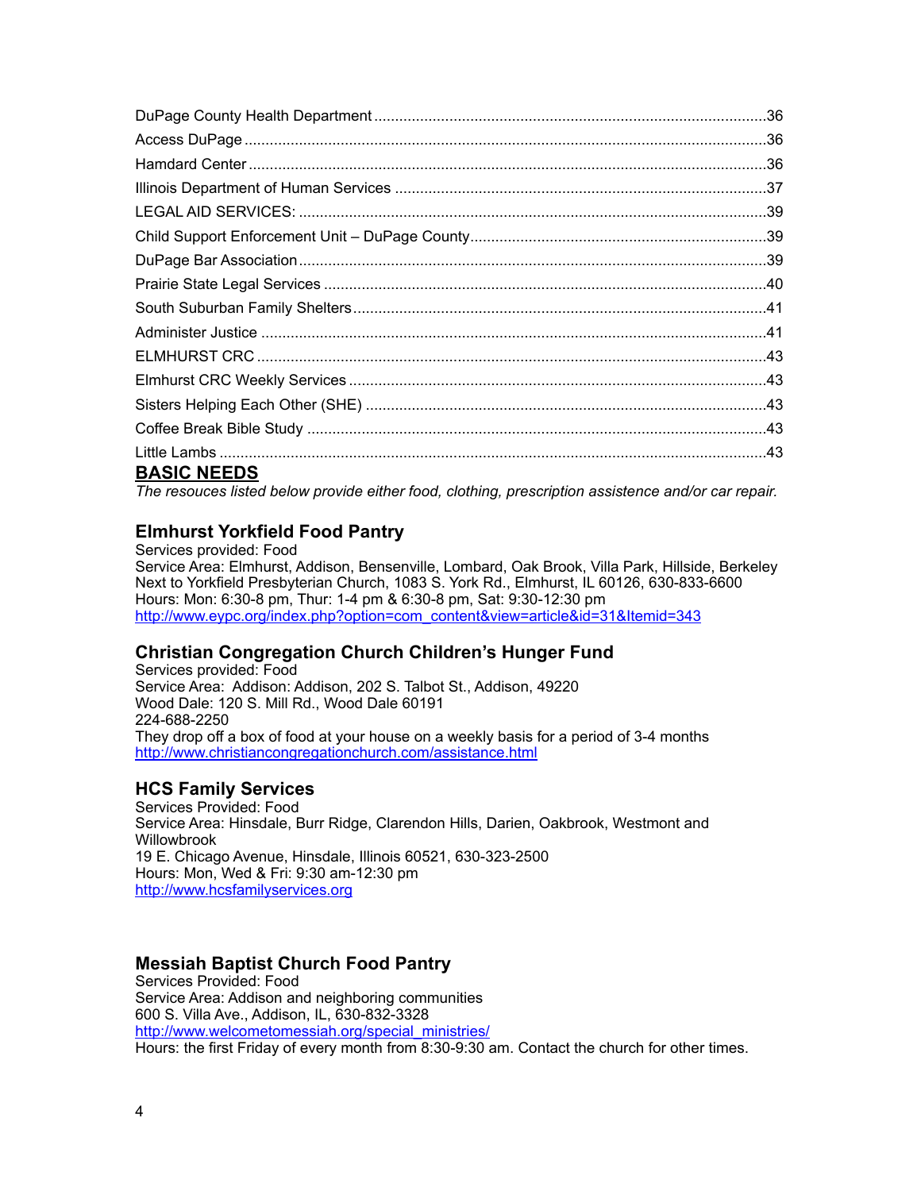DuPage County Health Department ....36
Access DuPage ....36
Hamdard Center ....36
Illinois Department of Human Services ....37
LEGAL AID SERVICES: ....39
Child Support Enforcement Unit – DuPage County....39
DuPage Bar Association ....39
Prairie State Legal Services ....40
South Suburban Family Shelters....41
Administer Justice ....41
ELMHURST CRC ....43
Elmhurst CRC Weekly Services ....43
Sisters Helping Each Other (SHE) ....43
Coffee Break Bible Study ....43
Little Lambs ....43

## BASIC NEEDS

*The resouces listed below provide either food, clothing, prescription assistence and/or car repair.*

### Elmhurst Yorkfield Food Pantry

Services provided: Food
Service Area: Elmhurst, Addison, Bensenville, Lombard, Oak Brook, Villa Park, Hillside, Berkeley
Next to Yorkfield Presbyterian Church, 1083 S. York Rd., Elmhurst, IL 60126, 630-833-6600
Hours: Mon: 6:30-8 pm, Thur: 1-4 pm & 6:30-8 pm, Sat: 9:30-12:30 pm
http://www.eypc.org/index.php?option=com_content&view=article&id=31&Itemid=343

### Christian Congregation Church Children's Hunger Fund

Services provided: Food
Service Area: Addison: Addison, 202 S. Talbot St., Addison, 49220
Wood Dale: 120 S. Mill Rd., Wood Dale 60191
224-688-2250
They drop off a box of food at your house on a weekly basis for a period of 3-4 months
http://www.christiancongregationchurch.com/assistance.html

### HCS Family Services

Services Provided: Food
Service Area: Hinsdale, Burr Ridge, Clarendon Hills, Darien, Oakbrook, Westmont and Willowbrook
19 E. Chicago Avenue, Hinsdale, Illinois 60521, 630-323-2500
Hours: Mon, Wed & Fri: 9:30 am-12:30 pm
http://www.hcsfamilyservices.org

### Messiah Baptist Church Food Pantry

Services Provided: Food
Service Area: Addison and neighboring communities
600 S. Villa Ave., Addison, IL, 630-832-3328
http://www.welcometomessiah.org/special_ministries/
Hours: the first Friday of every month from 8:30-9:30 am. Contact the church for other times.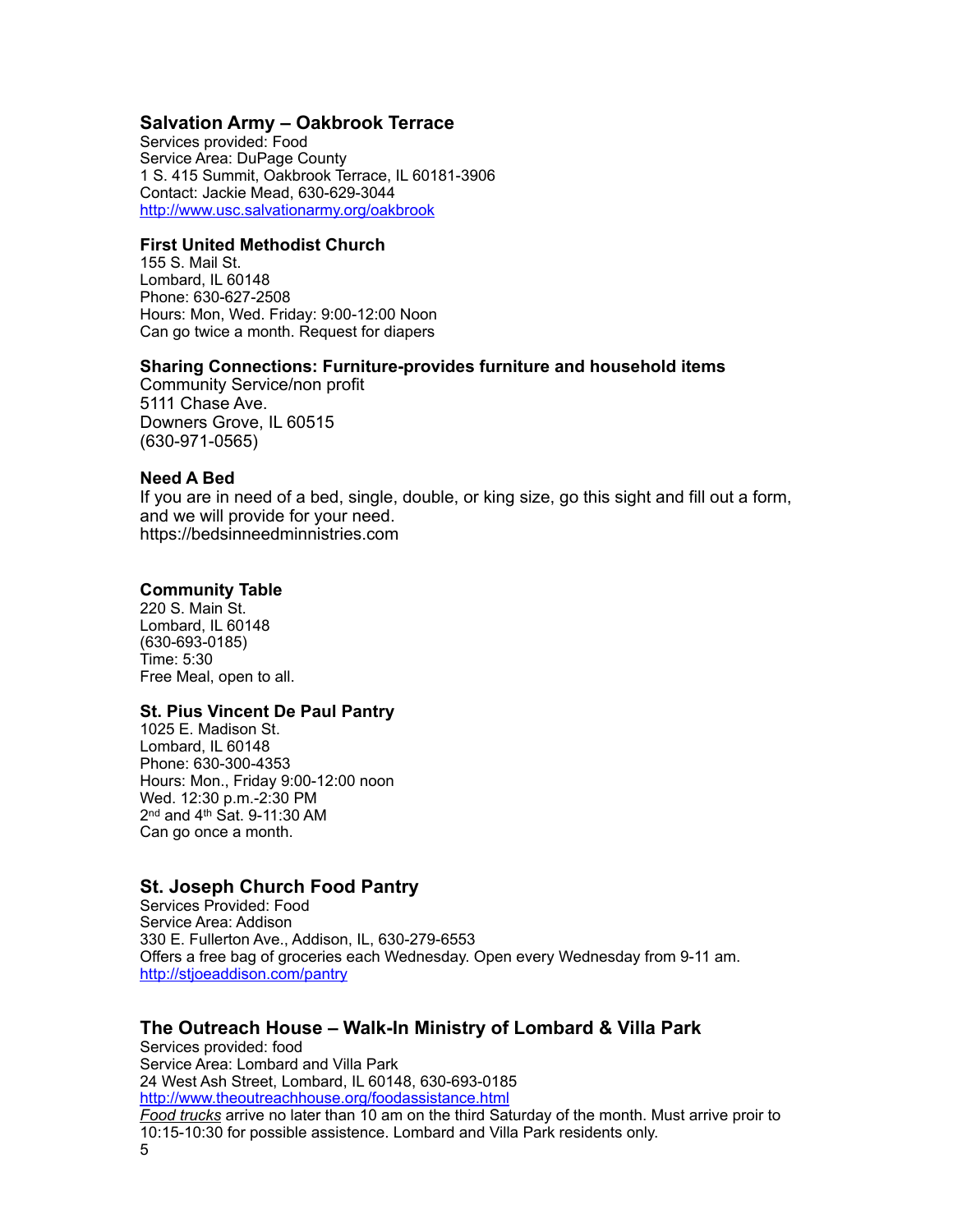### Salvation Army – Oakbrook Terrace

Services provided: Food
Service Area: DuPage County
1 S. 415 Summit, Oakbrook Terrace, IL 60181-3906
Contact: Jackie Mead, 630-629-3044
http://www.usc.salvationarmy.org/oakbrook

**First United Methodist Church**
155 S. Mail St.
Lombard, IL 60148
Phone: 630-627-2508
Hours: Mon, Wed. Friday: 9:00-12:00 Noon
Can go twice a month. Request for diapers

**Sharing Connections: Furniture-provides furniture and household items**
Community Service/non profit
5111 Chase Ave.
Downers Grove, IL 60515
(630-971-0565)

**Need A Bed**
If you are in need of a bed, single, double, or king size, go this sight and fill out a form, and we will provide for your need.
https://bedsinneedminnistries.com

**Community Table**
220 S. Main St.
Lombard, IL 60148
(630-693-0185)
Time: 5:30
Free Meal, open to all.

**St. Pius Vincent De Paul Pantry**
1025 E. Madison St.
Lombard, IL 60148
Phone: 630-300-4353
Hours: Mon., Friday 9:00-12:00 noon
Wed. 12:30 p.m.-2:30 PM
2nd and 4th Sat. 9-11:30 AM
Can go once a month.

### St. Joseph Church Food Pantry

Services Provided: Food
Service Area: Addison
330 E. Fullerton Ave., Addison, IL, 630-279-6553
Offers a free bag of groceries each Wednesday. Open every Wednesday from 9-11 am.
http://stjoeaddison.com/pantry

### The Outreach House – Walk-In Ministry of Lombard & Villa Park

Services provided: food
Service Area: Lombard and Villa Park
24 West Ash Street, Lombard, IL 60148, 630-693-0185
http://www.theoutreachhouse.org/foodassistance.html
*Food trucks* arrive no later than 10 am on the third Saturday of the month. Must arrive proir to 10:15-10:30 for possible assistence. Lombard and Villa Park residents only.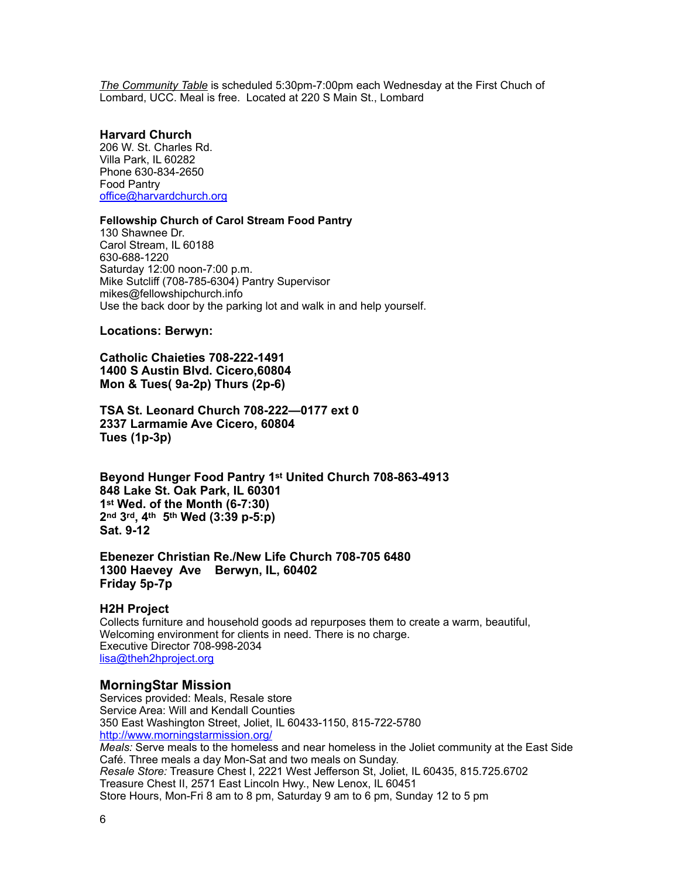*The Community Table* is scheduled 5:30pm-7:00pm each Wednesday at the First Chuch of Lombard, UCC. Meal is free. Located at 220 S Main St., Lombard

**Harvard Church**
206 W. St. Charles Rd.
Villa Park, IL 60282
Phone 630-834-2650
Food Pantry
office@harvardchurch.org

**Fellowship Church of Carol Stream Food Pantry**
130 Shawnee Dr.
Carol Stream, IL 60188
630-688-1220
Saturday 12:00 noon-7:00 p.m.
Mike Sutcliff (708-785-6304) Pantry Supervisor
mikes@fellowshipchurch.info
Use the back door by the parking lot and walk in and help yourself.

**Locations: Berwyn:**

**Catholic Chaieties 708-222-1491**
**1400 S Austin Blvd. Cicero,60804**
**Mon & Tues( 9a-2p) Thurs (2p-6)**

**TSA St. Leonard Church 708-222—0177 ext 0**
**2337 Larmamie Ave Cicero, 60804**
**Tues (1p-3p)**

**Beyond Hunger Food Pantry 1st United Church 708-863-4913**
**848 Lake St. Oak Park, IL 60301**
**1st Wed. of the Month (6-7:30)**
**2nd 3rd, 4th 5th Wed (3:39 p-5:p)**
**Sat. 9-12**

**Ebenezer Christian Re./New Life Church 708-705 6480**
**1300 Haevey Ave Berwyn, IL, 60402**
**Friday 5p-7p**

**H2H Project**
Collects furniture and household goods ad repurposes them to create a warm, beautiful, Welcoming environment for clients in need. There is no charge.
Executive Director 708-998-2034
lisa@theh2hproject.org

**MorningStar Mission**
Services provided: Meals, Resale store
Service Area: Will and Kendall Counties
350 East Washington Street, Joliet, IL 60433-1150, 815-722-5780
http://www.morningstarmission.org/
*Meals:* Serve meals to the homeless and near homeless in the Joliet community at the East Side Café. Three meals a day Mon-Sat and two meals on Sunday.
*Resale Store:* Treasure Chest I, 2221 West Jefferson St, Joliet, IL 60435, 815.725.6702
Treasure Chest II, 2571 East Lincoln Hwy., New Lenox, IL 60451
Store Hours, Mon-Fri 8 am to 8 pm, Saturday 9 am to 6 pm, Sunday 12 to 5 pm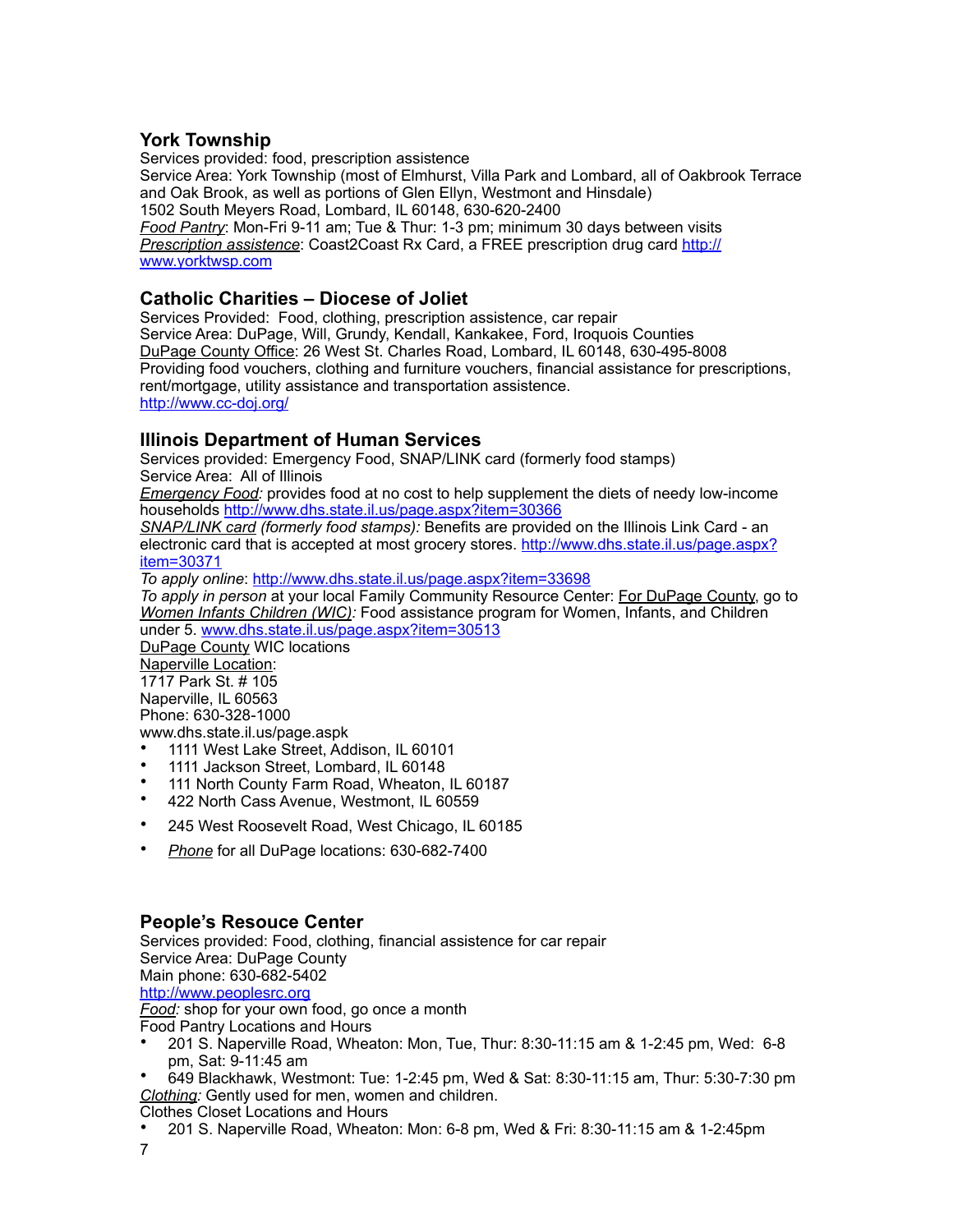### York Township

Services provided: food, prescription assistence
Service Area: York Township (most of Elmhurst, Villa Park and Lombard, all of Oakbrook Terrace and Oak Brook, as well as portions of Glen Ellyn, Westmont and Hinsdale)
1502 South Meyers Road, Lombard, IL 60148, 630-620-2400
*Food Pantry*: Mon-Fri 9-11 am; Tue & Thur: 1-3 pm; minimum 30 days between visits
*Prescription assistence*: Coast2Coast Rx Card, a FREE prescription drug card http://www.yorktwsp.com

### Catholic Charities – Diocese of Joliet

Services Provided: Food, clothing, prescription assistence, car repair
Service Area: DuPage, Will, Grundy, Kendall, Kankakee, Ford, Iroquois Counties
DuPage County Office: 26 West St. Charles Road, Lombard, IL 60148, 630-495-8008
Providing food vouchers, clothing and furniture vouchers, financial assistance for prescriptions, rent/mortgage, utility assistance and transportation assistence.
http://www.cc-doj.org/

### Illinois Department of Human Services

Services provided: Emergency Food, SNAP/LINK card (formerly food stamps)
Service Area: All of Illinois
*Emergency Food:* provides food at no cost to help supplement the diets of needy low-income households http://www.dhs.state.il.us/page.aspx?item=30366
*SNAP/LINK card (formerly food stamps):* Benefits are provided on the Illinois Link Card - an electronic card that is accepted at most grocery stores. http://www.dhs.state.il.us/page.aspx?item=30371
*To apply online*: http://www.dhs.state.il.us/page.aspx?item=33698
*To apply in person* at your local Family Community Resource Center: For DuPage County, go to
*Women Infants Children (WIC):* Food assistance program for Women, Infants, and Children under 5. www.dhs.state.il.us/page.aspx?item=30513
DuPage County WIC locations
Naperville Location:
1717 Park St. # 105
Naperville, IL 60563
Phone: 630-328-1000
www.dhs.state.il.us/page.aspk

- 1111 West Lake Street, Addison, IL 60101
- 1111 Jackson Street, Lombard, IL 60148
- 111 North County Farm Road, Wheaton, IL 60187
- 422 North Cass Avenue, Westmont, IL 60559
- 245 West Roosevelt Road, West Chicago, IL 60185
- *Phone* for all DuPage locations: 630-682-7400

### People's Resouce Center

Services provided: Food, clothing, financial assistence for car repair
Service Area: DuPage County
Main phone: 630-682-5402
http://www.peoplesrc.org
*Food:* shop for your own food, go once a month
Food Pantry Locations and Hours

- 201 S. Naperville Road, Wheaton: Mon, Tue, Thur: 8:30-11:15 am & 1-2:45 pm, Wed: 6-8 pm, Sat: 9-11:45 am
- 649 Blackhawk, Westmont: Tue: 1-2:45 pm, Wed & Sat: 8:30-11:15 am, Thur: 5:30-7:30 pm

*Clothing:* Gently used for men, women and children.
Clothes Closet Locations and Hours

- 201 S. Naperville Road, Wheaton: Mon: 6-8 pm, Wed & Fri: 8:30-11:15 am & 1-2:45pm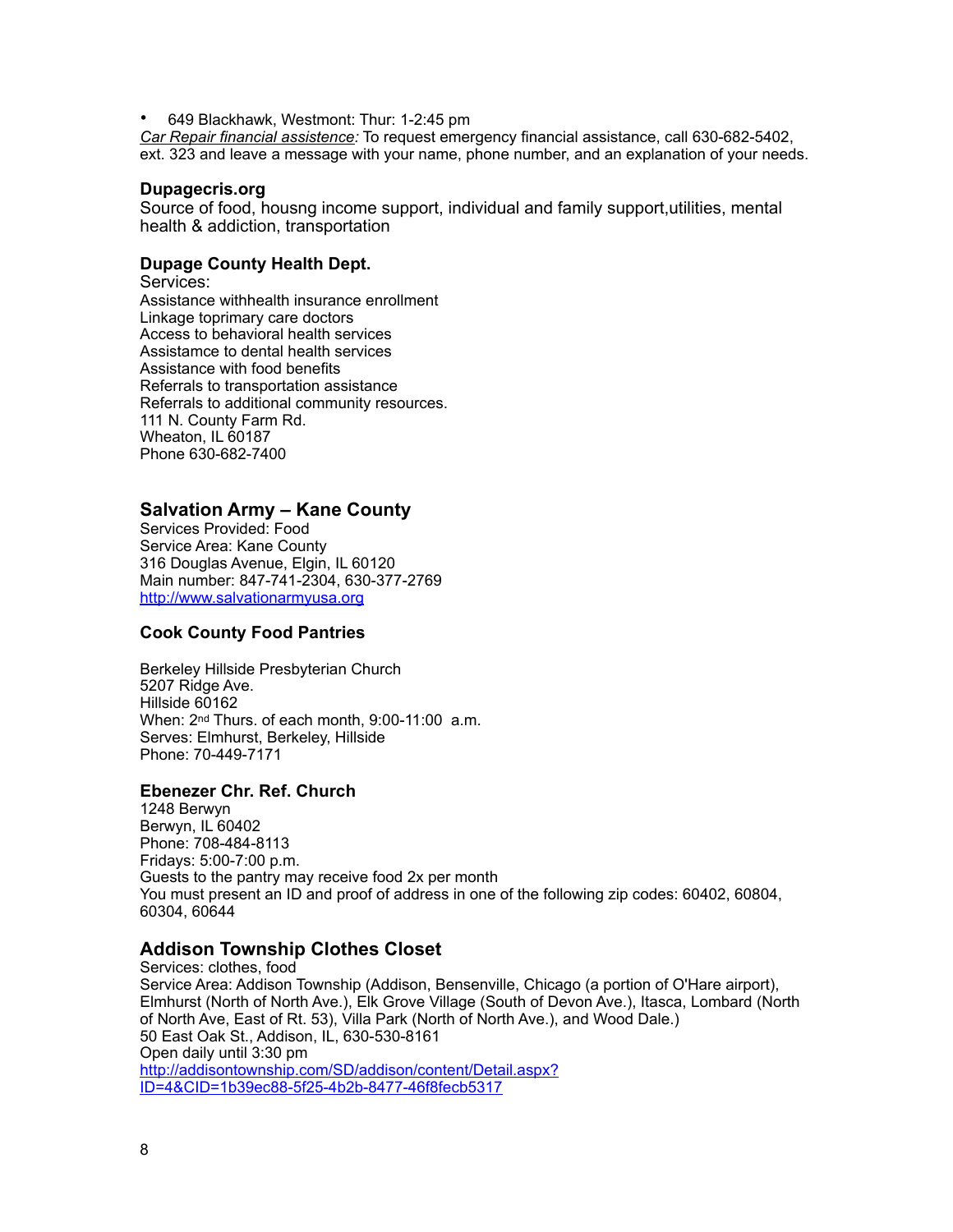- 649 Blackhawk, Westmont: Thur: 1-2:45 pm

*Car Repair financial assistence:* To request emergency financial assistance, call 630-682-5402, ext. 323 and leave a message with your name, phone number, and an explanation of your needs.

**Dupagecris.org**

Source of food, housng income support, individual and family support,utilities, mental health & addiction, transportation

**Dupage County Health Dept.**

Services:
Assistance withhealth insurance enrollment
Linkage toprimary care doctors
Access to behavioral health services
Assistamce to dental health services
Assistance with food benefits
Referrals to transportation assistance
Referrals to additional community resources.
111 N. County Farm Rd.
Wheaton, IL 60187
Phone 630-682-7400

## Salvation Army – Kane County

Services Provided: Food
Service Area: Kane County
316 Douglas Avenue, Elgin, IL 60120
Main number: 847-741-2304, 630-377-2769
http://www.salvationarmyusa.org

**Cook County Food Pantries**

Berkeley Hillside Presbyterian Church
5207 Ridge Ave.
Hillside 60162
When: 2nd Thurs. of each month, 9:00-11:00 a.m.
Serves: Elmhurst, Berkeley, Hillside
Phone: 70-449-7171

**Ebenezer Chr. Ref. Church**

1248 Berwyn
Berwyn, IL 60402
Phone: 708-484-8113
Fridays: 5:00-7:00 p.m.
Guests to the pantry may receive food 2x per month
You must present an ID and proof of address in one of the following zip codes: 60402, 60804, 60304, 60644

## Addison Township Clothes Closet

Services: clothes, food
Service Area: Addison Township (Addison, Bensenville, Chicago (a portion of O'Hare airport), Elmhurst (North of North Ave.), Elk Grove Village (South of Devon Ave.), Itasca, Lombard (North of North Ave, East of Rt. 53), Villa Park (North of North Ave.), and Wood Dale.)
50 East Oak St., Addison, IL, 630-530-8161
Open daily until 3:30 pm
http://addisontownship.com/SD/addison/content/Detail.aspx?ID=4&CID=1b39ec88-5f25-4b2b-8477-46f8fecb5317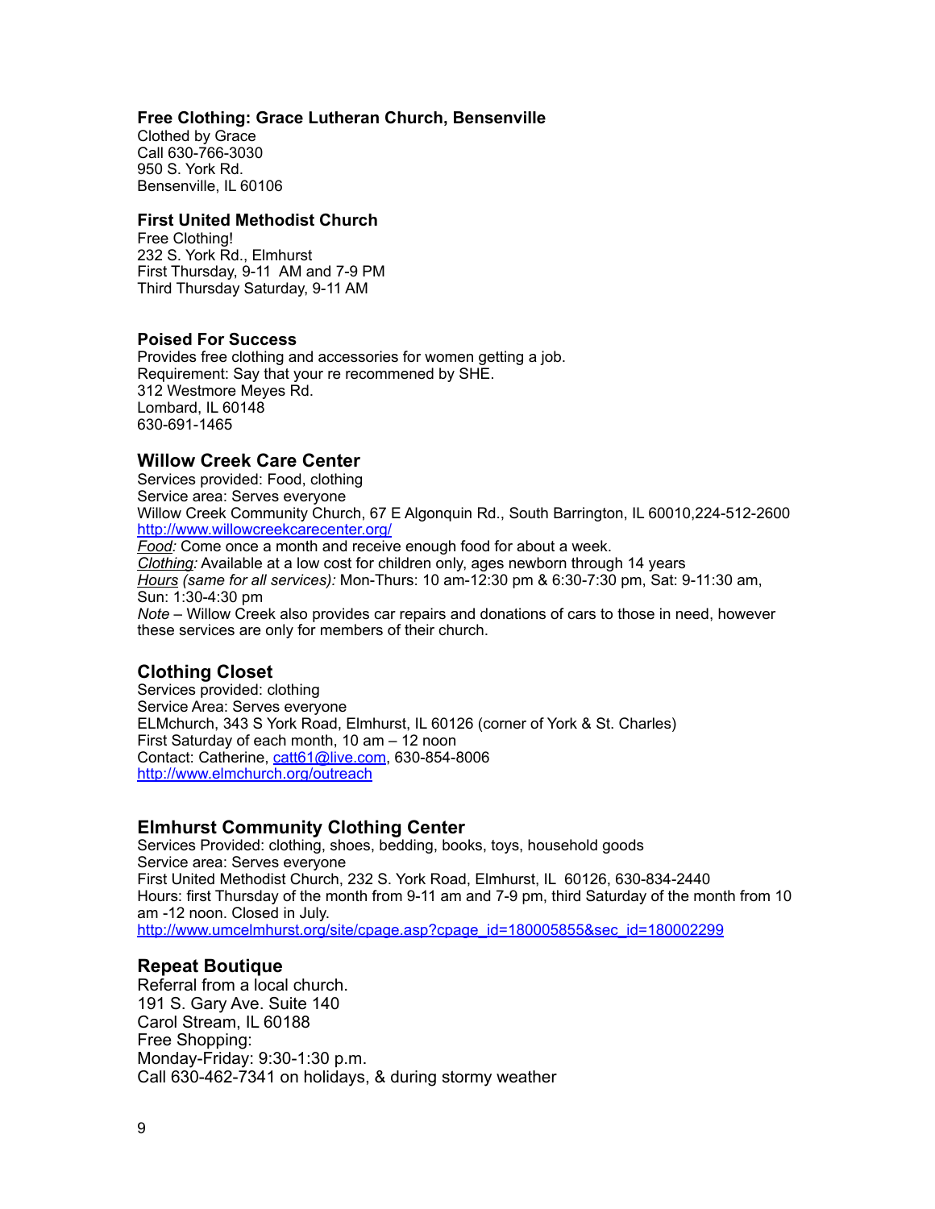### Free Clothing: Grace Lutheran Church, Bensenville

Clothed by Grace  
Call 630-766-3030  
950 S. York Rd.  
Bensenville, IL 60106

### First United Methodist Church

Free Clothing!  
232 S. York Rd., Elmhurst  
First Thursday, 9-11  AM and 7-9 PM  
Third Thursday Saturday, 9-11 AM

### Poised For Success

Provides free clothing and accessories for women getting a job.  
Requirement: Say that your re recommened by SHE.  
312 Westmore Meyes Rd.  
Lombard, IL 60148  
630-691-1465

## Willow Creek Care Center

Services provided: Food, clothing  
Service area: Serves everyone  
Willow Creek Community Church, 67 E Algonquin Rd., South Barrington, IL 60010,224-512-2600  
http://www.willowcreekcarecenter.org/  
*Food:* Come once a month and receive enough food for about a week.  
*Clothing:* Available at a low cost for children only, ages newborn through 14 years  
*Hours (same for all services):* Mon-Thurs: 10 am-12:30 pm & 6:30-7:30 pm, Sat: 9-11:30 am, Sun: 1:30-4:30 pm  
*Note* – Willow Creek also provides car repairs and donations of cars to those in need, however these services are only for members of their church.

## Clothing Closet

Services provided: clothing  
Service Area: Serves everyone  
ELMchurch, 343 S York Road, Elmhurst, IL 60126 (corner of York & St. Charles)  
First Saturday of each month, 10 am – 12 noon  
Contact: Catherine, catt61@live.com, 630-854-8006  
http://www.elmchurch.org/outreach

## Elmhurst Community Clothing Center

Services Provided: clothing, shoes, bedding, books, toys, household goods  
Service area: Serves everyone  
First United Methodist Church, 232 S. York Road, Elmhurst, IL  60126, 630-834-2440  
Hours: first Thursday of the month from 9-11 am and 7-9 pm, third Saturday of the month from 10 am -12 noon. Closed in July.  
http://www.umcelmhurst.org/site/cpage.asp?cpage_id=180005855&sec_id=180002299

## Repeat Boutique

Referral from a local church.  
191 S. Gary Ave. Suite 140  
Carol Stream, IL 60188  
Free Shopping:  
Monday-Friday: 9:30-1:30 p.m.  
Call 630-462-7341 on holidays, & during stormy weather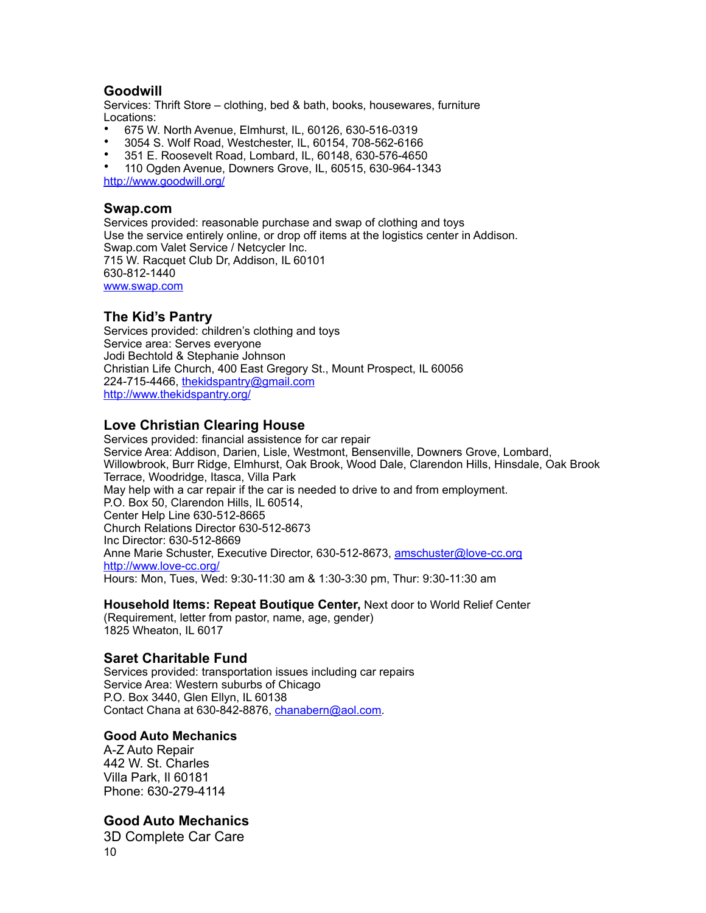### Goodwill

Services: Thrift Store – clothing, bed & bath, books, housewares, furniture
Locations:

- 675 W. North Avenue, Elmhurst, IL, 60126, 630-516-0319
- 3054 S. Wolf Road, Westchester, IL, 60154, 708-562-6166
- 351 E. Roosevelt Road, Lombard, IL, 60148, 630-576-4650
- 110 Ogden Avenue, Downers Grove, IL, 60515, 630-964-1343

http://www.goodwill.org/

### Swap.com

Services provided: reasonable purchase and swap of clothing and toys
Use the service entirely online, or drop off items at the logistics center in Addison.
Swap.com Valet Service / Netcycler Inc.
715 W. Racquet Club Dr, Addison, IL 60101
630-812-1440
www.swap.com

### The Kid's Pantry

Services provided: children's clothing and toys
Service area: Serves everyone
Jodi Bechtold & Stephanie Johnson
Christian Life Church, 400 East Gregory St., Mount Prospect, IL 60056
224-715-4466, thekidspantry@gmail.com
http://www.thekidspantry.org/

### Love Christian Clearing House

Services provided: financial assistence for car repair
Service Area: Addison, Darien, Lisle, Westmont, Bensenville, Downers Grove, Lombard, Willowbrook, Burr Ridge, Elmhurst, Oak Brook, Wood Dale, Clarendon Hills, Hinsdale, Oak Brook Terrace, Woodridge, Itasca, Villa Park
May help with a car repair if the car is needed to drive to and from employment.
P.O. Box 50, Clarendon Hills, IL 60514,
Center Help Line 630-512-8665
Church Relations Director 630-512-8673
Inc Director: 630-512-8669
Anne Marie Schuster, Executive Director, 630-512-8673, amschuster@love-cc.org
http://www.love-cc.org/
Hours: Mon, Tues, Wed: 9:30-11:30 am & 1:30-3:30 pm, Thur: 9:30-11:30 am

**Household Items: Repeat Boutique Center,** Next door to World Relief Center
(Requirement, letter from pastor, name, age, gender)
1825 Wheaton, IL 6017

### Saret Charitable Fund

Services provided: transportation issues including car repairs
Service Area: Western suburbs of Chicago
P.O. Box 3440, Glen Ellyn, IL 60138
Contact Chana at 630-842-8876, chanabern@aol.com.

### Good Auto Mechanics

A-Z Auto Repair
442 W. St. Charles
Villa Park, Il 60181
Phone: 630-279-4114

### Good Auto Mechanics

3D Complete Car Care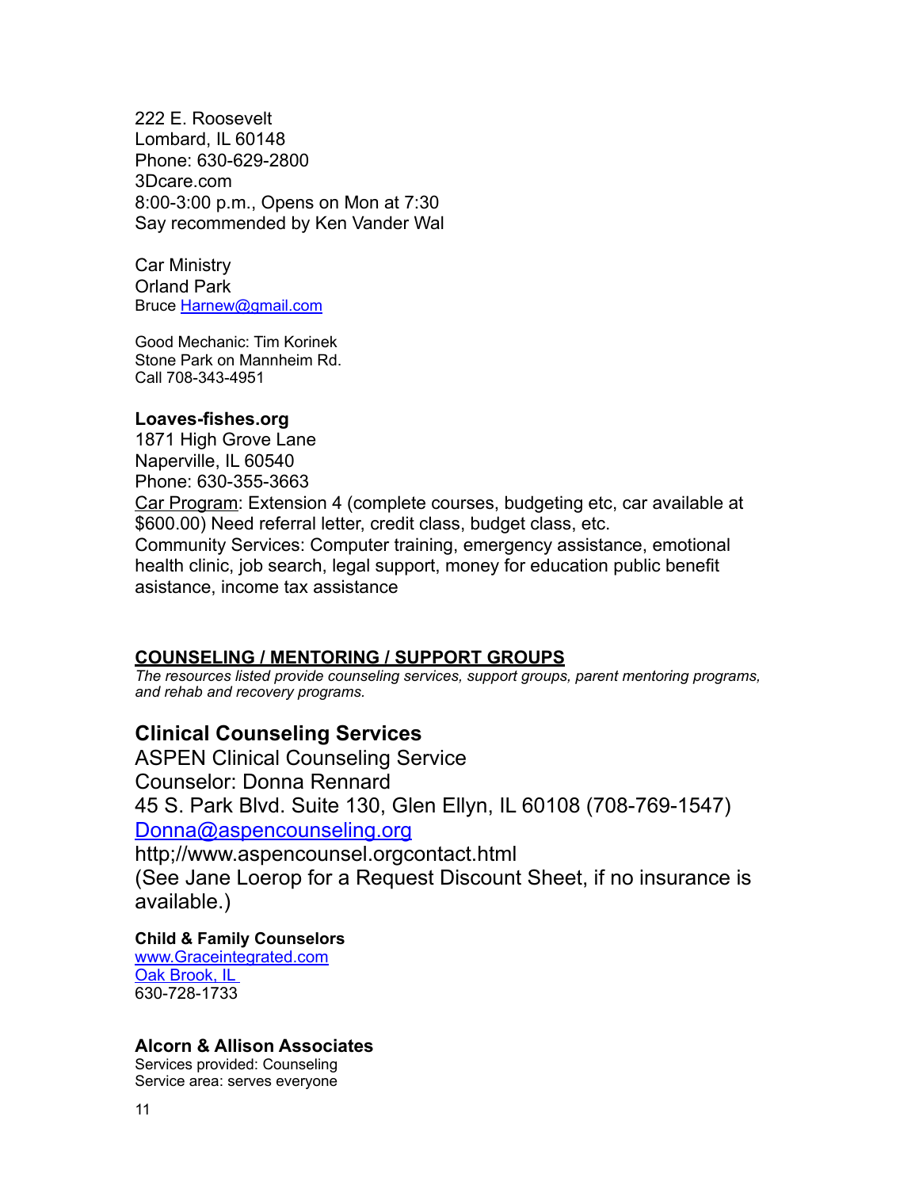222 E. Roosevelt
Lombard, IL 60148
Phone: 630-629-2800
3Dcare.com
8:00-3:00 p.m., Opens on Mon at 7:30
Say recommended by Ken Vander Wal

Car Ministry
Orland Park
Bruce Harnew@gmail.com

Good Mechanic: Tim Korinek
Stone Park on Mannheim Rd.
Call 708-343-4951

**Loaves-fishes.org**
1871 High Grove Lane
Naperville, IL 60540
Phone: 630-355-3663
Car Program: Extension 4 (complete courses, budgeting etc, car available at $600.00) Need referral letter, credit class, budget class, etc.
Community Services: Computer training, emergency assistance, emotional health clinic, job search, legal support, money for education public benefit asistance, income tax assistance

## COUNSELING / MENTORING / SUPPORT GROUPS

*The resources listed provide counseling services, support groups, parent mentoring programs, and rehab and recovery programs.*

### Clinical Counseling Services

ASPEN Clinical Counseling Service
Counselor: Donna Rennard
45 S. Park Blvd. Suite 130, Glen Ellyn, IL 60108 (708-769-1547)
Donna@aspencounseling.org
http;//www.aspencounsel.orgcontact.html
(See Jane Loerop for a Request Discount Sheet, if no insurance is available.)

**Child & Family Counselors**
www.Graceintegrated.com
Oak Brook, IL
630-728-1733

**Alcorn & Allison Associates**
Services provided: Counseling
Service area: serves everyone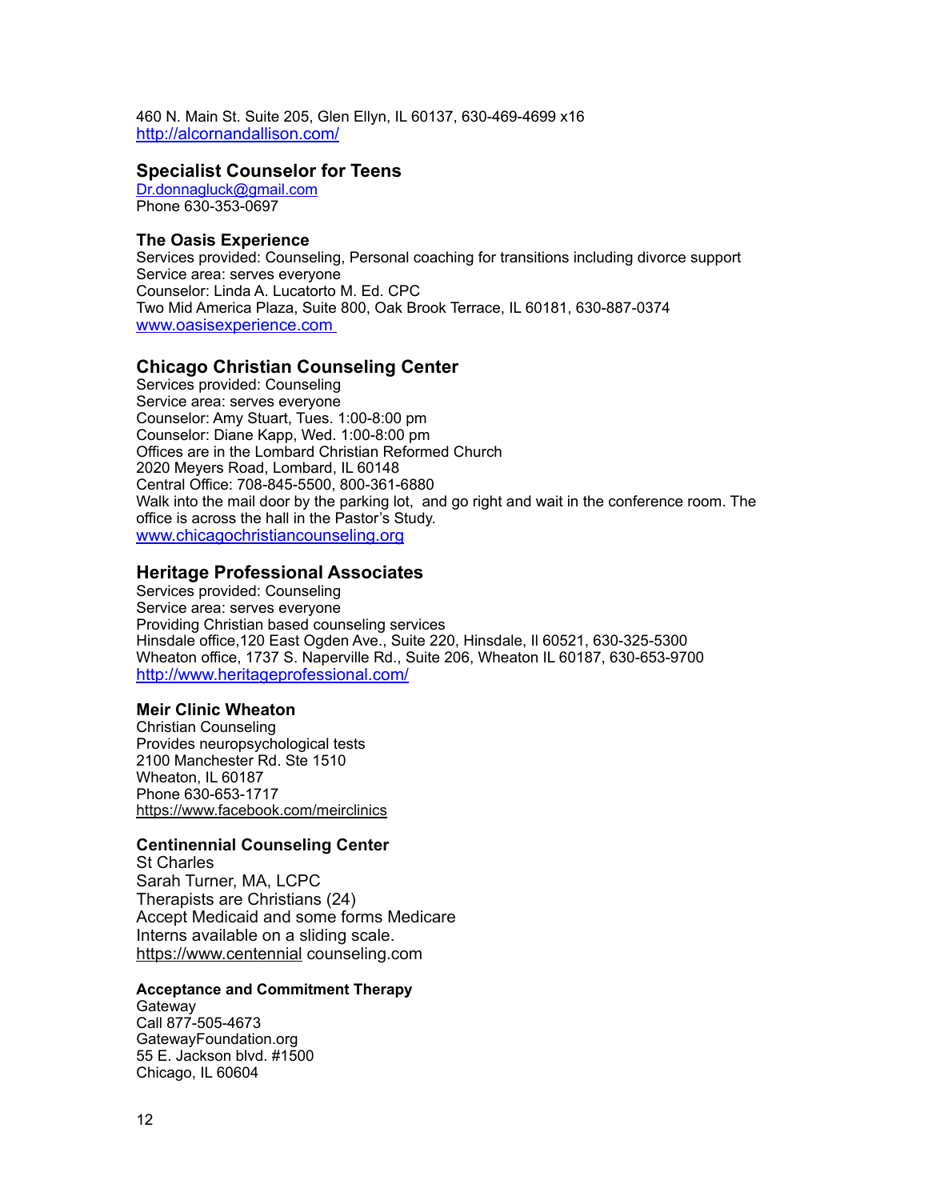460 N. Main St. Suite 205, Glen Ellyn, IL 60137, 630-469-4699 x16
http://alcornandallison.com/

## Specialist Counselor for Teens

Dr.donnagluck@gmail.com
Phone 630-353-0697

### The Oasis Experience

Services provided: Counseling, Personal coaching for transitions including divorce support
Service area: serves everyone
Counselor: Linda A. Lucatorto M. Ed. CPC
Two Mid America Plaza, Suite 800, Oak Brook Terrace, IL 60181, 630-887-0374
www.oasisexperience.com

## Chicago Christian Counseling Center

Services provided: Counseling
Service area: serves everyone
Counselor: Amy Stuart, Tues. 1:00-8:00 pm
Counselor: Diane Kapp, Wed. 1:00-8:00 pm
Offices are in the Lombard Christian Reformed Church
2020 Meyers Road, Lombard, IL 60148
Central Office: 708-845-5500, 800-361-6880
Walk into the mail door by the parking lot, and go right and wait in the conference room. The office is across the hall in the Pastor's Study.
www.chicagochristiancounseling.org

## Heritage Professional Associates

Services provided: Counseling
Service area: serves everyone
Providing Christian based counseling services
Hinsdale office,120 East Ogden Ave., Suite 220, Hinsdale, Il 60521, 630-325-5300
Wheaton office, 1737 S. Naperville Rd., Suite 206, Wheaton IL 60187, 630-653-9700
http://www.heritageprofessional.com/

### Meir Clinic Wheaton

Christian Counseling
Provides neuropsychological tests
2100 Manchester Rd. Ste 1510
Wheaton, IL 60187
Phone 630-653-1717
https://www.facebook.com/meirclinics

### Centinennial Counseling Center

St Charles
Sarah Turner, MA, LCPC
Therapists are Christians (24)
Accept Medicaid and some forms Medicare
Interns available on a sliding scale.
https://www.centennial counseling.com

#### Acceptance and Commitment Therapy

Gateway
Call 877-505-4673
GatewayFoundation.org
55 E. Jackson blvd. #1500
Chicago, IL 60604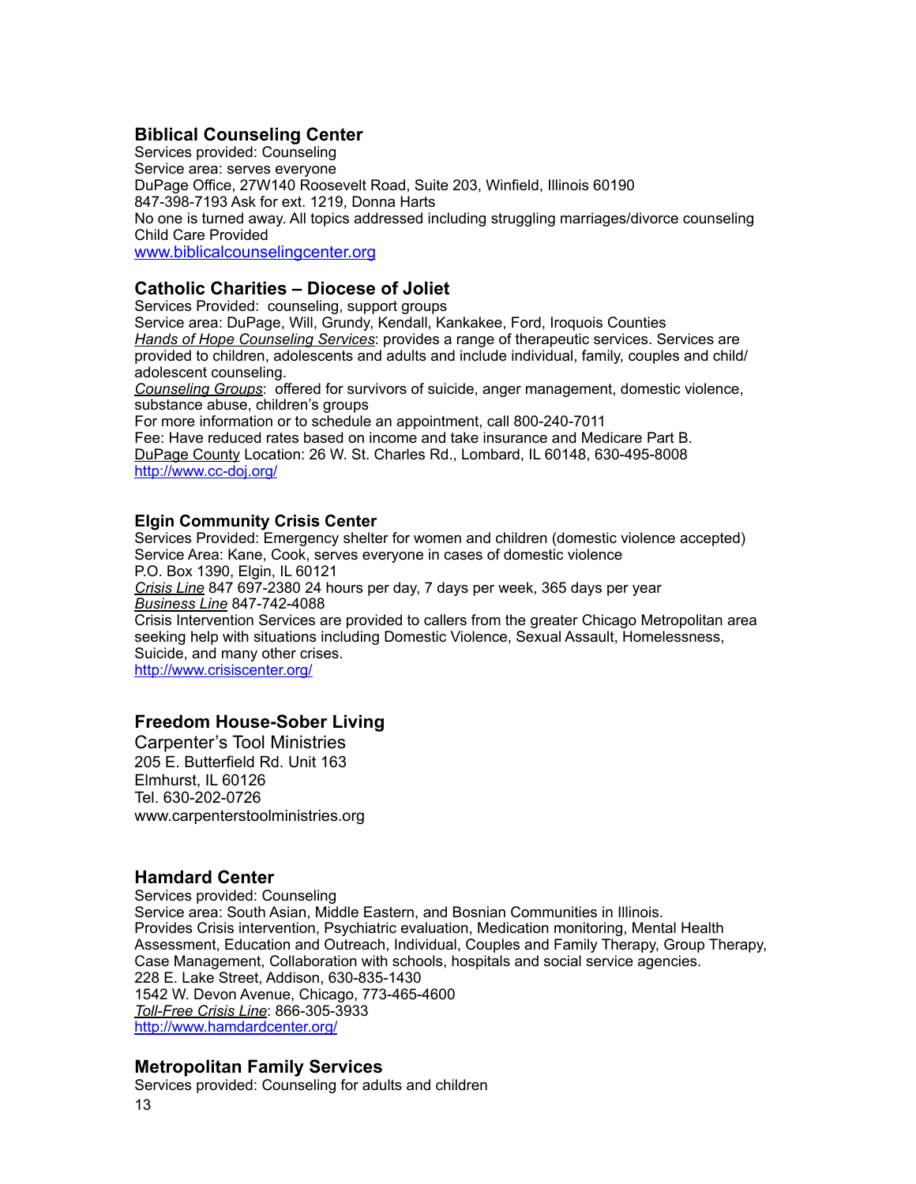### Biblical Counseling Center

Services provided: Counseling
Service area: serves everyone
DuPage Office, 27W140 Roosevelt Road, Suite 203, Winfield, Illinois 60190
847-398-7193 Ask for ext. 1219, Donna Harts
No one is turned away. All topics addressed including struggling marriages/divorce counseling
Child Care Provided
[www.biblicalcounselingcenter.org](http://www.biblicalcounselingcenter.org)

### Catholic Charities – Diocese of Joliet

Services Provided: counseling, support groups
Service area: DuPage, Will, Grundy, Kendall, Kankakee, Ford, Iroquois Counties
*Hands of Hope Counseling Services*: provides a range of therapeutic services. Services are provided to children, adolescents and adults and include individual, family, couples and child/adolescent counseling.
*Counseling Groups*: offered for survivors of suicide, anger management, domestic violence, substance abuse, children's groups
For more information or to schedule an appointment, call 800-240-7011
Fee: Have reduced rates based on income and take insurance and Medicare Part B.
DuPage County Location: 26 W. St. Charles Rd., Lombard, IL 60148, 630-495-8008
[http://www.cc-doj.org/](http://www.cc-doj.org/)

### Elgin Community Crisis Center

Services Provided: Emergency shelter for women and children (domestic violence accepted)
Service Area: Kane, Cook, serves everyone in cases of domestic violence
P.O. Box 1390, Elgin, IL 60121
*Crisis Line* 847 697-2380 24 hours per day, 7 days per week, 365 days per year
*Business Line* 847-742-4088
Crisis Intervention Services are provided to callers from the greater Chicago Metropolitan area seeking help with situations including Domestic Violence, Sexual Assault, Homelessness, Suicide, and many other crises.
[http://www.crisiscenter.org/](http://www.crisiscenter.org/)

### Freedom House-Sober Living

Carpenter's Tool Ministries
205 E. Butterfield Rd. Unit 163
Elmhurst, IL 60126
Tel. 630-202-0726
www.carpenterstoolministries.org

### Hamdard Center

Services provided: Counseling
Service area: South Asian, Middle Eastern, and Bosnian Communities in Illinois.
Provides Crisis intervention, Psychiatric evaluation, Medication monitoring, Mental Health Assessment, Education and Outreach, Individual, Couples and Family Therapy, Group Therapy, Case Management, Collaboration with schools, hospitals and social service agencies.
228 E. Lake Street, Addison, 630-835-1430
1542 W. Devon Avenue, Chicago, 773-465-4600
*Toll-Free Crisis Line*: 866-305-3933
[http://www.hamdardcenter.org/](http://www.hamdardcenter.org/)

### Metropolitan Family Services

Services provided: Counseling for adults and children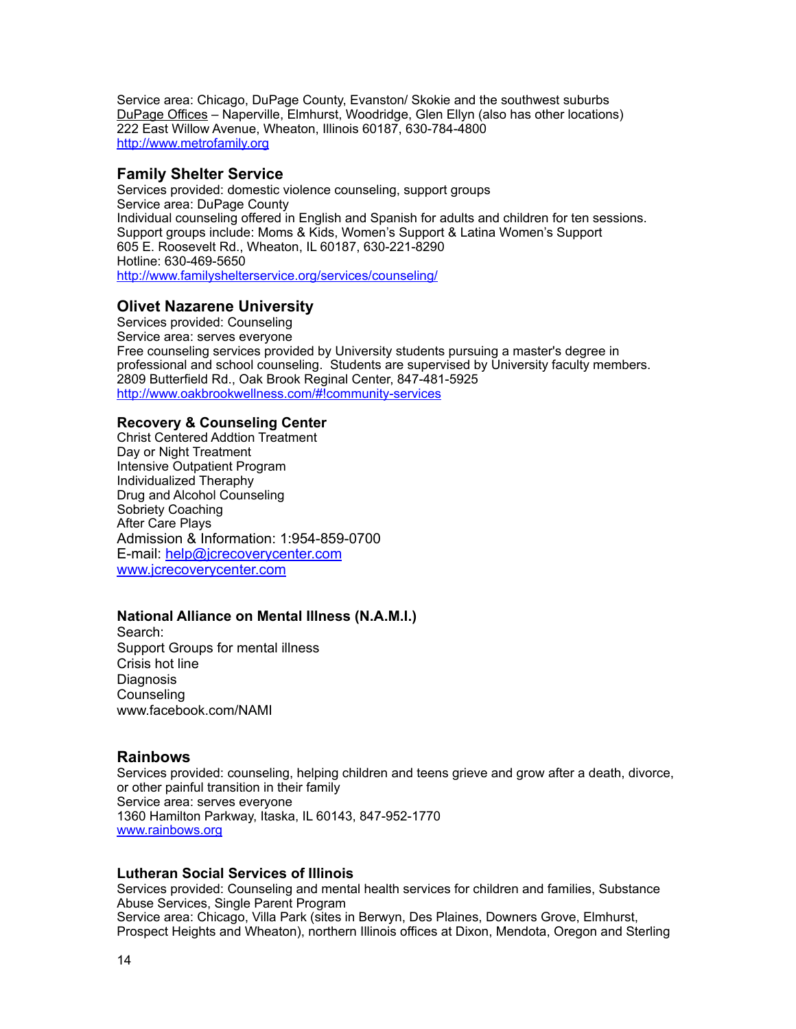Service area: Chicago, DuPage County, Evanston/ Skokie and the southwest suburbs
DuPage Offices – Naperville, Elmhurst, Woodridge, Glen Ellyn (also has other locations)
222 East Willow Avenue, Wheaton, Illinois 60187, 630-784-4800
http://www.metrofamily.org

### Family Shelter Service

Services provided: domestic violence counseling, support groups
Service area: DuPage County
Individual counseling offered in English and Spanish for adults and children for ten sessions.
Support groups include: Moms & Kids, Women's Support & Latina Women's Support
605 E. Roosevelt Rd., Wheaton, IL 60187, 630-221-8290
Hotline: 630-469-5650
http://www.familyshelterservice.org/services/counseling/

### Olivet Nazarene University

Services provided: Counseling
Service area: serves everyone
Free counseling services provided by University students pursuing a master's degree in professional and school counseling. Students are supervised by University faculty members.
2809 Butterfield Rd., Oak Brook Reginal Center, 847-481-5925
http://www.oakbrookwellness.com/#!community-services

### Recovery & Counseling Center

Christ Centered Addtion Treatment
Day or Night Treatment
Intensive Outpatient Program
Individualized Theraphy
Drug and Alcohol Counseling
Sobriety Coaching
After Care Plays
Admission & Information: 1:954-859-0700
E-mail: help@jcrecoverycenter.com
www.jcrecoverycenter.com

### National Alliance on Mental Illness (N.A.M.I.)

Search:
Support Groups for mental illness
Crisis hot line
Diagnosis
Counseling
www.facebook.com/NAMI

### Rainbows

Services provided: counseling, helping children and teens grieve and grow after a death, divorce, or other painful transition in their family
Service area: serves everyone
1360 Hamilton Parkway, Itaska, IL 60143, 847-952-1770
www.rainbows.org

### Lutheran Social Services of Illinois

Services provided: Counseling and mental health services for children and families, Substance Abuse Services, Single Parent Program
Service area: Chicago, Villa Park (sites in Berwyn, Des Plaines, Downers Grove, Elmhurst, Prospect Heights and Wheaton), northern Illinois offices at Dixon, Mendota, Oregon and Sterling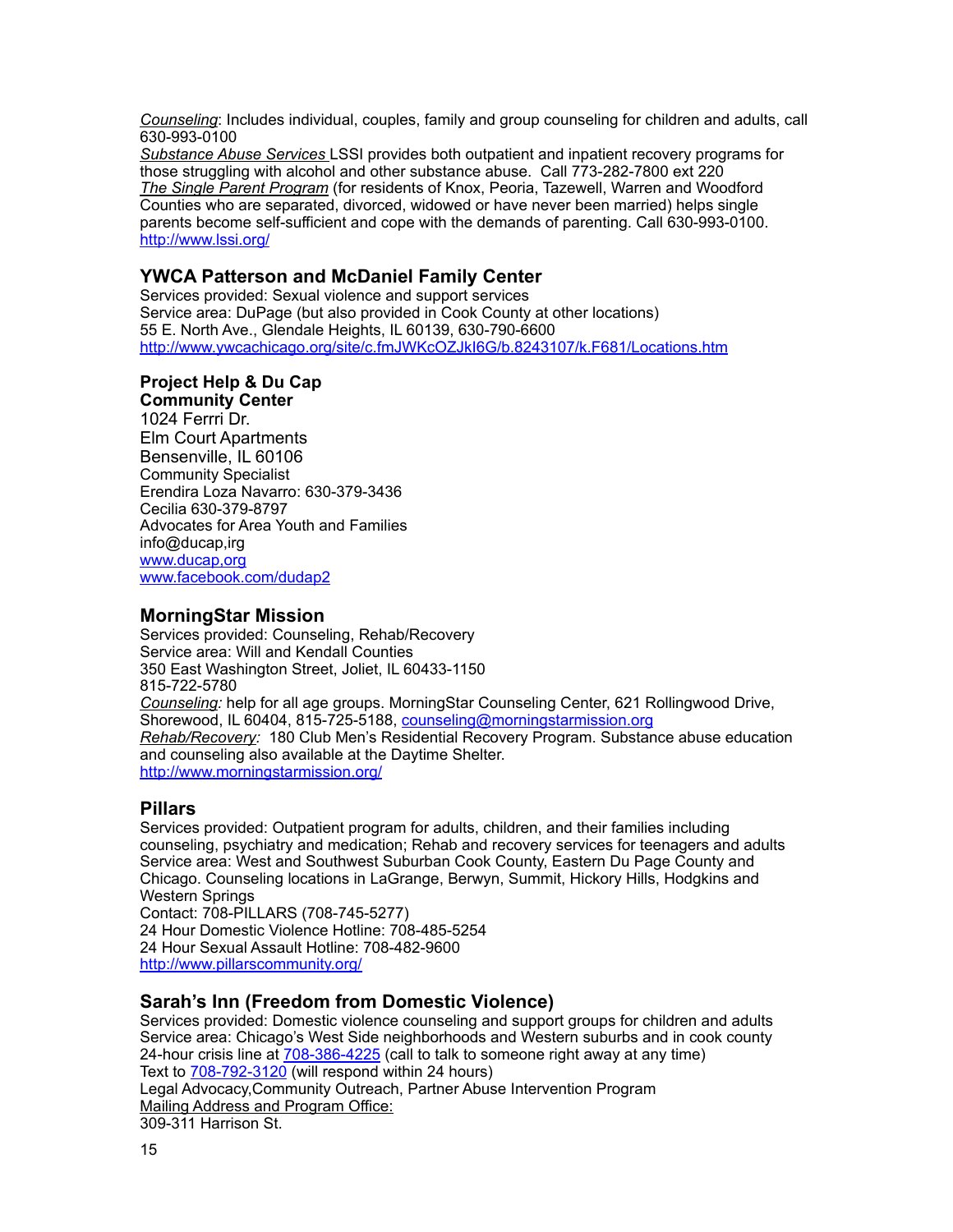*Counseling*: Includes individual, couples, family and group counseling for children and adults, call 630-993-0100
*Substance Abuse Services* LSSI provides both outpatient and inpatient recovery programs for those struggling with alcohol and other substance abuse. Call 773-282-7800 ext 220
*The Single Parent Program* (for residents of Knox, Peoria, Tazewell, Warren and Woodford Counties who are separated, divorced, widowed or have never been married) helps single parents become self-sufficient and cope with the demands of parenting. Call 630-993-0100.
http://www.lssi.org/

### YWCA Patterson and McDaniel Family Center

Services provided: Sexual violence and support services
Service area: DuPage (but also provided in Cook County at other locations)
55 E. North Ave., Glendale Heights, IL 60139, 630-790-6600
http://www.ywcachicago.org/site/c.fmJWKcOZJkI6G/b.8243107/k.F681/Locations.htm

**Project Help & Du Cap Community Center**
1024 Ferrri Dr.
Elm Court Apartments
Bensenville, IL 60106
Community Specialist
Erendira Loza Navarro: 630-379-3436
Cecilia 630-379-8797
Advocates for Area Youth and Families
info@ducap,irg
www.ducap,org
www.facebook.com/dudap2

### MorningStar Mission

Services provided: Counseling, Rehab/Recovery
Service area: Will and Kendall Counties
350 East Washington Street, Joliet, IL 60433-1150
815-722-5780
*Counseling:* help for all age groups. MorningStar Counseling Center, 621 Rollingwood Drive, Shorewood, IL 60404, 815-725-5188, counseling@morningstarmission.org
*Rehab/Recovery:* 180 Club Men's Residential Recovery Program. Substance abuse education and counseling also available at the Daytime Shelter.
http://www.morningstarmission.org/

### Pillars

Services provided: Outpatient program for adults, children, and their families including counseling, psychiatry and medication; Rehab and recovery services for teenagers and adults
Service area: West and Southwest Suburban Cook County, Eastern Du Page County and Chicago. Counseling locations in LaGrange, Berwyn, Summit, Hickory Hills, Hodgkins and Western Springs
Contact: 708-PILLARS (708-745-5277)
24 Hour Domestic Violence Hotline: 708-485-5254
24 Hour Sexual Assault Hotline: 708-482-9600
http://www.pillarscommunity.org/

### Sarah's Inn (Freedom from Domestic Violence)

Services provided: Domestic violence counseling and support groups for children and adults
Service area: Chicago's West Side neighborhoods and Western suburbs and in cook county
24-hour crisis line at 708-386-4225 (call to talk to someone right away at any time)
Text to 708-792-3120 (will respond within 24 hours)
Legal Advocacy,Community Outreach, Partner Abuse Intervention Program
Mailing Address and Program Office:
309-311 Harrison St.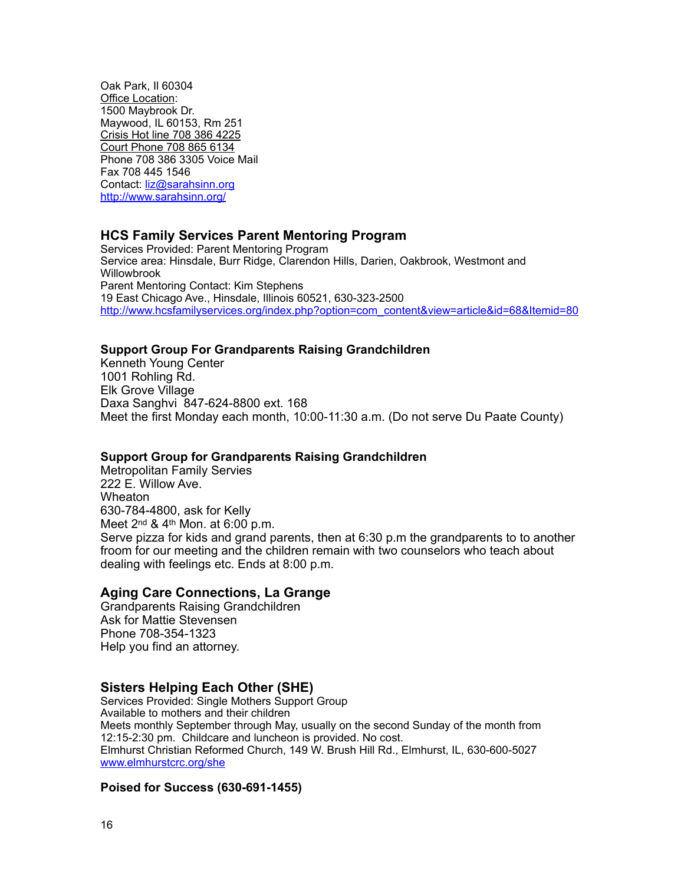Oak Park, Il 60304
Office Location:
1500 Maybrook Dr.
Maywood, IL 60153, Rm 251
Crisis Hot line 708 386 4225
Court Phone 708 865 6134
Phone 708 386 3305 Voice Mail
Fax 708 445 1546
Contact: liz@sarahsinn.org
http://www.sarahsinn.org/

## HCS Family Services Parent Mentoring Program

Services Provided: Parent Mentoring Program
Service area: Hinsdale, Burr Ridge, Clarendon Hills, Darien, Oakbrook, Westmont and Willowbrook
Parent Mentoring Contact: Kim Stephens
19 East Chicago Ave., Hinsdale, Illinois 60521, 630-323-2500
http://www.hcsfamilyservices.org/index.php?option=com_content&view=article&id=68&Itemid=80

### Support Group For Grandparents Raising Grandchildren

Kenneth Young Center
1001 Rohling Rd.
Elk Grove Village
Daxa Sanghvi 847-624-8800 ext. 168
Meet the first Monday each month, 10:00-11:30 a.m. (Do not serve Du Paate County)

### Support Group for Grandparents Raising Grandchildren

Metropolitan Family Servies
222 E. Willow Ave.
Wheaton
630-784-4800, ask for Kelly
Meet 2nd & 4th Mon. at 6:00 p.m.
Serve pizza for kids and grand parents, then at 6:30 p.m the grandparents to to another froom for our meeting and the children remain with two counselors who teach about dealing with feelings etc. Ends at 8:00 p.m.

## Aging Care Connections, La Grange

Grandparents Raising Grandchildren
Ask for Mattie Stevensen
Phone 708-354-1323
Help you find an attorney.

## Sisters Helping Each Other (SHE)

Services Provided: Single Mothers Support Group
Available to mothers and their children
Meets monthly September through May, usually on the second Sunday of the month from 12:15-2:30 pm. Childcare and luncheon is provided. No cost.
Elmhurst Christian Reformed Church, 149 W. Brush Hill Rd., Elmhurst, IL, 630-600-5027
www.elmhurstcrc.org/she

### Poised for Success (630-691-1455)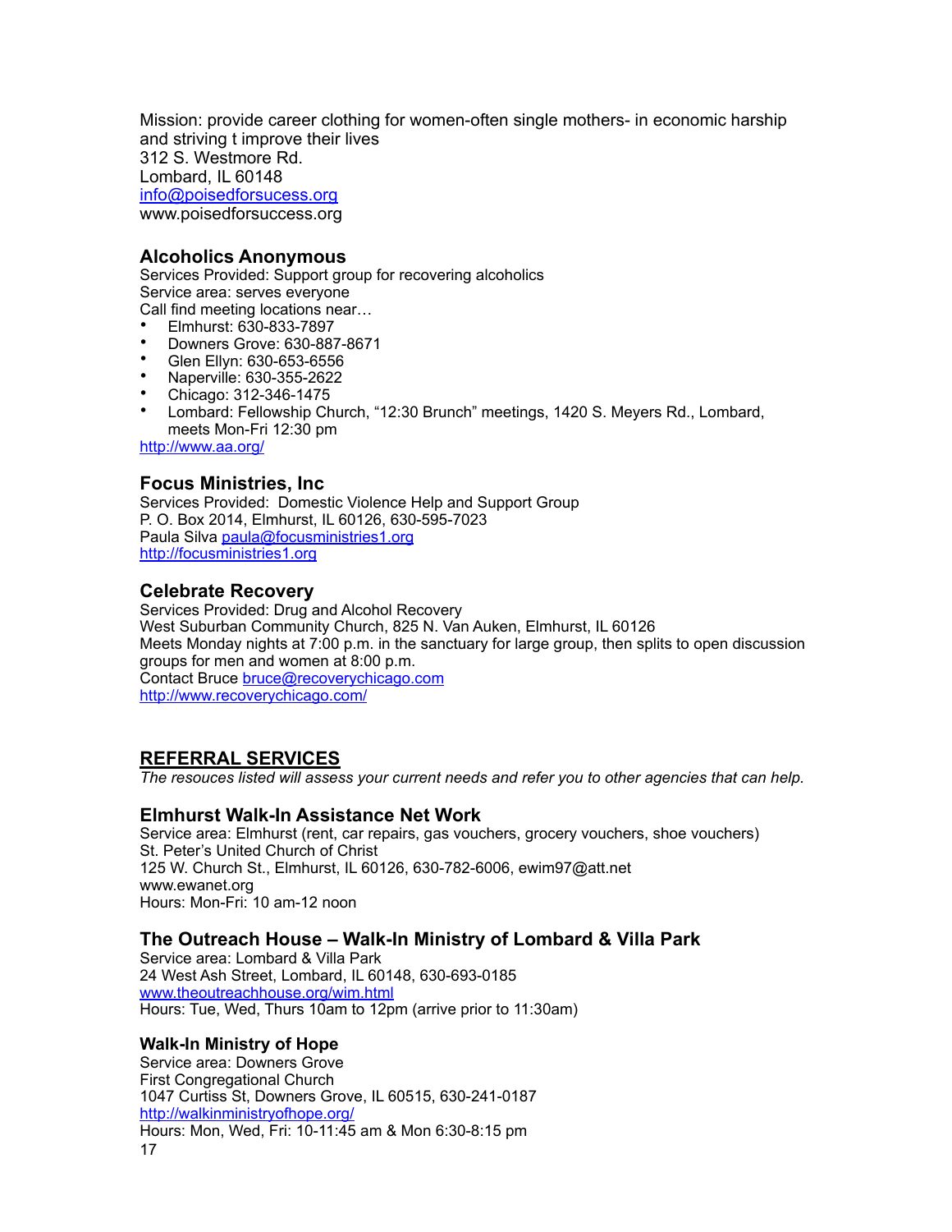Mission: provide career clothing for women-often single mothers- in economic harship and striving t improve their lives
312 S. Westmore Rd.
Lombard, IL 60148
info@poisedforsucess.org
www.poisedforsuccess.org

### Alcoholics Anonymous

Services Provided: Support group for recovering alcoholics
Service area: serves everyone
Call find meeting locations near…

- Elmhurst: 630-833-7897
- Downers Grove: 630-887-8671
- Glen Ellyn: 630-653-6556
- Naperville: 630-355-2622
- Chicago: 312-346-1475
- Lombard: Fellowship Church, "12:30 Brunch" meetings, 1420 S. Meyers Rd., Lombard, meets Mon-Fri 12:30 pm

http://www.aa.org/

### Focus Ministries, Inc

Services Provided: Domestic Violence Help and Support Group
P. O. Box 2014, Elmhurst, IL 60126, 630-595-7023
Paula Silva paula@focusministries1.org
http://focusministries1.org

### Celebrate Recovery

Services Provided: Drug and Alcohol Recovery
West Suburban Community Church, 825 N. Van Auken, Elmhurst, IL 60126
Meets Monday nights at 7:00 p.m. in the sanctuary for large group, then splits to open discussion groups for men and women at 8:00 p.m.
Contact Bruce bruce@recoverychicago.com
http://www.recoverychicago.com/

## REFERRAL SERVICES

*The resouces listed will assess your current needs and refer you to other agencies that can help.*

### Elmhurst Walk-In Assistance Net Work

Service area: Elmhurst (rent, car repairs, gas vouchers, grocery vouchers, shoe vouchers)
St. Peter's United Church of Christ
125 W. Church St., Elmhurst, IL 60126, 630-782-6006, ewim97@att.net
www.ewanet.org
Hours: Mon-Fri: 10 am-12 noon

### The Outreach House – Walk-In Ministry of Lombard & Villa Park

Service area: Lombard & Villa Park
24 West Ash Street, Lombard, IL 60148, 630-693-0185
www.theoutreachhouse.org/wim.html
Hours: Tue, Wed, Thurs 10am to 12pm (arrive prior to 11:30am)

### Walk-In Ministry of Hope

Service area: Downers Grove
First Congregational Church
1047 Curtiss St, Downers Grove, IL 60515, 630-241-0187
http://walkinministryofhope.org/
Hours: Mon, Wed, Fri: 10-11:45 am & Mon 6:30-8:15 pm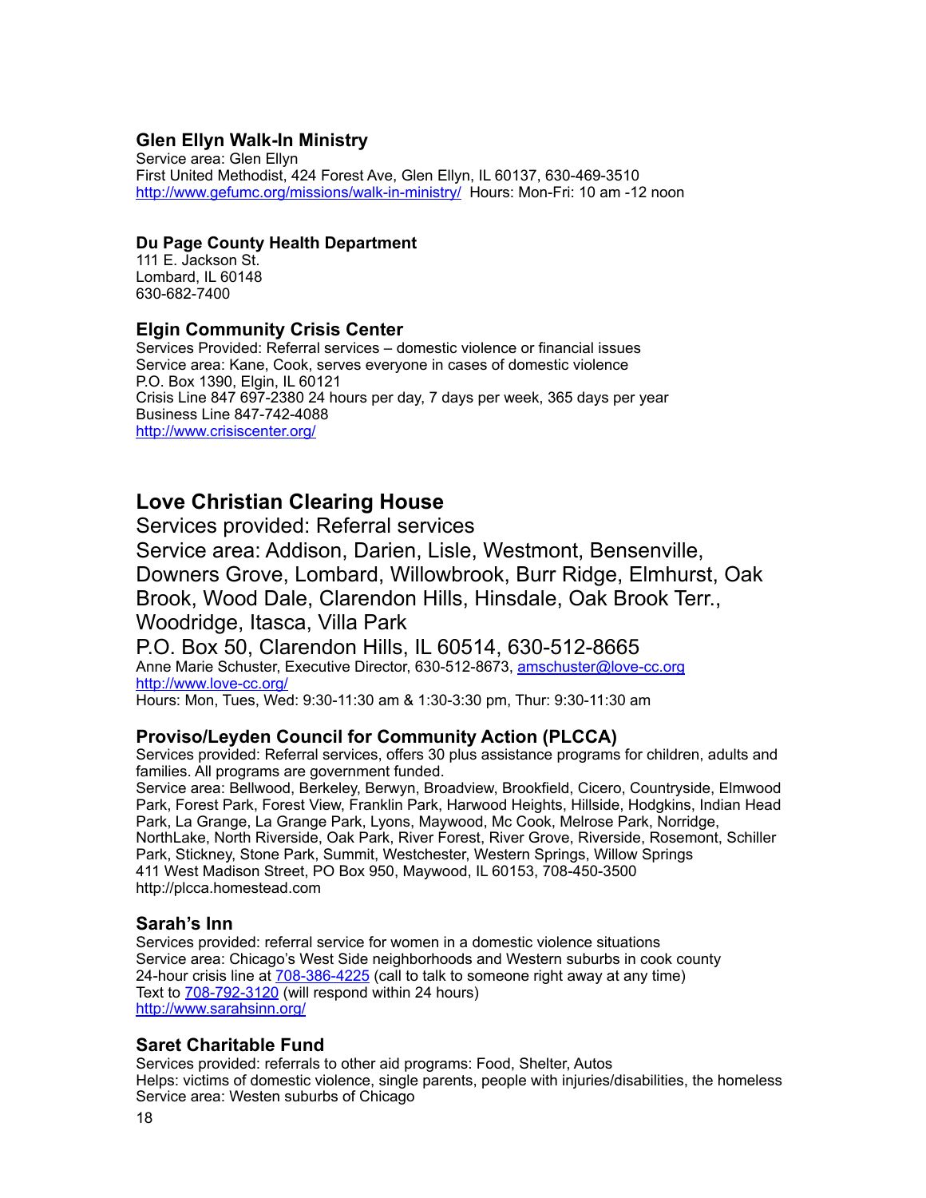### Glen Ellyn Walk-In Ministry

Service area: Glen Ellyn
First United Methodist, 424 Forest Ave, Glen Ellyn, IL 60137, 630-469-3510
http://www.gefumc.org/missions/walk-in-ministry/ Hours: Mon-Fri: 10 am -12 noon

### Du Page County Health Department

111 E. Jackson St.
Lombard, IL 60148
630-682-7400

### Elgin Community Crisis Center

Services Provided: Referral services – domestic violence or financial issues
Service area: Kane, Cook, serves everyone in cases of domestic violence
P.O. Box 1390, Elgin, IL 60121
Crisis Line 847 697-2380 24 hours per day, 7 days per week, 365 days per year
Business Line 847-742-4088
http://www.crisiscenter.org/

## Love Christian Clearing House

Services provided: Referral services
Service area: Addison, Darien, Lisle, Westmont, Bensenville, Downers Grove, Lombard, Willowbrook, Burr Ridge, Elmhurst, Oak Brook, Wood Dale, Clarendon Hills, Hinsdale, Oak Brook Terr., Woodridge, Itasca, Villa Park
P.O. Box 50, Clarendon Hills, IL 60514, 630-512-8665
Anne Marie Schuster, Executive Director, 630-512-8673, amschuster@love-cc.org
http://www.love-cc.org/
Hours: Mon, Tues, Wed: 9:30-11:30 am & 1:30-3:30 pm, Thur: 9:30-11:30 am

### Proviso/Leyden Council for Community Action (PLCCA)

Services provided: Referral services, offers 30 plus assistance programs for children, adults and families. All programs are government funded.
Service area: Bellwood, Berkeley, Berwyn, Broadview, Brookfield, Cicero, Countryside, Elmwood Park, Forest Park, Forest View, Franklin Park, Harwood Heights, Hillside, Hodgkins, Indian Head Park, La Grange, La Grange Park, Lyons, Maywood, Mc Cook, Melrose Park, Norridge, NorthLake, North Riverside, Oak Park, River Forest, River Grove, Riverside, Rosemont, Schiller Park, Stickney, Stone Park, Summit, Westchester, Western Springs, Willow Springs
411 West Madison Street, PO Box 950, Maywood, IL 60153, 708-450-3500
http://plcca.homestead.com

### Sarah's Inn

Services provided: referral service for women in a domestic violence situations
Service area: Chicago's West Side neighborhoods and Western suburbs in cook county
24-hour crisis line at 708-386-4225 (call to talk to someone right away at any time)
Text to 708-792-3120 (will respond within 24 hours)
http://www.sarahsinn.org/

### Saret Charitable Fund

Services provided: referrals to other aid programs: Food, Shelter, Autos
Helps: victims of domestic violence, single parents, people with injuries/disabilities, the homeless
Service area: Westen suburbs of Chicago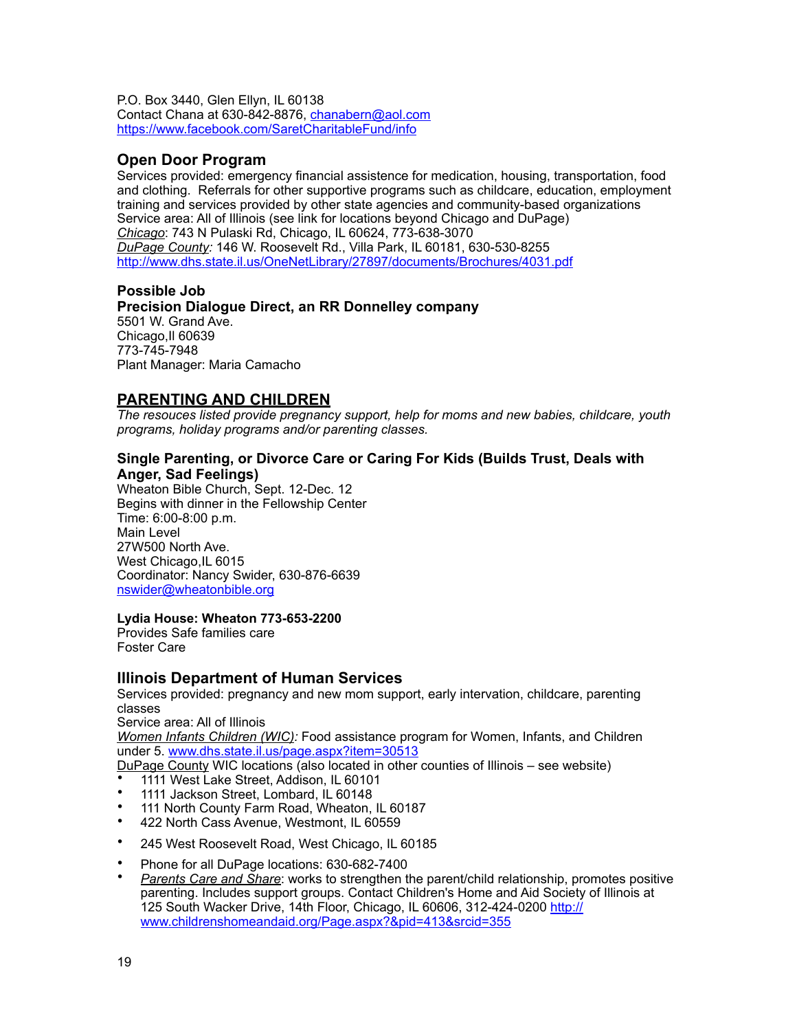P.O. Box 3440, Glen Ellyn, IL 60138
Contact Chana at 630-842-8876, chanabern@aol.com
https://www.facebook.com/SaretCharitableFund/info

### Open Door Program

Services provided: emergency financial assistence for medication, housing, transportation, food and clothing. Referrals for other supportive programs such as childcare, education, employment training and services provided by other state agencies and community-based organizations
Service area: All of Illinois (see link for locations beyond Chicago and DuPage)
*Chicago*: 743 N Pulaski Rd, Chicago, IL 60624, 773-638-3070
*DuPage County:* 146 W. Roosevelt Rd., Villa Park, IL 60181, 630-530-8255
http://www.dhs.state.il.us/OneNetLibrary/27897/documents/Brochures/4031.pdf

### Possible Job

### Precision Dialogue Direct, an RR Donnelley company

5501 W. Grand Ave.
Chicago,Il 60639
773-745-7948
Plant Manager: Maria Camacho

## PARENTING AND CHILDREN

*The resouces listed provide pregnancy support, help for moms and new babies, childcare, youth programs, holiday programs and/or parenting classes.*

### Single Parenting, or Divorce Care or Caring For Kids (Builds Trust, Deals with Anger, Sad Feelings)

Wheaton Bible Church, Sept. 12-Dec. 12
Begins with dinner in the Fellowship Center
Time: 6:00-8:00 p.m.
Main Level
27W500 North Ave.
West Chicago,IL 6015
Coordinator: Nancy Swider, 630-876-6639
nswider@wheatonbible.org

**Lydia House: Wheaton 773-653-2200**

Provides Safe families care
Foster Care

### Illinois Department of Human Services

Services provided: pregnancy and new mom support, early intervation, childcare, parenting classes
Service area: All of Illinois
*Women Infants Children (WIC):* Food assistance program for Women, Infants, and Children under 5. www.dhs.state.il.us/page.aspx?item=30513
DuPage County WIC locations (also located in other counties of Illinois – see website)

- 1111 West Lake Street, Addison, IL 60101
- 1111 Jackson Street, Lombard, IL 60148
- 111 North County Farm Road, Wheaton, IL 60187
- 422 North Cass Avenue, Westmont, IL 60559
- 245 West Roosevelt Road, West Chicago, IL 60185
- Phone for all DuPage locations: 630-682-7400
- *Parents Care and Share*: works to strengthen the parent/child relationship, promotes positive parenting. Includes support groups. Contact Children's Home and Aid Society of Illinois at 125 South Wacker Drive, 14th Floor, Chicago, IL 60606, 312-424-0200 http://www.childrenshomeandaid.org/Page.aspx?&pid=413&srcid=355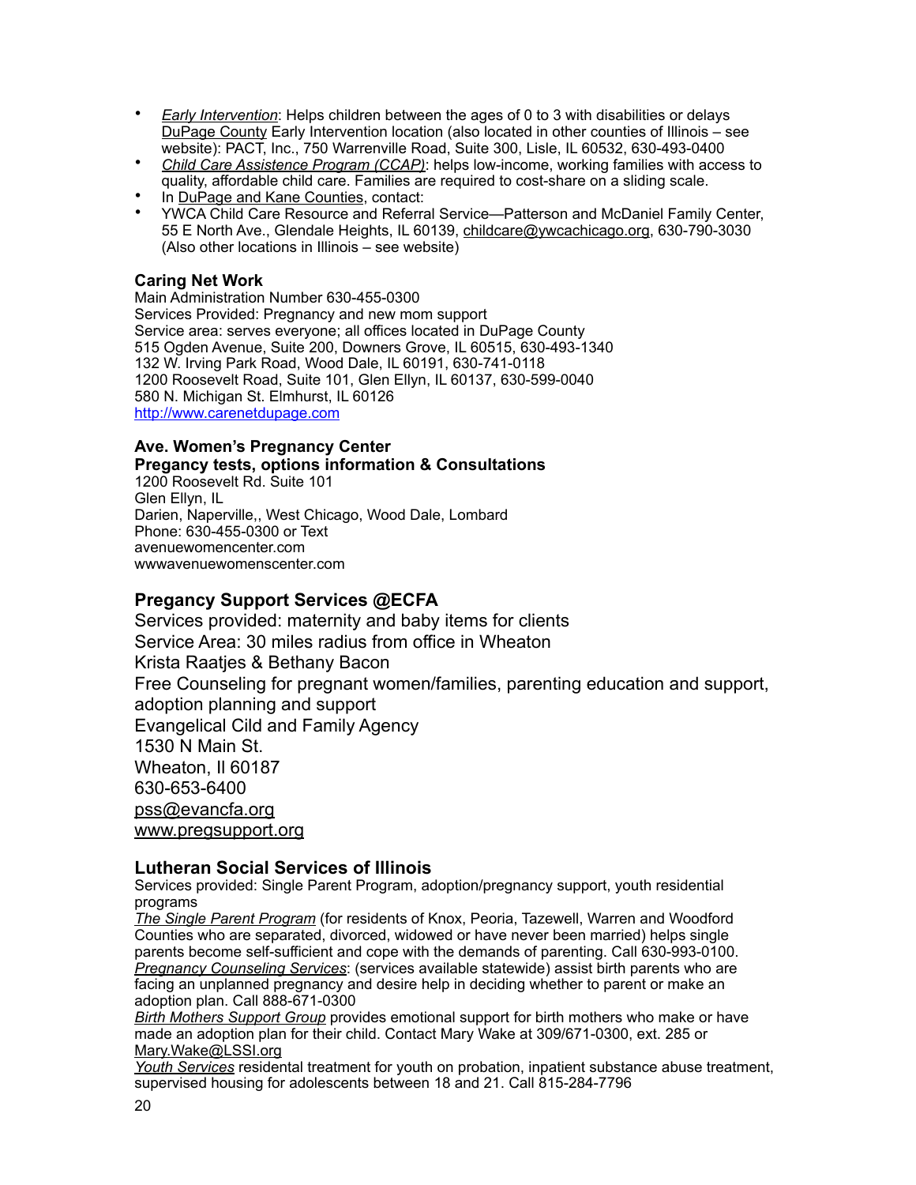- *Early Intervention*: Helps children between the ages of 0 to 3 with disabilities or delays DuPage County Early Intervention location (also located in other counties of Illinois – see website): PACT, Inc., 750 Warrenville Road, Suite 300, Lisle, IL 60532, 630-493-0400
- *Child Care Assistence Program (CCAP)*: helps low-income, working families with access to quality, affordable child care. Families are required to cost-share on a sliding scale.
- In DuPage and Kane Counties, contact:
- YWCA Child Care Resource and Referral Service—Patterson and McDaniel Family Center, 55 E North Ave., Glendale Heights, IL 60139, childcare@ywcachicago.org, 630-790-3030 (Also other locations in Illinois – see website)

**Caring Net Work**
Main Administration Number 630-455-0300
Services Provided: Pregnancy and new mom support
Service area: serves everyone; all offices located in DuPage County
515 Ogden Avenue, Suite 200, Downers Grove, IL 60515, 630-493-1340
132 W. Irving Park Road, Wood Dale, IL 60191, 630-741-0118
1200 Roosevelt Road, Suite 101, Glen Ellyn, IL 60137, 630-599-0040
580 N. Michigan St. Elmhurst, IL 60126
http://www.carenetdupage.com

**Ave. Women's Pregnancy Center**
**Pregancy tests, options information & Consultations**
1200 Roosevelt Rd. Suite 101
Glen Ellyn, IL
Darien, Naperville,, West Chicago, Wood Dale, Lombard
Phone: 630-455-0300 or Text
avenuewomencenter.com
wwwavenuewomenscenter.com

### Pregancy Support Services @ECFA

Services provided: maternity and baby items for clients
Service Area: 30 miles radius from office in Wheaton
Krista Raatjes & Bethany Bacon
Free Counseling for pregnant women/families, parenting education and support, adoption planning and support
Evangelical Cild and Family Agency
1530 N Main St.
Wheaton, Il 60187
630-653-6400
pss@evancfa.org
www.pregsupport.org

### Lutheran Social Services of Illinois

Services provided: Single Parent Program, adoption/pregnancy support, youth residential programs
*The Single Parent Program* (for residents of Knox, Peoria, Tazewell, Warren and Woodford Counties who are separated, divorced, widowed or have never been married) helps single parents become self-sufficient and cope with the demands of parenting. Call 630-993-0100.
*Pregnancy Counseling Services*: (services available statewide) assist birth parents who are facing an unplanned pregnancy and desire help in deciding whether to parent or make an adoption plan. Call 888-671-0300
*Birth Mothers Support Group* provides emotional support for birth mothers who make or have made an adoption plan for their child. Contact Mary Wake at 309/671-0300, ext. 285 or Mary.Wake@LSSI.org
*Youth Services* residental treatment for youth on probation, inpatient substance abuse treatment, supervised housing for adolescents between 18 and 21. Call 815-284-7796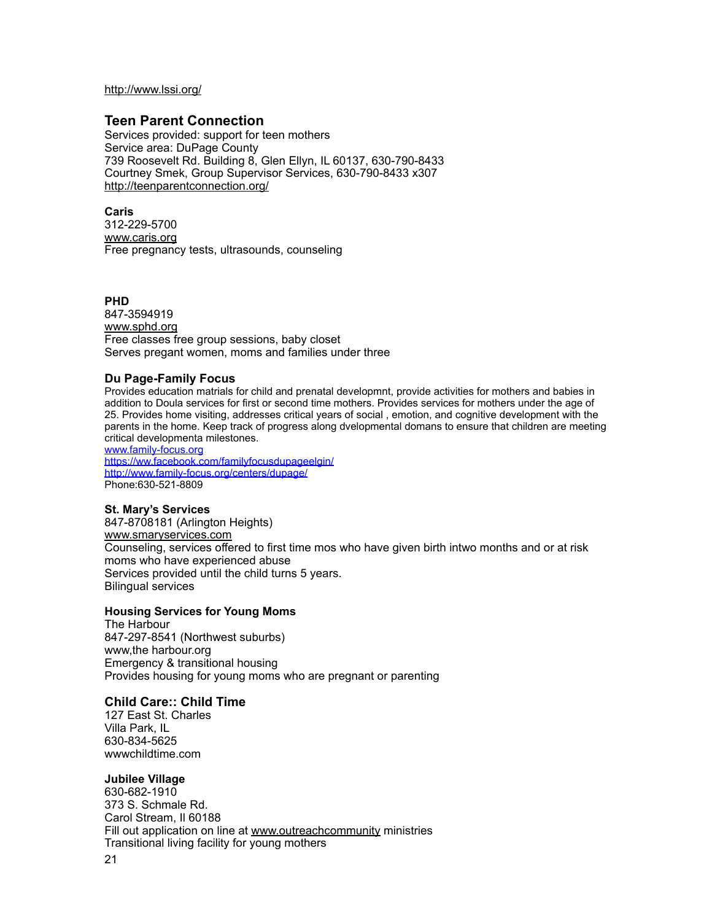http://www.lssi.org/

### Teen Parent Connection

Services provided: support for teen mothers
Service area: DuPage County
739 Roosevelt Rd. Building 8, Glen Ellyn, IL 60137, 630-790-8433
Courtney Smek, Group Supervisor Services, 630-790-8433 x307
http://teenparentconnection.org/

**Caris**
312-229-5700
www.caris.org
Free pregnancy tests, ultrasounds, counseling

**PHD**
847-3594919
www.sphd.org
Free classes free group sessions, baby closet
Serves pregant women, moms and families under three

**Du Page-Family Focus**
Provides education matrials for child and prenatal developmnt, provide activities for mothers and babies in addition to Doula services for first or second time mothers. Provides services for mothers under the age of 25. Provides home visiting, addresses critical years of social , emotion, and cognitive development with the parents in the home. Keep track of progress along dvelopmental domans to ensure that children are meeting critical developmenta milestones.
www.family-focus.org
https://ww.facebook.com/familyfocusdupageelgin/
http://www.family-focus.org/centers/dupage/
Phone:630-521-8809

**St. Mary's Services**
847-8708181 (Arlington Heights)
www.smaryservices.com
Counseling, services offered to first time mos who have given birth intwo months and or at risk moms who have experienced abuse
Services provided until the child turns 5 years.
Bilingual services

**Housing Services for Young Moms**
The Harbour
847-297-8541 (Northwest suburbs)
www,the harbour.org
Emergency & transitional housing
Provides housing for young moms who are pregnant or parenting

### Child Care:: Child Time

127 East St. Charles
Villa Park, IL
630-834-5625
wwwchildtime.com

**Jubilee Village**
630-682-1910
373 S. Schmale Rd.
Carol Stream, Il 60188
Fill out application on line at www.outreachcommunity ministries
Transitional living facility for young mothers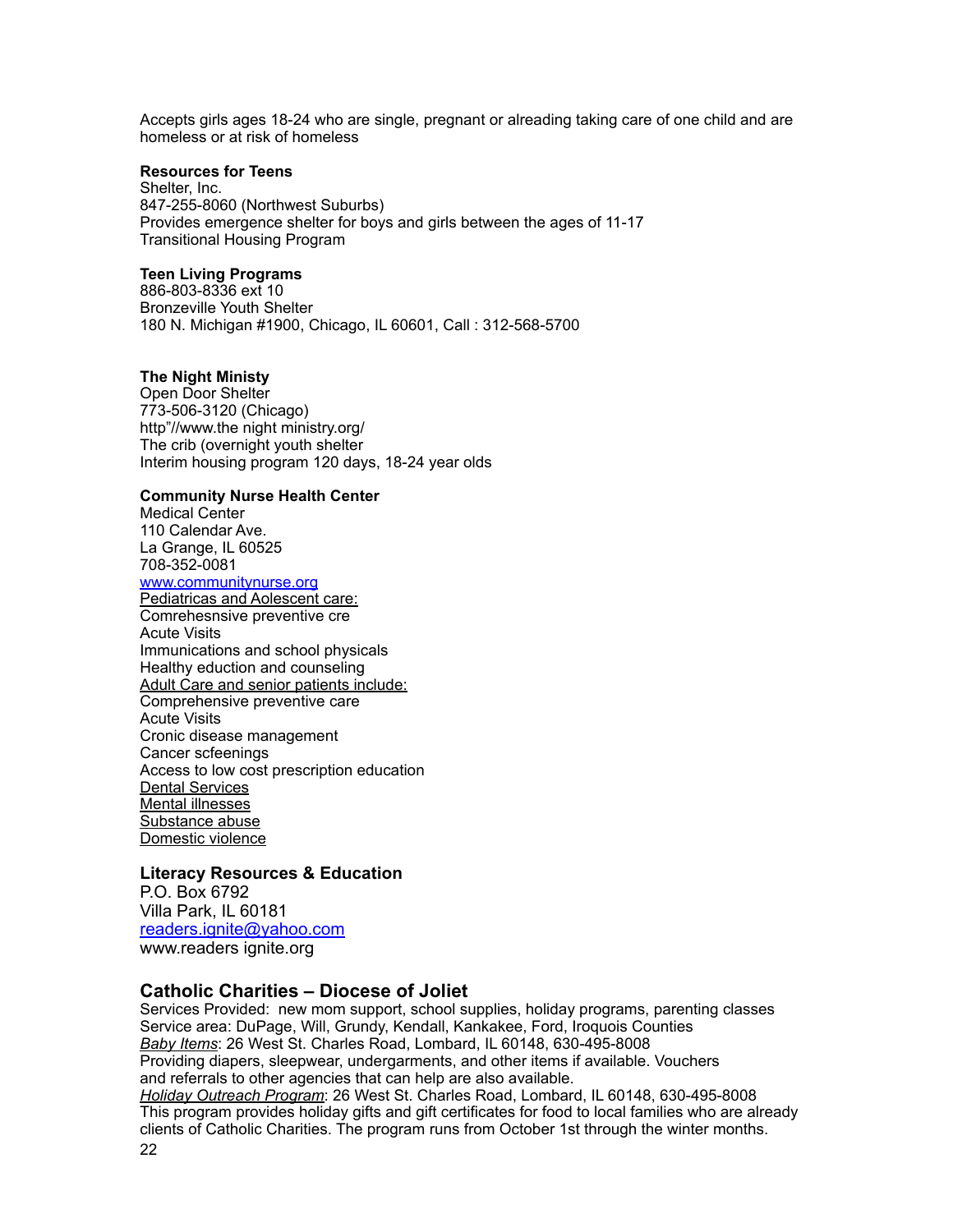Accepts girls ages 18-24 who are single, pregnant or alreading taking care of one child and are homeless or at risk of homeless

**Resources for Teens**
Shelter, Inc.
847-255-8060 (Northwest Suburbs)
Provides emergence shelter for boys and girls between the ages of 11-17
Transitional Housing Program

**Teen Living Programs**
886-803-8336 ext 10
Bronzeville Youth Shelter
180 N. Michigan #1900, Chicago, IL 60601, Call : 312-568-5700

**The Night Ministy**
Open Door Shelter
773-506-3120 (Chicago)
http"//www.the night ministry.org/
The crib (overnight youth shelter
Interim housing program 120 days, 18-24 year olds

**Community Nurse Health Center**
Medical Center
110 Calendar Ave.
La Grange, IL 60525
708-352-0081
www.communitynurse.org
Pediatricas and Aolescent care:
Comrehesnsive preventive cre
Acute Visits
Immunications and school physicals
Healthy eduction and counseling
Adult Care and senior patients include:
Comprehensive preventive care
Acute Visits
Cronic disease management
Cancer scfeenings
Access to low cost prescription education
Dental Services
Mental illnesses
Substance abuse
Domestic violence

### Literacy Resources & Education

P.O. Box 6792
Villa Park, IL 60181
readers.ignite@yahoo.com
www.readers ignite.org

### Catholic Charities – Diocese of Joliet

Services Provided: new mom support, school supplies, holiday programs, parenting classes
Service area: DuPage, Will, Grundy, Kendall, Kankakee, Ford, Iroquois Counties
*Baby Items*: 26 West St. Charles Road, Lombard, IL 60148, 630-495-8008
Providing diapers, sleepwear, undergarments, and other items if available. Vouchers and referrals to other agencies that can help are also available.
*Holiday Outreach Program*: 26 West St. Charles Road, Lombard, IL 60148, 630-495-8008
This program provides holiday gifts and gift certificates for food to local families who are already clients of Catholic Charities. The program runs from October 1st through the winter months.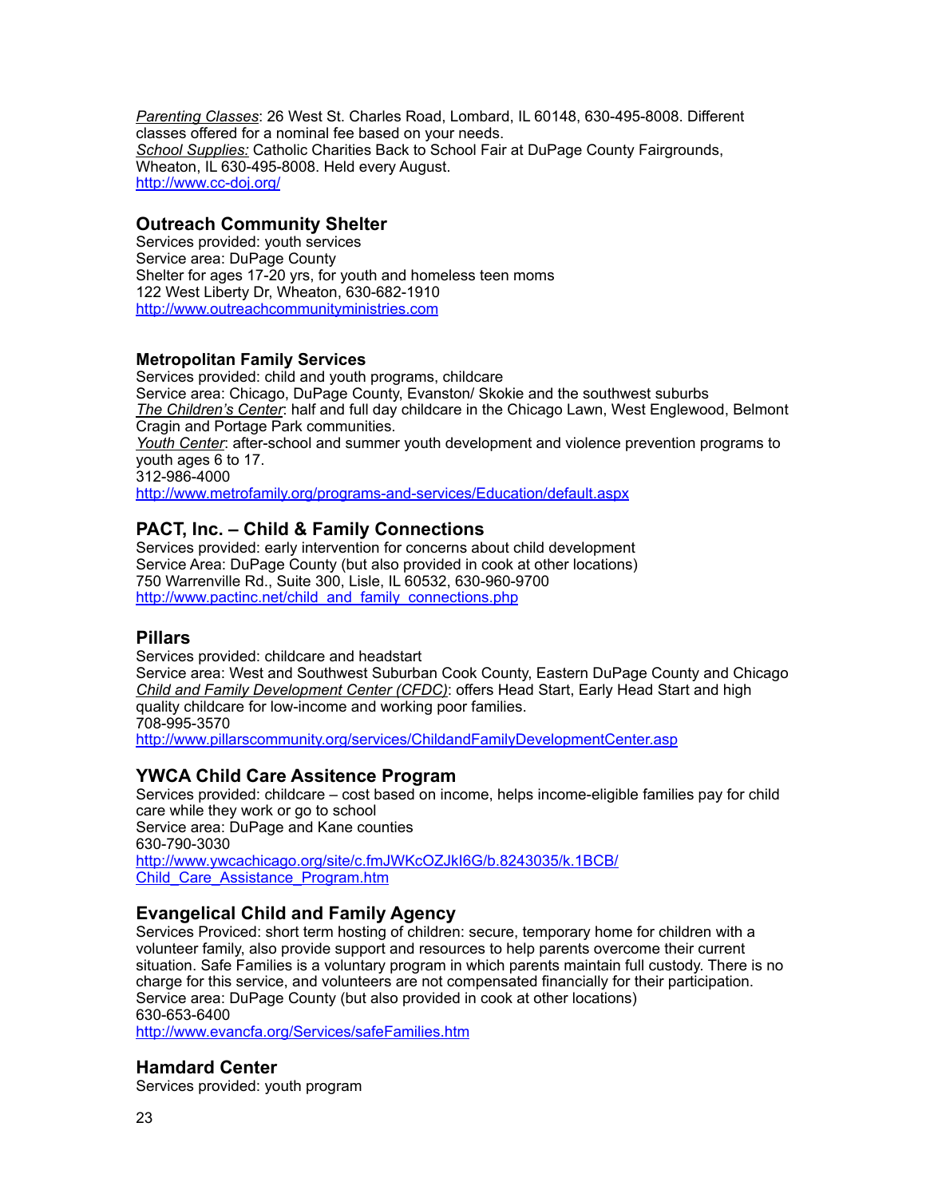*Parenting Classes*: 26 West St. Charles Road, Lombard, IL 60148, 630-495-8008. Different classes offered for a nominal fee based on your needs.
*School Supplies:* Catholic Charities Back to School Fair at DuPage County Fairgrounds, Wheaton, IL 630-495-8008. Held every August.
http://www.cc-doj.org/

## Outreach Community Shelter

Services provided: youth services
Service area: DuPage County
Shelter for ages 17-20 yrs, for youth and homeless teen moms
122 West Liberty Dr, Wheaton, 630-682-1910
http://www.outreachcommunityministries.com

### Metropolitan Family Services

Services provided: child and youth programs, childcare
Service area: Chicago, DuPage County, Evanston/ Skokie and the southwest suburbs
*The Children's Center*: half and full day childcare in the Chicago Lawn, West Englewood, Belmont Cragin and Portage Park communities.
*Youth Center*: after-school and summer youth development and violence prevention programs to youth ages 6 to 17.
312-986-4000
http://www.metrofamily.org/programs-and-services/Education/default.aspx

## PACT, Inc. – Child & Family Connections

Services provided: early intervention for concerns about child development
Service Area: DuPage County (but also provided in cook at other locations)
750 Warrenville Rd., Suite 300, Lisle, IL 60532, 630-960-9700
http://www.pactinc.net/child_and_family_connections.php

## Pillars

Services provided: childcare and headstart
Service area: West and Southwest Suburban Cook County, Eastern DuPage County and Chicago
*Child and Family Development Center (CFDC)*: offers Head Start, Early Head Start and high quality childcare for low-income and working poor families.
708-995-3570
http://www.pillarscommunity.org/services/ChildandFamilyDevelopmentCenter.asp

## YWCA Child Care Assitence Program

Services provided: childcare – cost based on income, helps income-eligible families pay for child care while they work or go to school
Service area: DuPage and Kane counties
630-790-3030
http://www.ywcachicago.org/site/c.fmJWKcOZJkI6G/b.8243035/k.1BCB/Child_Care_Assistance_Program.htm

## Evangelical Child and Family Agency

Services Proviced: short term hosting of children: secure, temporary home for children with a volunteer family, also provide support and resources to help parents overcome their current situation. Safe Families is a voluntary program in which parents maintain full custody. There is no charge for this service, and volunteers are not compensated financially for their participation.
Service area: DuPage County (but also provided in cook at other locations)
630-653-6400
http://www.evancfa.org/Services/safeFamilies.htm

## Hamdard Center

Services provided: youth program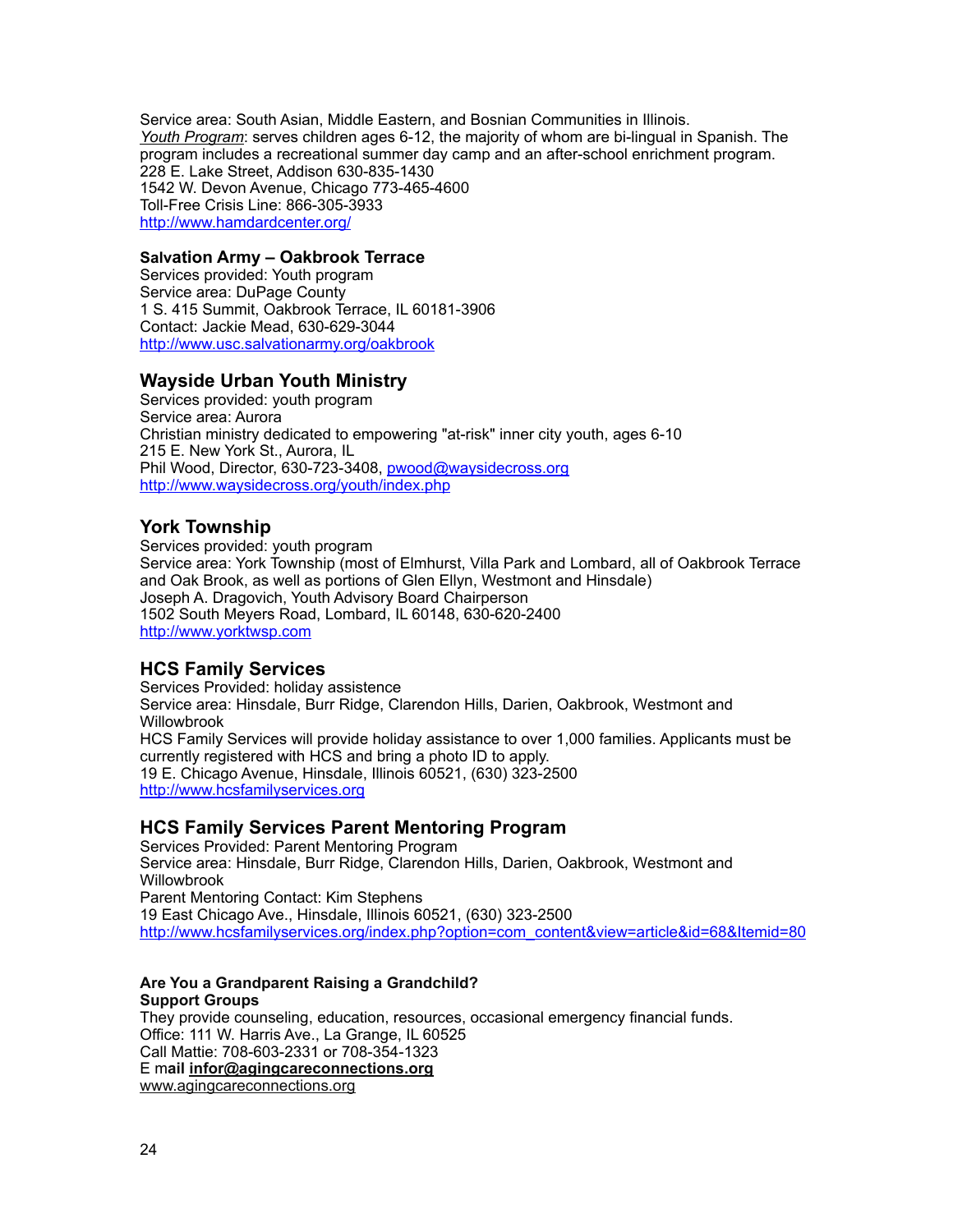Service area: South Asian, Middle Eastern, and Bosnian Communities in Illinois.
*Youth Program*: serves children ages 6-12, the majority of whom are bi-lingual in Spanish. The program includes a recreational summer day camp and an after-school enrichment program.
228 E. Lake Street, Addison 630-835-1430
1542 W. Devon Avenue, Chicago 773-465-4600
Toll-Free Crisis Line: 866-305-3933
http://www.hamdardcenter.org/

### Salvation Army – Oakbrook Terrace

Services provided: Youth program
Service area: DuPage County
1 S. 415 Summit, Oakbrook Terrace, IL 60181-3906
Contact: Jackie Mead, 630-629-3044
http://www.usc.salvationarmy.org/oakbrook

## Wayside Urban Youth Ministry

Services provided: youth program
Service area: Aurora
Christian ministry dedicated to empowering "at-risk" inner city youth, ages 6-10
215 E. New York St., Aurora, IL
Phil Wood, Director, 630-723-3408, pwood@waysidecross.org
http://www.waysidecross.org/youth/index.php

## York Township

Services provided: youth program
Service area: York Township (most of Elmhurst, Villa Park and Lombard, all of Oakbrook Terrace and Oak Brook, as well as portions of Glen Ellyn, Westmont and Hinsdale)
Joseph A. Dragovich, Youth Advisory Board Chairperson
1502 South Meyers Road, Lombard, IL 60148, 630-620-2400
http://www.yorktwsp.com

## HCS Family Services

Services Provided: holiday assistence
Service area: Hinsdale, Burr Ridge, Clarendon Hills, Darien, Oakbrook, Westmont and Willowbrook
HCS Family Services will provide holiday assistance to over 1,000 families. Applicants must be currently registered with HCS and bring a photo ID to apply.
19 E. Chicago Avenue, Hinsdale, Illinois 60521, (630) 323-2500
http://www.hcsfamilyservices.org

## HCS Family Services Parent Mentoring Program

Services Provided: Parent Mentoring Program
Service area: Hinsdale, Burr Ridge, Clarendon Hills, Darien, Oakbrook, Westmont and Willowbrook
Parent Mentoring Contact: Kim Stephens
19 East Chicago Ave., Hinsdale, Illinois 60521, (630) 323-2500
http://www.hcsfamilyservices.org/index.php?option=com_content&view=article&id=68&Itemid=80

**Are You a Grandparent Raising a Grandchild?**
**Support Groups**
They provide counseling, education, resources, occasional emergency financial funds.
Office: 111 W. Harris Ave., La Grange, IL 60525
Call Mattie: 708-603-2331 or 708-354-1323
E m**ail infor@agingcareconnections.org**
www.agingcareconnections.org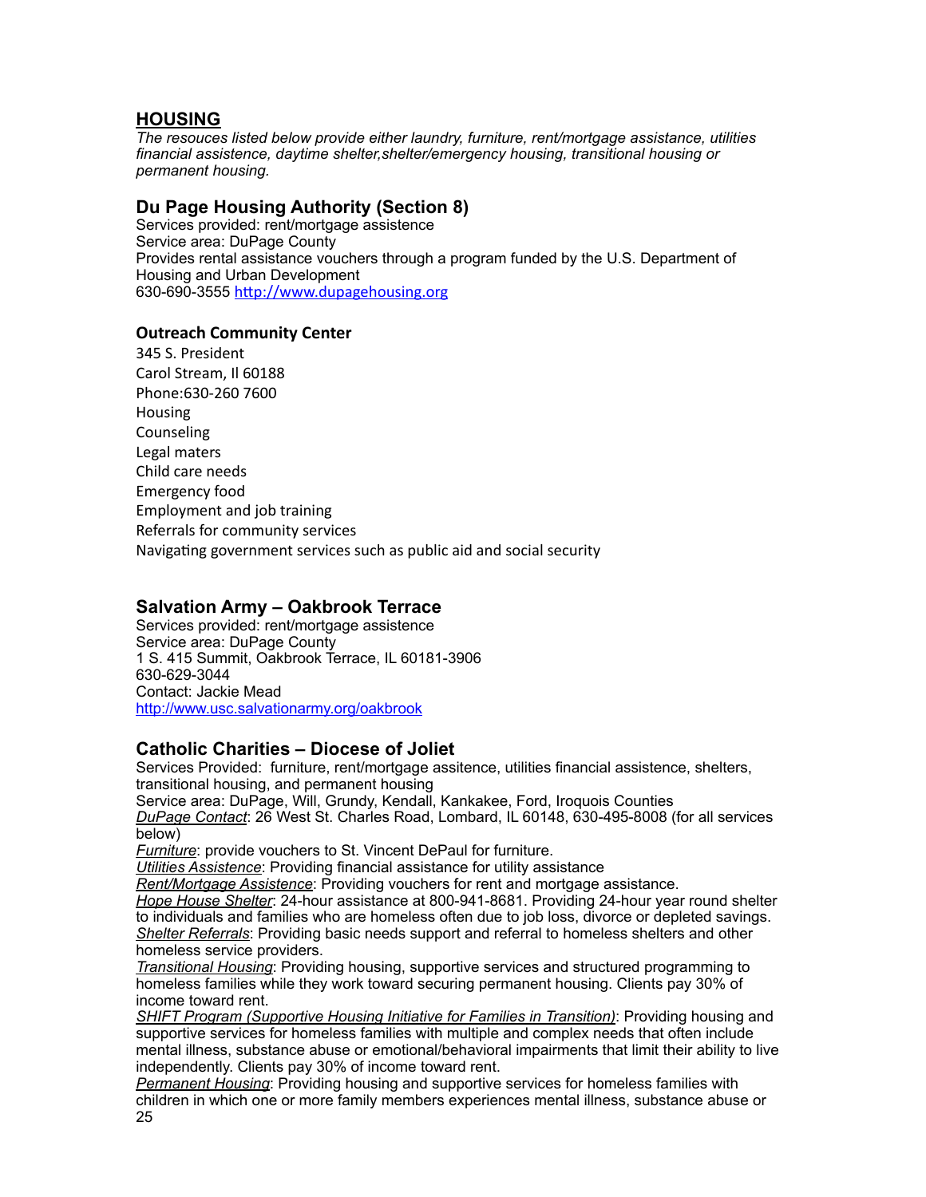## HOUSING

*The resouces listed below provide either laundry, furniture, rent/mortgage assistance, utilities financial assistence, daytime shelter,shelter/emergency housing, transitional housing or permanent housing.*

### Du Page Housing Authority (Section 8)

Services provided: rent/mortgage assistence
Service area: DuPage County
Provides rental assistance vouchers through a program funded by the U.S. Department of Housing and Urban Development
630-690-3555 http://www.dupagehousing.org

#### Outreach Community Center

345 S. President
Carol Stream, Il 60188
Phone:630-260 7600
Housing
Counseling
Legal maters
Child care needs
Emergency food
Employment and job training
Referrals for community services
Navigating government services such as public aid and social security

### Salvation Army – Oakbrook Terrace

Services provided: rent/mortgage assistence
Service area: DuPage County
1 S. 415 Summit, Oakbrook Terrace, IL 60181-3906
630-629-3044
Contact: Jackie Mead
http://www.usc.salvationarmy.org/oakbrook

### Catholic Charities – Diocese of Joliet

Services Provided: furniture, rent/mortgage assitence, utilities financial assistence, shelters, transitional housing, and permanent housing
Service area: DuPage, Will, Grundy, Kendall, Kankakee, Ford, Iroquois Counties
*DuPage Contact*: 26 West St. Charles Road, Lombard, IL 60148, 630-495-8008 (for all services below)
*Furniture*: provide vouchers to St. Vincent DePaul for furniture.
*Utilities Assistence*: Providing financial assistance for utility assistance
*Rent/Mortgage Assistence*: Providing vouchers for rent and mortgage assistance.
*Hope House Shelter*: 24-hour assistance at 800-941-8681. Providing 24-hour year round shelter to individuals and families who are homeless often due to job loss, divorce or depleted savings.
*Shelter Referrals*: Providing basic needs support and referral to homeless shelters and other homeless service providers.
*Transitional Housing*: Providing housing, supportive services and structured programming to homeless families while they work toward securing permanent housing. Clients pay 30% of income toward rent.
*SHIFT Program (Supportive Housing Initiative for Families in Transition)*: Providing housing and supportive services for homeless families with multiple and complex needs that often include mental illness, substance abuse or emotional/behavioral impairments that limit their ability to live independently. Clients pay 30% of income toward rent.
*Permanent Housing*: Providing housing and supportive services for homeless families with children in which one or more family members experiences mental illness, substance abuse or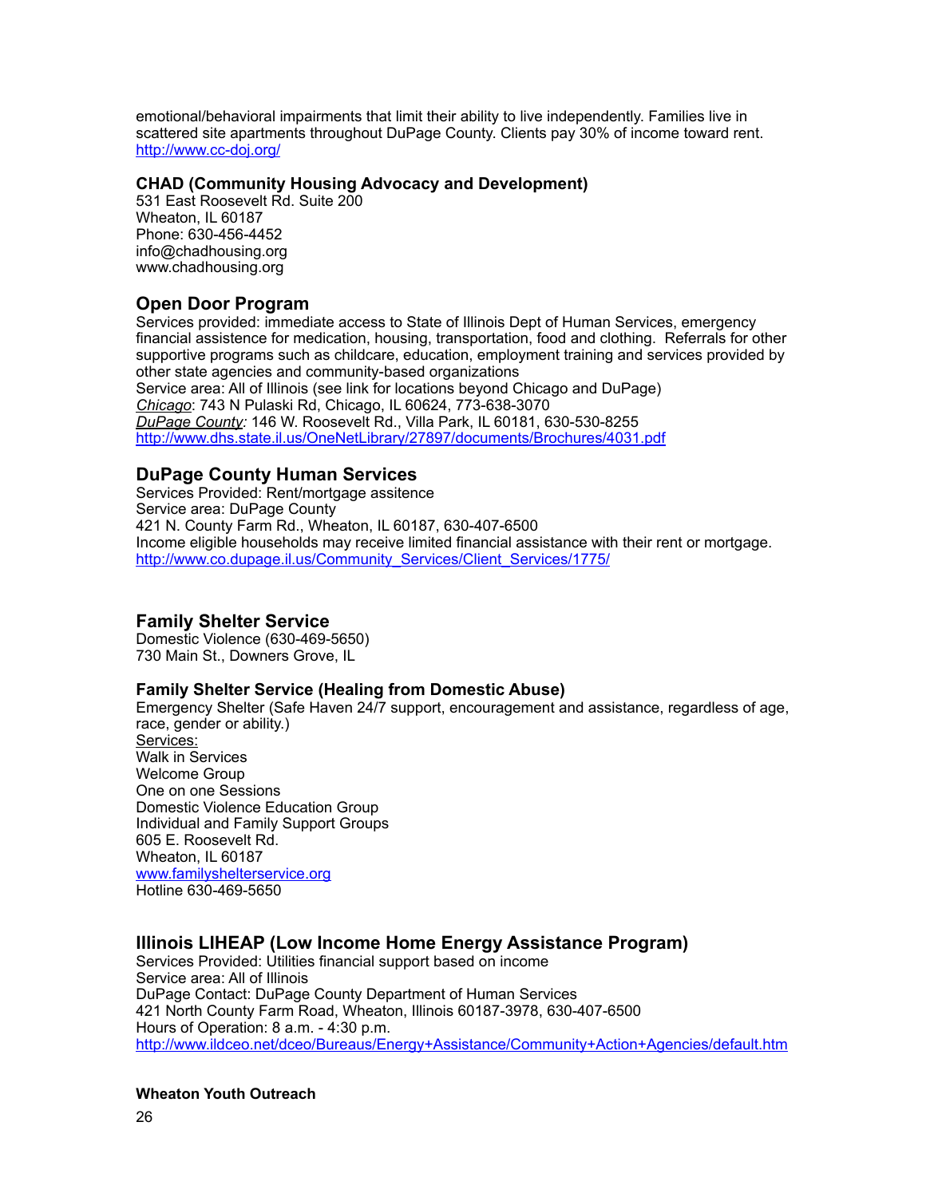emotional/behavioral impairments that limit their ability to live independently. Families live in scattered site apartments throughout DuPage County. Clients pay 30% of income toward rent.
http://www.cc-doj.org/

### CHAD (Community Housing Advocacy and Development)
531 East Roosevelt Rd. Suite 200
Wheaton, IL 60187
Phone: 630-456-4452
info@chadhousing.org
www.chadhousing.org

## Open Door Program
Services provided: immediate access to State of Illinois Dept of Human Services, emergency financial assistence for medication, housing, transportation, food and clothing. Referrals for other supportive programs such as childcare, education, employment training and services provided by other state agencies and community-based organizations
Service area: All of Illinois (see link for locations beyond Chicago and DuPage)
*Chicago*: 743 N Pulaski Rd, Chicago, IL 60624, 773-638-3070
*DuPage County:* 146 W. Roosevelt Rd., Villa Park, IL 60181, 630-530-8255
http://www.dhs.state.il.us/OneNetLibrary/27897/documents/Brochures/4031.pdf

## DuPage County Human Services
Services Provided: Rent/mortgage assitence
Service area: DuPage County
421 N. County Farm Rd., Wheaton, IL 60187, 630-407-6500
Income eligible households may receive limited financial assistance with their rent or mortgage.
http://www.co.dupage.il.us/Community_Services/Client_Services/1775/

## Family Shelter Service
Domestic Violence (630-469-5650)
730 Main St., Downers Grove, IL

### Family Shelter Service (Healing from Domestic Abuse)
Emergency Shelter (Safe Haven 24/7 support, encouragement and assistance, regardless of age, race, gender or ability.)
Services:
Walk in Services
Welcome Group
One on one Sessions
Domestic Violence Education Group
Individual and Family Support Groups
605 E. Roosevelt Rd.
Wheaton, IL 60187
www.familyshelterservice.org
Hotline 630-469-5650

## Illinois LIHEAP (Low Income Home Energy Assistance Program)
Services Provided: Utilities financial support based on income
Service area: All of Illinois
DuPage Contact: DuPage County Department of Human Services
421 North County Farm Road, Wheaton, Illinois 60187-3978, 630-407-6500
Hours of Operation: 8 a.m. - 4:30 p.m.
http://www.ildceo.net/dceo/Bureaus/Energy+Assistance/Community+Action+Agencies/default.htm

### Wheaton Youth Outreach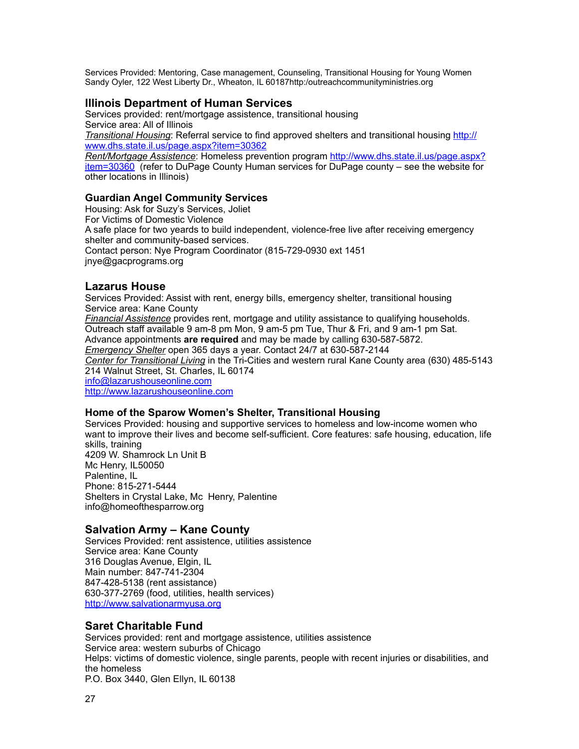Services Provided: Mentoring, Case management, Counseling, Transitional Housing for Young Women
Sandy Oyler, 122 West Liberty Dr., Wheaton, IL 60187http:/outreachcommunityministries.org

### Illinois Department of Human Services

Services provided: rent/mortgage assistence, transitional housing
Service area: All of Illinois
*Transitional Housing*: Referral service to find approved shelters and transitional housing http://www.dhs.state.il.us/page.aspx?item=30362
*Rent/Mortgage Assistence*: Homeless prevention program http://www.dhs.state.il.us/page.aspx?item=30360 (refer to DuPage County Human services for DuPage county – see the website for other locations in Illinois)

### Guardian Angel Community Services

Housing: Ask for Suzy's Services, Joliet
For Victims of Domestic Violence
A safe place for two yeards to build independent, violence-free live after receiving emergency shelter and community-based services.
Contact person: Nye Program Coordinator (815-729-0930 ext 1451
jnye@gacprograms.org

### Lazarus House

Services Provided: Assist with rent, energy bills, emergency shelter, transitional housing
Service area: Kane County
*Financial Assistence* provides rent, mortgage and utility assistance to qualifying households. Outreach staff available 9 am-8 pm Mon, 9 am-5 pm Tue, Thur & Fri, and 9 am-1 pm Sat. Advance appointments **are required** and may be made by calling 630-587-5872.
*Emergency Shelter* open 365 days a year. Contact 24/7 at 630-587-2144
*Center for Transitional Living* in the Tri-Cities and western rural Kane County area (630) 485-5143
214 Walnut Street, St. Charles, IL 60174
info@lazarushouseonline.com
http://www.lazarushouseonline.com

### Home of the Sparow Women's Shelter, Transitional Housing

Services Provided: housing and supportive services to homeless and low-income women who want to improve their lives and become self-sufficient. Core features: safe housing, education, life skills, training
4209 W. Shamrock Ln Unit B
Mc Henry, IL50050
Palentine, IL
Phone: 815-271-5444
Shelters in Crystal Lake, Mc Henry, Palentine
info@homeofthesparrow.org

### Salvation Army – Kane County

Services Provided: rent assistence, utilities assistence
Service area: Kane County
316 Douglas Avenue, Elgin, IL
Main number: 847-741-2304
847-428-5138 (rent assistance)
630-377-2769 (food, utilities, health services)
http://www.salvationarmyusa.org

### Saret Charitable Fund

Services provided: rent and mortgage assistence, utilities assistence
Service area: western suburbs of Chicago
Helps: victims of domestic violence, single parents, people with recent injuries or disabilities, and the homeless
P.O. Box 3440, Glen Ellyn, IL 60138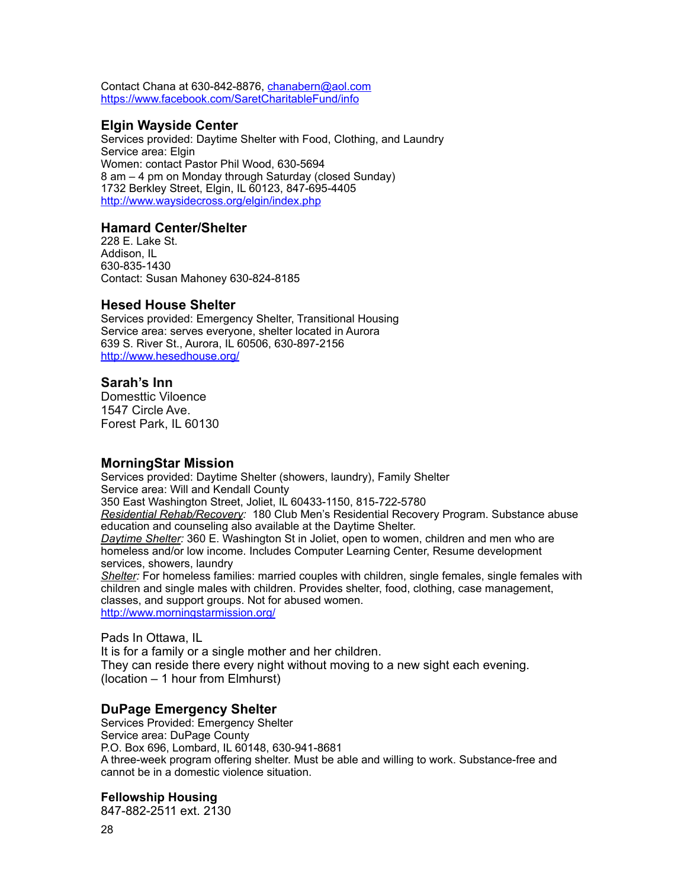Contact Chana at 630-842-8876, chanabern@aol.com
https://www.facebook.com/SaretCharitableFund/info

### Elgin Wayside Center

Services provided: Daytime Shelter with Food, Clothing, and Laundry
Service area: Elgin
Women: contact Pastor Phil Wood, 630-5694
8 am – 4 pm on Monday through Saturday (closed Sunday)
1732 Berkley Street, Elgin, IL 60123, 847-695-4405
http://www.waysidecross.org/elgin/index.php

### Hamard Center/Shelter

228 E. Lake St.
Addison, IL
630-835-1430
Contact: Susan Mahoney 630-824-8185

### Hesed House Shelter

Services provided: Emergency Shelter, Transitional Housing
Service area: serves everyone, shelter located in Aurora
639 S. River St., Aurora, IL 60506, 630-897-2156
http://www.hesedhouse.org/

### Sarah's Inn

Domesttic Viloence
1547 Circle Ave.
Forest Park, IL 60130

### MorningStar Mission

Services provided: Daytime Shelter (showers, laundry), Family Shelter
Service area: Will and Kendall County
350 East Washington Street, Joliet, IL 60433-1150, 815-722-5780
*Residential Rehab/Recovery:* 180 Club Men's Residential Recovery Program. Substance abuse education and counseling also available at the Daytime Shelter.
*Daytime Shelter:* 360 E. Washington St in Joliet, open to women, children and men who are homeless and/or low income. Includes Computer Learning Center, Resume development services, showers, laundry
*Shelter:* For homeless families: married couples with children, single females, single females with children and single males with children. Provides shelter, food, clothing, case management, classes, and support groups. Not for abused women.
http://www.morningstarmission.org/

Pads In Ottawa, IL
It is for a family or a single mother and her children.
They can reside there every night without moving to a new sight each evening.
(location – 1 hour from Elmhurst)

### DuPage Emergency Shelter

Services Provided: Emergency Shelter
Service area: DuPage County
P.O. Box 696, Lombard, IL 60148, 630-941-8681
A three-week program offering shelter. Must be able and willing to work. Substance-free and cannot be in a domestic violence situation.

### Fellowship Housing

847-882-2511 ext. 2130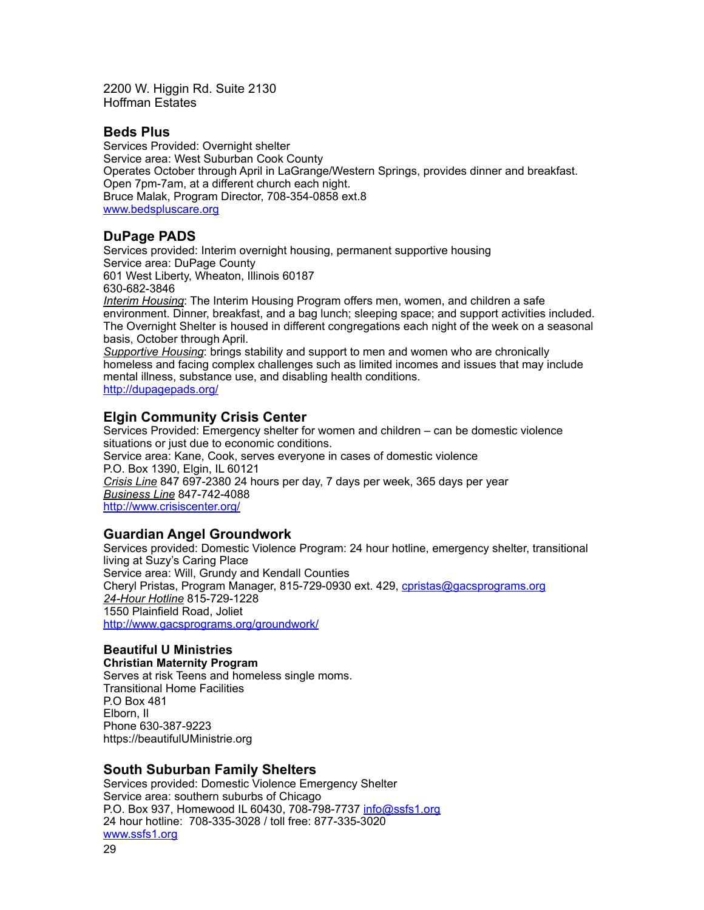2200 W. Higgin Rd. Suite 2130
Hoffman Estates

### Beds Plus

Services Provided: Overnight shelter
Service area: West Suburban Cook County
Operates October through April in LaGrange/Western Springs, provides dinner and breakfast. Open 7pm-7am, at a different church each night.
Bruce Malak, Program Director, 708-354-0858 ext.8
[www.bedspluscare.org](http://www.bedspluscare.org)

### DuPage PADS

Services provided: Interim overnight housing, permanent supportive housing
Service area: DuPage County
601 West Liberty, Wheaton, Illinois 60187
630-682-3846
*Interim Housing*: The Interim Housing Program offers men, women, and children a safe environment. Dinner, breakfast, and a bag lunch; sleeping space; and support activities included. The Overnight Shelter is housed in different congregations each night of the week on a seasonal basis, October through April.
*Supportive Housing*: brings stability and support to men and women who are chronically homeless and facing complex challenges such as limited incomes and issues that may include mental illness, substance use, and disabling health conditions.
[http://dupagepads.org/](http://dupagepads.org/)

### Elgin Community Crisis Center

Services Provided: Emergency shelter for women and children – can be domestic violence situations or just due to economic conditions.
Service area: Kane, Cook, serves everyone in cases of domestic violence
P.O. Box 1390, Elgin, IL 60121
*Crisis Line* 847 697-2380 24 hours per day, 7 days per week, 365 days per year
*Business Line* 847-742-4088
[http://www.crisiscenter.org/](http://www.crisiscenter.org/)

### Guardian Angel Groundwork

Services provided: Domestic Violence Program: 24 hour hotline, emergency shelter, transitional living at Suzy's Caring Place
Service area: Will, Grundy and Kendall Counties
Cheryl Pristas, Program Manager, 815-729-0930 ext. 429, [cpristas@gacsprograms.org](mailto:cpristas@gacsprograms.org)
*24-Hour Hotline* 815-729-1228
1550 Plainfield Road, Joliet
[http://www.gacsprograms.org/groundwork/](http://www.gacsprograms.org/groundwork/)

### Beautiful U Ministries

**Christian Maternity Program**
Serves at risk Teens and homeless single moms.
Transitional Home Facilities
P.O Box 481
Elborn, Il
Phone 630-387-9223
https://beautifulUMinistrie.org

### South Suburban Family Shelters

Services provided: Domestic Violence Emergency Shelter
Service area: southern suburbs of Chicago
P.O. Box 937, Homewood IL 60430, 708-798-7737 [info@ssfs1.org](mailto:info@ssfs1.org)
24 hour hotline: 708-335-3028 / toll free: 877-335-3020
[www.ssfs1.org](http://www.ssfs1.org)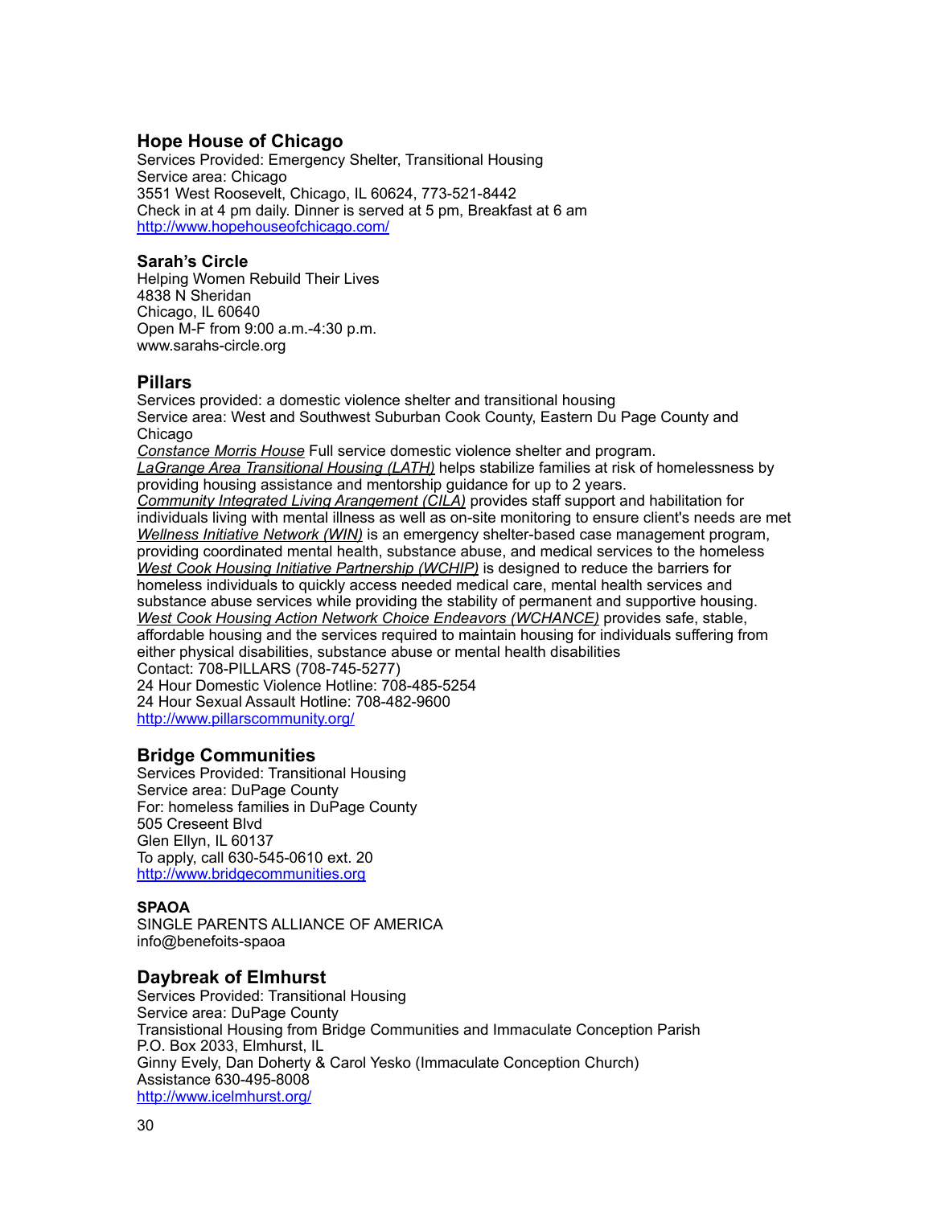### Hope House of Chicago

Services Provided: Emergency Shelter, Transitional Housing
Service area: Chicago
3551 West Roosevelt, Chicago, IL 60624, 773-521-8442
Check in at 4 pm daily. Dinner is served at 5 pm, Breakfast at 6 am
http://www.hopehouseofchicago.com/

**Sarah's Circle**

Helping Women Rebuild Their Lives
4838 N Sheridan
Chicago, IL 60640
Open M-F from 9:00 a.m.-4:30 p.m.
www.sarahs-circle.org

### Pillars

Services provided: a domestic violence shelter and transitional housing
Service area: West and Southwest Suburban Cook County, Eastern Du Page County and Chicago

*Constance Morris House* Full service domestic violence shelter and program.
*LaGrange Area Transitional Housing (LATH)* helps stabilize families at risk of homelessness by providing housing assistance and mentorship guidance for up to 2 years.
*Community Integrated Living Arangement (CILA)* provides staff support and habilitation for individuals living with mental illness as well as on-site monitoring to ensure client's needs are met
*Wellness Initiative Network (WIN)* is an emergency shelter-based case management program, providing coordinated mental health, substance abuse, and medical services to the homeless
*West Cook Housing Initiative Partnership (WCHIP)* is designed to reduce the barriers for homeless individuals to quickly access needed medical care, mental health services and substance abuse services while providing the stability of permanent and supportive housing.
*West Cook Housing Action Network Choice Endeavors (WCHANCE)* provides safe, stable, affordable housing and the services required to maintain housing for individuals suffering from either physical disabilities, substance abuse or mental health disabilities
Contact: 708-PILLARS (708-745-5277)
24 Hour Domestic Violence Hotline: 708-485-5254
24 Hour Sexual Assault Hotline: 708-482-9600
http://www.pillarscommunity.org/

### Bridge Communities

Services Provided: Transitional Housing
Service area: DuPage County
For: homeless families in DuPage County
505 Creseent Blvd
Glen Ellyn, IL 60137
To apply, call 630-545-0610 ext. 20
http://www.bridgecommunities.org

**SPAOA**

SINGLE PARENTS ALLIANCE OF AMERICA
info@benefoits-spaoa

### Daybreak of Elmhurst

Services Provided: Transitional Housing
Service area: DuPage County
Transistional Housing from Bridge Communities and Immaculate Conception Parish
P.O. Box 2033, Elmhurst, IL
Ginny Evely, Dan Doherty & Carol Yesko (Immaculate Conception Church)
Assistance 630-495-8008
http://www.icelmhurst.org/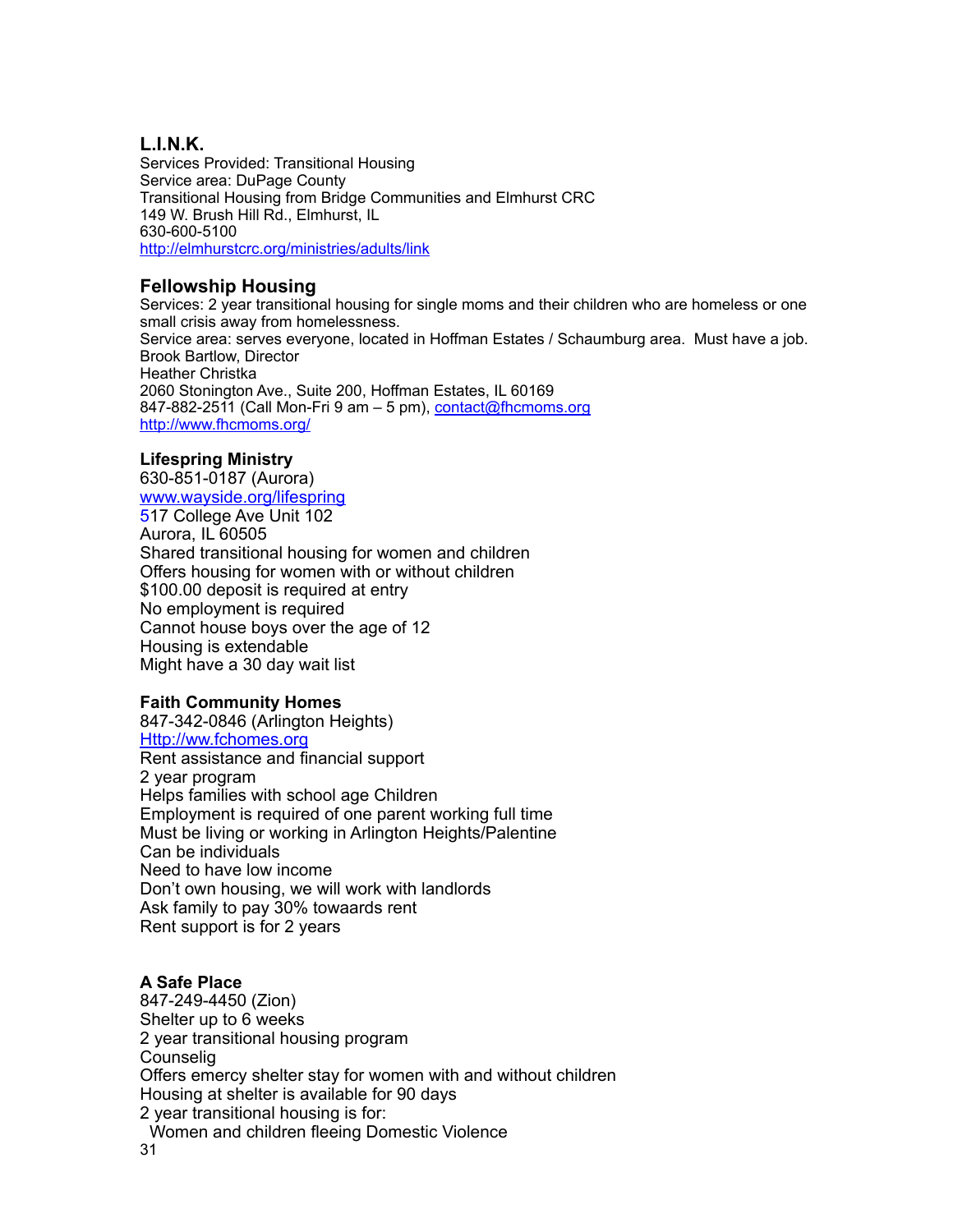### L.I.N.K.

Services Provided: Transitional Housing
Service area: DuPage County
Transitional Housing from Bridge Communities and Elmhurst CRC
149 W. Brush Hill Rd., Elmhurst, IL
630-600-5100
http://elmhurstcrc.org/ministries/adults/link

### Fellowship Housing

Services: 2 year transitional housing for single moms and their children who are homeless or one small crisis away from homelessness.
Service area: serves everyone, located in Hoffman Estates / Schaumburg area. Must have a job.
Brook Bartlow, Director
Heather Christka
2060 Stonington Ave., Suite 200, Hoffman Estates, IL 60169
847-882-2511 (Call Mon-Fri 9 am – 5 pm), contact@fhcmoms.org
http://www.fhcmoms.org/

**Lifespring Ministry**
630-851-0187 (Aurora)
www.wayside.org/lifespring
517 College Ave Unit 102
Aurora, IL 60505
Shared transitional housing for women and children
Offers housing for women with or without children
$100.00 deposit is required at entry
No employment is required
Cannot house boys over the age of 12
Housing is extendable
Might have a 30 day wait list

**Faith Community Homes**
847-342-0846 (Arlington Heights)
Http://ww.fchomes.org
Rent assistance and financial support
2 year program
Helps families with school age Children
Employment is required of one parent working full time
Must be living or working in Arlington Heights/Palentine
Can be individuals
Need to have low income
Don't own housing, we will work with landlords
Ask family to pay 30% towaards rent
Rent support is for 2 years

**A Safe Place**
847-249-4450 (Zion)
Shelter up to 6 weeks
2 year transitional housing program
Counselig
Offers emercy shelter stay for women with and without children
Housing at shelter is available for 90 days
2 year transitional housing is for:
  Women and children fleeing Domestic Violence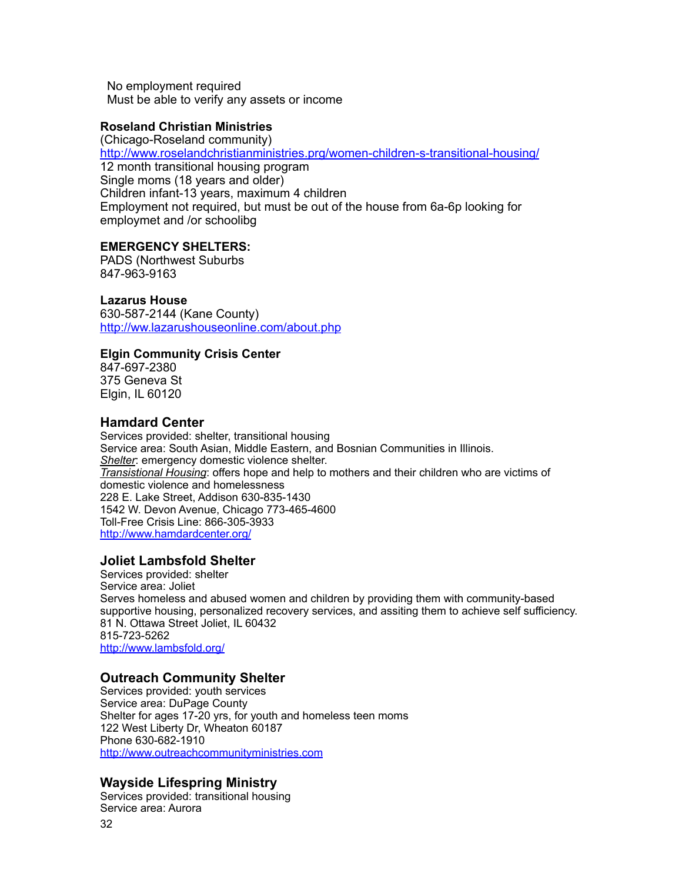No employment required
Must be able to verify any assets or income

**Roseland Christian Ministries**
(Chicago-Roseland community)
http://www.roselandchristianministries.prg/women-children-s-transitional-housing/
12 month transitional housing program
Single moms (18 years and older)
Children infant-13 years, maximum 4 children
Employment not required, but must be out of the house from 6a-6p looking for employmet and /or schoolibg

**EMERGENCY SHELTERS:**
PADS (Northwest Suburbs
847-963-9163

**Lazarus House**
630-587-2144 (Kane County)
http://ww.lazarushouseonline.com/about.php

**Elgin Community Crisis Center**
847-697-2380
375 Geneva St
Elgin, IL 60120

### Hamdard Center

Services provided: shelter, transitional housing
Service area: South Asian, Middle Eastern, and Bosnian Communities in Illinois.
*Shelter*: emergency domestic violence shelter.
*Transistional Housing*: offers hope and help to mothers and their children who are victims of domestic violence and homelessness
228 E. Lake Street, Addison 630-835-1430
1542 W. Devon Avenue, Chicago 773-465-4600
Toll-Free Crisis Line: 866-305-3933
http://www.hamdardcenter.org/

### Joliet Lambsfold Shelter

Services provided: shelter
Service area: Joliet
Serves homeless and abused women and children by providing them with community-based supportive housing, personalized recovery services, and assiting them to achieve self sufficiency.
81 N. Ottawa Street Joliet, IL 60432
815-723-5262
http://www.lambsfold.org/

### Outreach Community Shelter

Services provided: youth services
Service area: DuPage County
Shelter for ages 17-20 yrs, for youth and homeless teen moms
122 West Liberty Dr, Wheaton 60187
Phone 630-682-1910
http://www.outreachcommunityministries.com

### Wayside Lifespring Ministry

Services provided: transitional housing
Service area: Aurora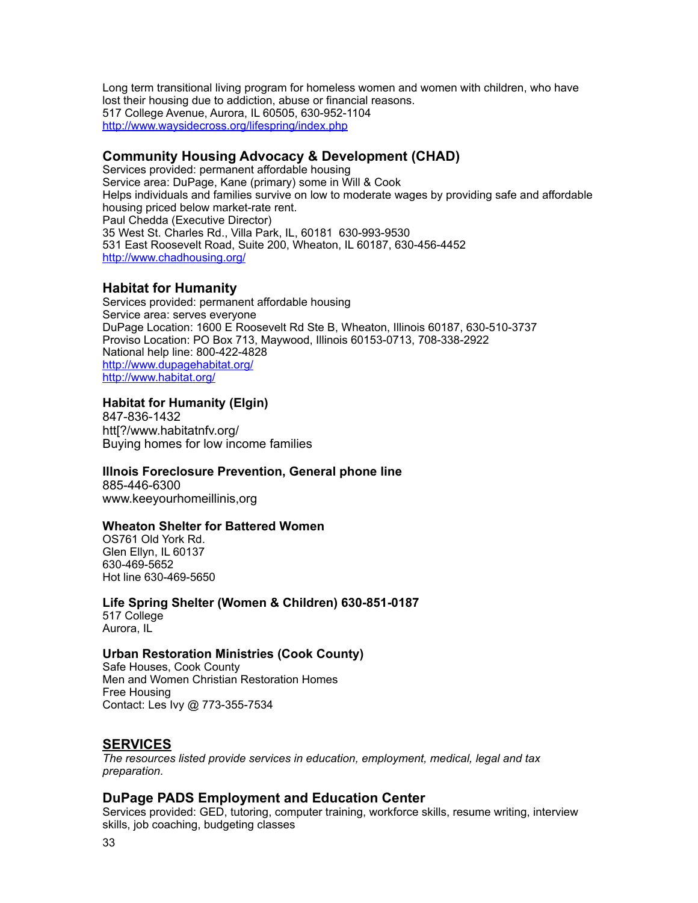Long term transitional living program for homeless women and women with children, who have lost their housing due to addiction, abuse or financial reasons.
517 College Avenue, Aurora, IL 60505, 630-952-1104
http://www.waysidecross.org/lifespring/index.php

### Community Housing Advocacy & Development (CHAD)

Services provided: permanent affordable housing
Service area: DuPage, Kane (primary) some in Will & Cook
Helps individuals and families survive on low to moderate wages by providing safe and affordable housing priced below market-rate rent.
Paul Chedda (Executive Director)
35 West St. Charles Rd., Villa Park, IL, 60181 630-993-9530
531 East Roosevelt Road, Suite 200, Wheaton, IL 60187, 630-456-4452
http://www.chadhousing.org/

### Habitat for Humanity

Services provided: permanent affordable housing
Service area: serves everyone
DuPage Location: 1600 E Roosevelt Rd Ste B, Wheaton, Illinois 60187, 630-510-3737
Proviso Location: PO Box 713, Maywood, Illinois 60153-0713, 708-338-2922
National help line: 800-422-4828
http://www.dupagehabitat.org/
http://www.habitat.org/

#### Habitat for Humanity (Elgin)

847-836-1432
htt[?/www.habitatnfv.org/
Buying homes for low income families

#### Illnois Foreclosure Prevention, General phone line

885-446-6300
www.keeyourhomeillinis,org

#### Wheaton Shelter for Battered Women

OS761 Old York Rd.
Glen Ellyn, IL 60137
630-469-5652
Hot line 630-469-5650

#### Life Spring Shelter (Women & Children) 630-851-0187

517 College
Aurora, IL

#### Urban Restoration Ministries (Cook County)

Safe Houses, Cook County
Men and Women Christian Restoration Homes
Free Housing
Contact: Les Ivy @ 773-355-7534

## SERVICES

*The resources listed provide services in education, employment, medical, legal and tax preparation.*

### DuPage PADS Employment and Education Center

Services provided: GED, tutoring, computer training, workforce skills, resume writing, interview skills, job coaching, budgeting classes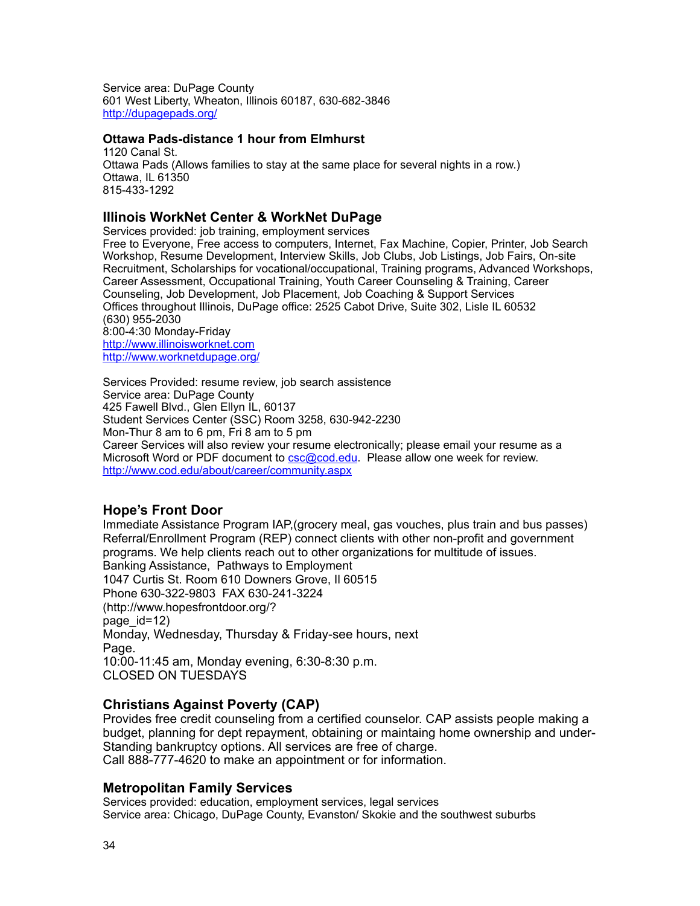Service area: DuPage County
601 West Liberty, Wheaton, Illinois 60187, 630-682-3846
http://dupagepads.org/

**Ottawa Pads-distance 1 hour from Elmhurst**
1120 Canal St.
Ottawa Pads (Allows families to stay at the same place for several nights in a row.)
Ottawa, IL 61350
815-433-1292

### Illinois WorkNet Center & WorkNet DuPage

Services provided: job training, employment services
Free to Everyone, Free access to computers, Internet, Fax Machine, Copier, Printer, Job Search Workshop, Resume Development, Interview Skills, Job Clubs, Job Listings, Job Fairs, On-site Recruitment, Scholarships for vocational/occupational, Training programs, Advanced Workshops, Career Assessment, Occupational Training, Youth Career Counseling & Training, Career Counseling, Job Development, Job Placement, Job Coaching & Support Services
Offices throughout Illinois, DuPage office: 2525 Cabot Drive, Suite 302, Lisle IL 60532
(630) 955-2030
8:00-4:30 Monday-Friday
http://www.illinoisworknet.com
http://www.worknetdupage.org/

Services Provided: resume review, job search assistence
Service area: DuPage County
425 Fawell Blvd., Glen Ellyn IL, 60137
Student Services Center (SSC) Room 3258, 630-942-2230
Mon-Thur 8 am to 6 pm, Fri 8 am to 5 pm
Career Services will also review your resume electronically; please email your resume as a Microsoft Word or PDF document to csc@cod.edu. Please allow one week for review.
http://www.cod.edu/about/career/community.aspx

### Hope's Front Door

Immediate Assistance Program IAP,(grocery meal, gas vouches, plus train and bus passes)
Referral/Enrollment Program (REP) connect clients with other non-profit and government programs. We help clients reach out to other organizations for multitude of issues.
Banking Assistance, Pathways to Employment
1047 Curtis St. Room 610 Downers Grove, Il 60515
Phone 630-322-9803 FAX 630-241-3224
(http://www.hopesfrontdoor.org/?page_id=12)
Monday, Wednesday, Thursday & Friday-see hours, next Page.
10:00-11:45 am, Monday evening, 6:30-8:30 p.m.
CLOSED ON TUESDAYS

### Christians Against Poverty (CAP)

Provides free credit counseling from a certified counselor. CAP assists people making a budget, planning for dept repayment, obtaining or maintaining home ownership and under-Standing bankruptcy options. All services are free of charge.
Call 888-777-4620 to make an appointment or for information.

### Metropolitan Family Services

Services provided: education, employment services, legal services
Service area: Chicago, DuPage County, Evanston/ Skokie and the southwest suburbs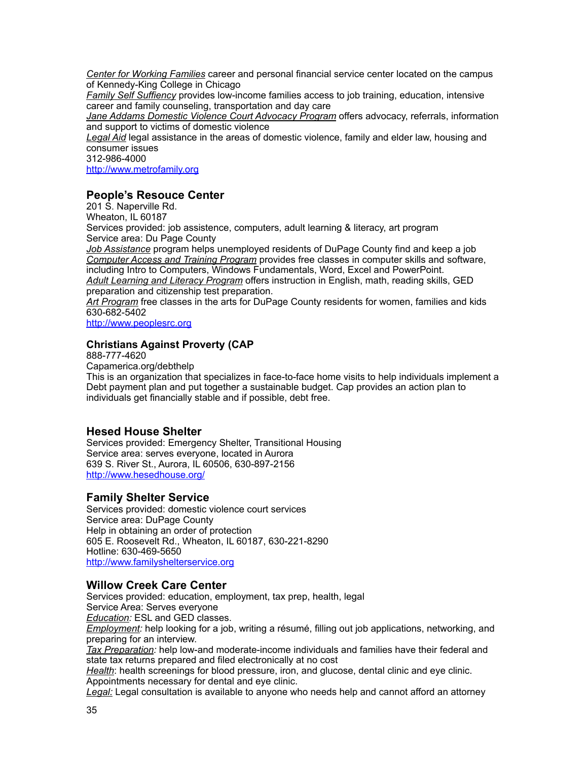*Center for Working Families* career and personal financial service center located on the campus of Kennedy-King College in Chicago
*Family Self Suffiency* provides low-income families access to job training, education, intensive career and family counseling, transportation and day care
*Jane Addams Domestic Violence Court Advocacy Program* offers advocacy, referrals, information and support to victims of domestic violence
*Legal Aid* legal assistance in the areas of domestic violence, family and elder law, housing and consumer issues
312-986-4000
http://www.metrofamily.org

### People's Resouce Center

201 S. Naperville Rd.
Wheaton, IL 60187
Services provided: job assistence, computers, adult learning & literacy, art program
Service area: Du Page County
*Job Assistance* program helps unemployed residents of DuPage County find and keep a job
*Computer Access and Training Program* provides free classes in computer skills and software, including Intro to Computers, Windows Fundamentals, Word, Excel and PowerPoint.
*Adult Learning and Literacy Program* offers instruction in English, math, reading skills, GED preparation and citizenship test preparation.
*Art Program* free classes in the arts for DuPage County residents for women, families and kids
630-682-5402
http://www.peoplesrc.org

### Christians Against Proverty (CAP

888-777-4620
Capamerica.org/debthelp
This is an organization that specializes in face-to-face home visits to help individuals implement a Debt payment plan and put together a sustainable budget. Cap provides an action plan to individuals get financially stable and if possible, debt free.

### Hesed House Shelter

Services provided: Emergency Shelter, Transitional Housing
Service area: serves everyone, located in Aurora
639 S. River St., Aurora, IL 60506, 630-897-2156
http://www.hesedhouse.org/

### Family Shelter Service

Services provided: domestic violence court services
Service area: DuPage County
Help in obtaining an order of protection
605 E. Roosevelt Rd., Wheaton, IL 60187, 630-221-8290
Hotline: 630-469-5650
http://www.familyshelterservice.org

### Willow Creek Care Center

Services provided: education, employment, tax prep, health, legal
Service Area: Serves everyone
*Education:* ESL and GED classes.
*Employment:* help looking for a job, writing a résumé, filling out job applications, networking, and preparing for an interview.
*Tax Preparation:* help low-and moderate-income individuals and families have their federal and state tax returns prepared and filed electronically at no cost
*Health*: health screenings for blood pressure, iron, and glucose, dental clinic and eye clinic. Appointments necessary for dental and eye clinic.
*Legal:* Legal consultation is available to anyone who needs help and cannot afford an attorney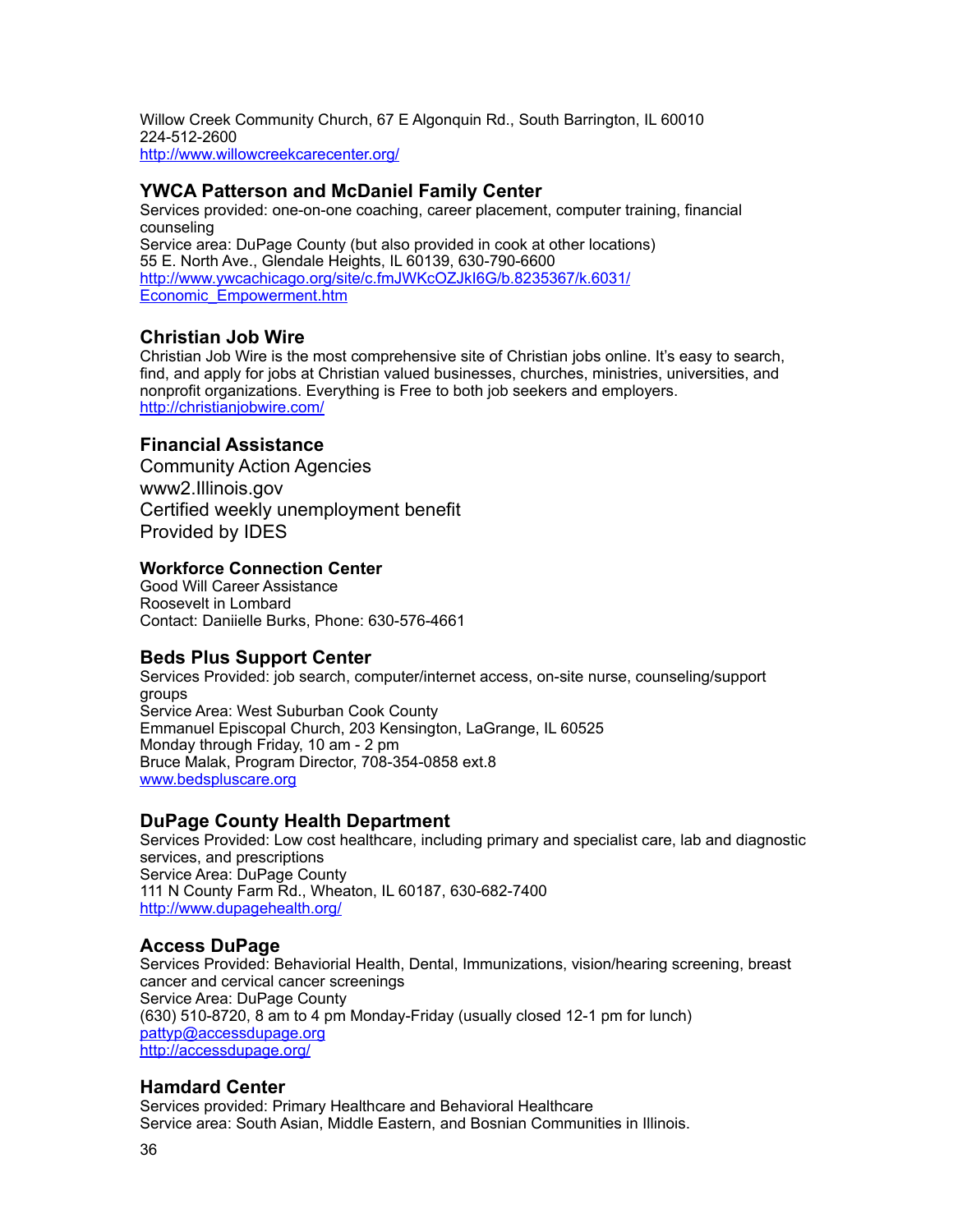Willow Creek Community Church, 67 E Algonquin Rd., South Barrington, IL 60010
224-512-2600
http://www.willowcreekcarecenter.org/

### YWCA Patterson and McDaniel Family Center

Services provided: one-on-one coaching, career placement, computer training, financial counseling
Service area: DuPage County (but also provided in cook at other locations)
55 E. North Ave., Glendale Heights, IL 60139, 630-790-6600
http://www.ywcachicago.org/site/c.fmJWKcOZJkI6G/b.8235367/k.6031/Economic_Empowerment.htm

### Christian Job Wire

Christian Job Wire is the most comprehensive site of Christian jobs online. It's easy to search, find, and apply for jobs at Christian valued businesses, churches, ministries, universities, and nonprofit organizations. Everything is Free to both job seekers and employers.
http://christianjobwire.com/

### Financial Assistance

Community Action Agencies
www2.Illinois.gov
Certified weekly unemployment benefit
Provided by IDES

#### Workforce Connection Center

Good Will Career Assistance
Roosevelt in Lombard
Contact: Daniielle Burks, Phone: 630-576-4661

### Beds Plus Support Center

Services Provided: job search, computer/internet access, on-site nurse, counseling/support groups
Service Area: West Suburban Cook County
Emmanuel Episcopal Church, 203 Kensington, LaGrange, IL 60525
Monday through Friday, 10 am - 2 pm
Bruce Malak, Program Director, 708-354-0858 ext.8
www.bedspluscare.org

### DuPage County Health Department

Services Provided: Low cost healthcare, including primary and specialist care, lab and diagnostic services, and prescriptions
Service Area: DuPage County
111 N County Farm Rd., Wheaton, IL 60187, 630-682-7400
http://www.dupagehealth.org/

### Access DuPage

Services Provided: Behaviorial Health, Dental, Immunizations, vision/hearing screening, breast cancer and cervical cancer screenings
Service Area: DuPage County
(630) 510-8720, 8 am to 4 pm Monday-Friday (usually closed 12-1 pm for lunch)
pattyp@accessdupage.org
http://accessdupage.org/

### Hamdard Center

Services provided: Primary Healthcare and Behavioral Healthcare
Service area: South Asian, Middle Eastern, and Bosnian Communities in Illinois.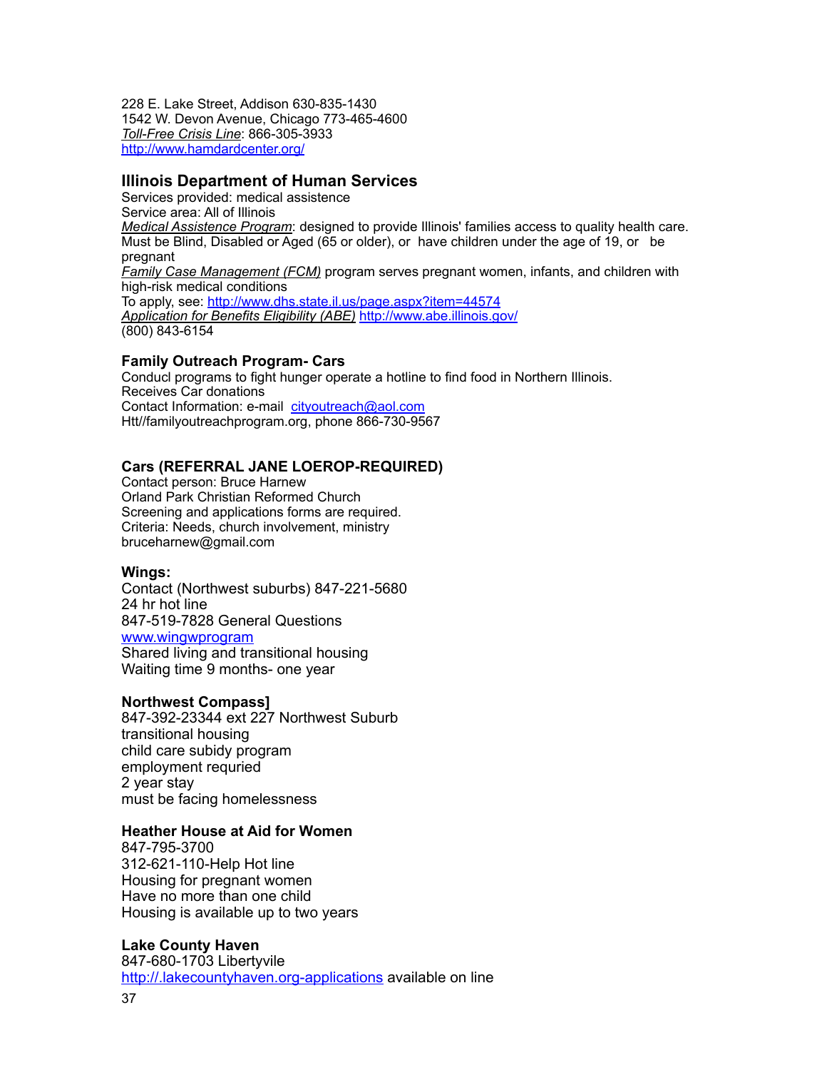228 E. Lake Street, Addison 630-835-1430
1542 W. Devon Avenue, Chicago 773-465-4600
*Toll-Free Crisis Line*: 866-305-3933
http://www.hamdardcenter.org/

## Illinois Department of Human Services

Services provided: medical assistence
Service area: All of Illinois
*Medical Assistence Program*: designed to provide Illinois' families access to quality health care. Must be Blind, Disabled or Aged (65 or older), or have children under the age of 19, or be pregnant
*Family Case Management (FCM)* program serves pregnant women, infants, and children with high-risk medical conditions
To apply, see: http://www.dhs.state.il.us/page.aspx?item=44574
*Application for Benefits Eligibility (ABE)* http://www.abe.illinois.gov/
(800) 843-6154

### Family Outreach Program- Cars

Conducl programs to fight hunger operate a hotline to find food in Northern Illinois.
Receives Car donations
Contact Information: e-mail cityoutreach@aol.com
Htt//familyoutreachprogram.org, phone 866-730-9567

### Cars (REFERRAL JANE LOEROP-REQUIRED)

Contact person: Bruce Harnew
Orland Park Christian Reformed Church
Screening and applications forms are required.
Criteria: Needs, church involvement, ministry
bruceharnew@gmail.com

### Wings:

Contact (Northwest suburbs) 847-221-5680
24 hr hot line
847-519-7828 General Questions
www.wingwprogram
Shared living and transitional housing
Waiting time 9 months- one year

### Northwest Compass]

847-392-23344 ext 227 Northwest Suburb
transitional housing
child care subidy program
employment requried
2 year stay
must be facing homelessness

### Heather House at Aid for Women

847-795-3700
312-621-110-Help Hot line
Housing for pregnant women
Have no more than one child
Housing is available up to two years

### Lake County Haven

847-680-1703 Libertyvile
http://.lakecountyhaven.org-applications available on line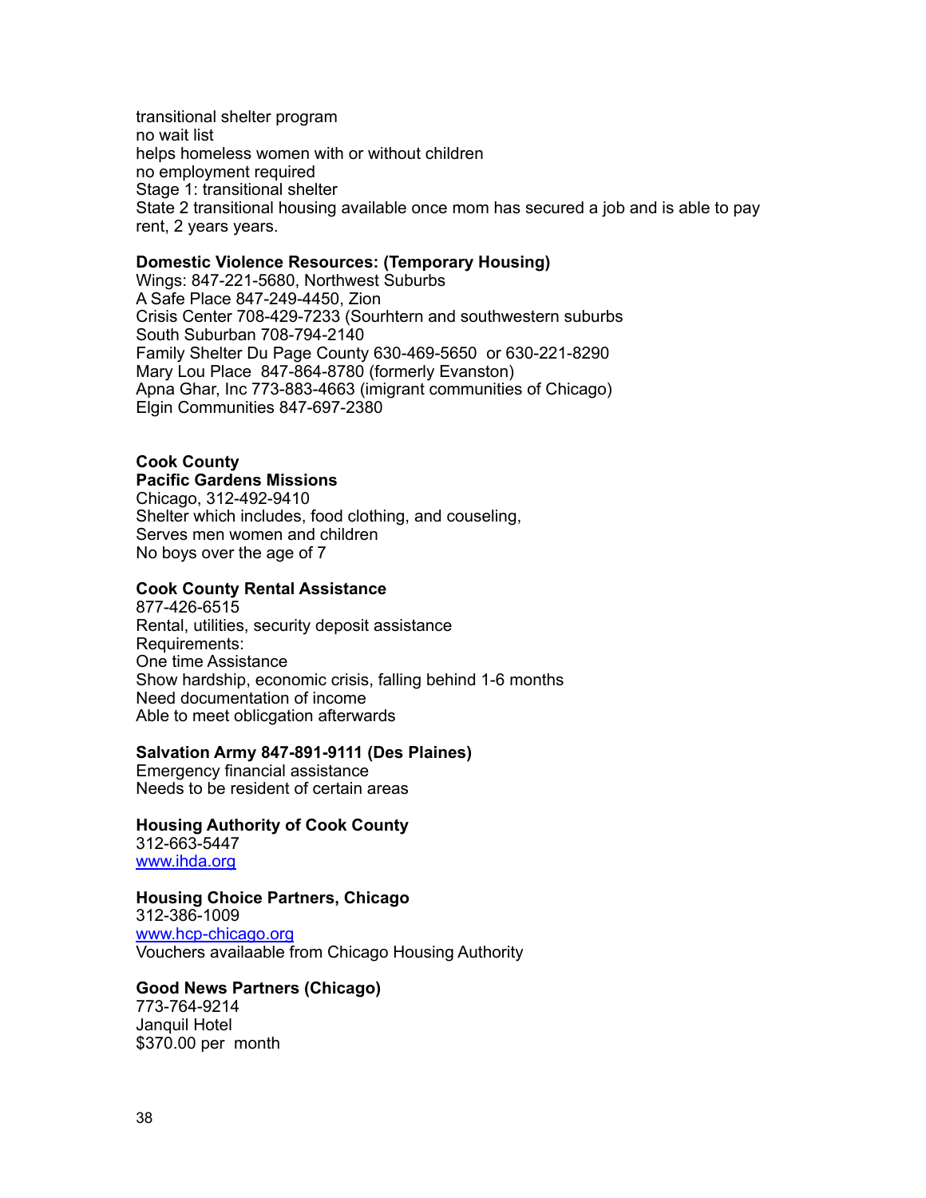transitional shelter program
no wait list
helps homeless women with or without children
no employment required
Stage 1: transitional shelter
State 2 transitional housing available once mom has secured a job and is able to pay rent, 2 years years.

**Domestic Violence Resources: (Temporary Housing)**
Wings: 847-221-5680, Northwest Suburbs
A Safe Place 847-249-4450, Zion
Crisis Center 708-429-7233 (Sourhtern and southwestern suburbs
South Suburban 708-794-2140
Family Shelter Du Page County 630-469-5650 or 630-221-8290
Mary Lou Place 847-864-8780 (formerly Evanston)
Apna Ghar, Inc 773-883-4663 (imigrant communities of Chicago)
Elgin Communities 847-697-2380

**Cook County**
**Pacific Gardens Missions**
Chicago, 312-492-9410
Shelter which includes, food clothing, and couseling,
Serves men women and children
No boys over the age of 7

**Cook County Rental Assistance**
877-426-6515
Rental, utilities, security deposit assistance
Requirements:
One time Assistance
Show hardship, economic crisis, falling behind 1-6 months
Need documentation of income
Able to meet oblicgation afterwards

**Salvation Army 847-891-9111 (Des Plaines)**
Emergency financial assistance
Needs to be resident of certain areas

**Housing Authority of Cook County**
312-663-5447
[www.ihda.org](http://www.ihda.org)

**Housing Choice Partners, Chicago**
312-386-1009
[www.hcp-chicago.org](http://www.hcp-chicago.org)
Vouchers availaable from Chicago Housing Authority

**Good News Partners (Chicago)**
773-764-9214
Janquil Hotel
$370.00 per month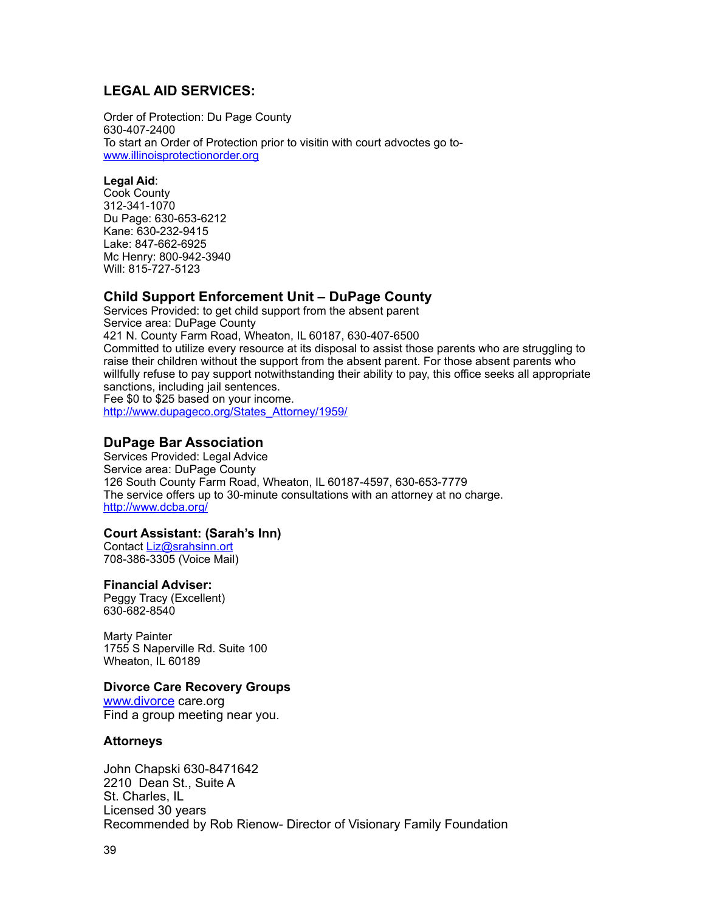## LEGAL AID SERVICES:

Order of Protection: Du Page County
630-407-2400
To start an Order of Protection prior to visitin with court advoctes go to-
www.illinoisprotectionorder.org

**Legal Aid**:
Cook County
312-341-1070
Du Page: 630-653-6212
Kane: 630-232-9415
Lake: 847-662-6925
Mc Henry: 800-942-3940
Will: 815-727-5123

### Child Support Enforcement Unit – DuPage County

Services Provided: to get child support from the absent parent
Service area: DuPage County
421 N. County Farm Road, Wheaton, IL 60187, 630-407-6500
Committed to utilize every resource at its disposal to assist those parents who are struggling to raise their children without the support from the absent parent. For those absent parents who willfully refuse to pay support notwithstanding their ability to pay, this office seeks all appropriate sanctions, including jail sentences.
Fee $0 to $25 based on your income.
http://www.dupageco.org/States_Attorney/1959/

### DuPage Bar Association

Services Provided: Legal Advice
Service area: DuPage County
126 South County Farm Road, Wheaton, IL 60187-4597, 630-653-7779
The service offers up to 30-minute consultations with an attorney at no charge.
http://www.dcba.org/

### Court Assistant: (Sarah's Inn)

Contact Liz@srahsinn.ort
708-386-3305 (Voice Mail)

### Financial Adviser:

Peggy Tracy (Excellent)
630-682-8540

Marty Painter
1755 S Naperville Rd. Suite 100
Wheaton, IL 60189

### Divorce Care Recovery Groups

www.divorce care.org
Find a group meeting near you.

### Attorneys

John Chapski 630-8471642
2210 Dean St., Suite A
St. Charles, IL
Licensed 30 years
Recommended by Rob Rienow- Director of Visionary Family Foundation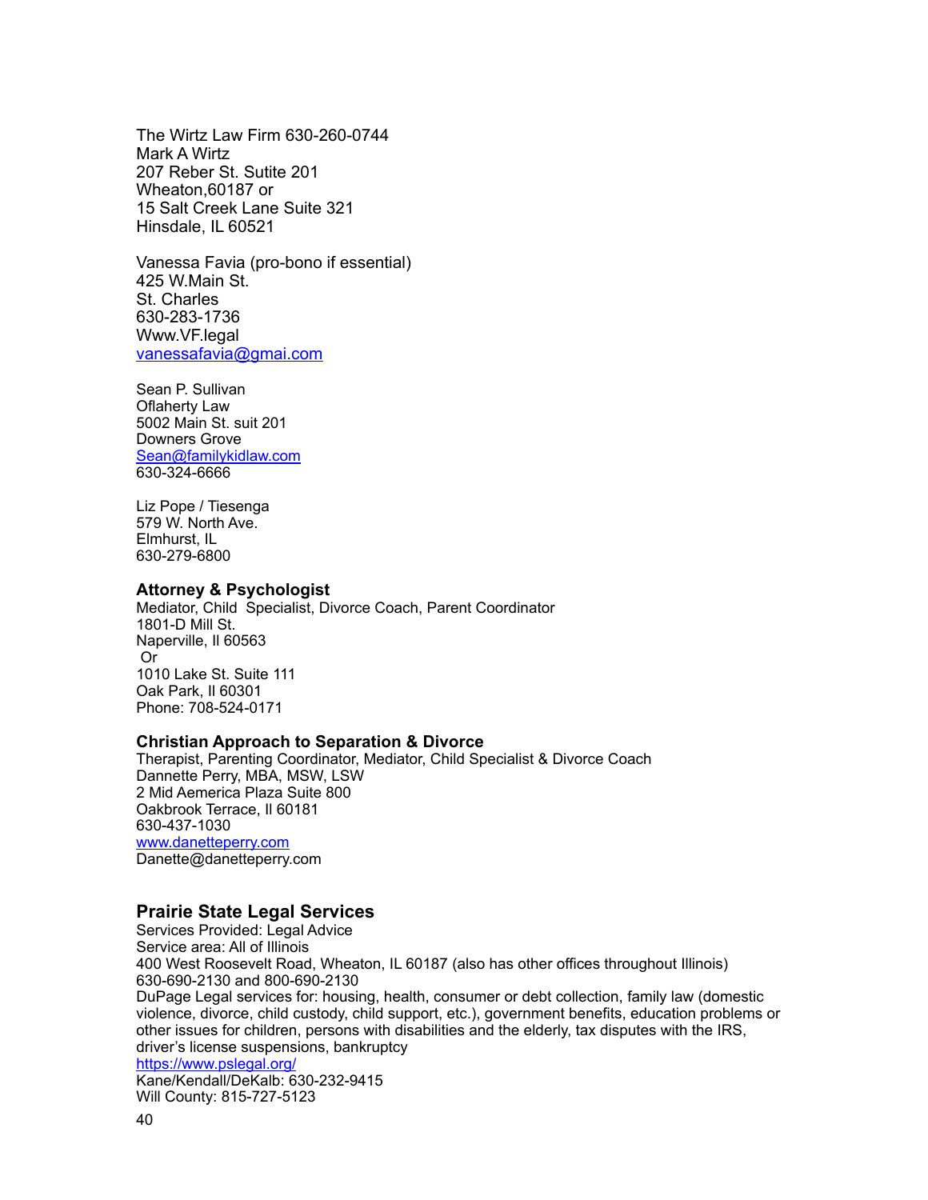The Wirtz Law Firm 630-260-0744
Mark A Wirtz
207 Reber St. Sutite 201
Wheaton,60187 or
15 Salt Creek Lane Suite 321
Hinsdale, IL 60521

Vanessa Favia (pro-bono if essential)
425 W.Main St.
St. Charles
630-283-1736
Www.VF.legal
vanessafavia@gmai.com

Sean P. Sullivan
Oflaherty Law
5002 Main St. suit 201
Downers Grove
Sean@familykidlaw.com
630-324-6666

Liz Pope / Tiesenga
579 W. North Ave.
Elmhurst, IL
630-279-6800

**Attorney & Psychologist**
Mediator, Child Specialist, Divorce Coach, Parent Coordinator
1801-D Mill St.
Naperville, Il 60563
Or
1010 Lake St. Suite 111
Oak Park, Il 60301
Phone: 708-524-0171

**Christian Approach to Separation & Divorce**
Therapist, Parenting Coordinator, Mediator, Child Specialist & Divorce Coach
Dannette Perry, MBA, MSW, LSW
2 Mid Aemerica Plaza Suite 800
Oakbrook Terrace, Il 60181
630-437-1030
www.danetteperry.com
Danette@danetteperry.com

## Prairie State Legal Services

Services Provided: Legal Advice
Service area: All of Illinois
400 West Roosevelt Road, Wheaton, IL 60187 (also has other offices throughout Illinois)
630-690-2130 and 800-690-2130
DuPage Legal services for: housing, health, consumer or debt collection, family law (domestic violence, divorce, child custody, child support, etc.), government benefits, education problems or other issues for children, persons with disabilities and the elderly, tax disputes with the IRS, driver's license suspensions, bankruptcy
https://www.pslegal.org/
Kane/Kendall/DeKalb: 630-232-9415
Will County: 815-727-5123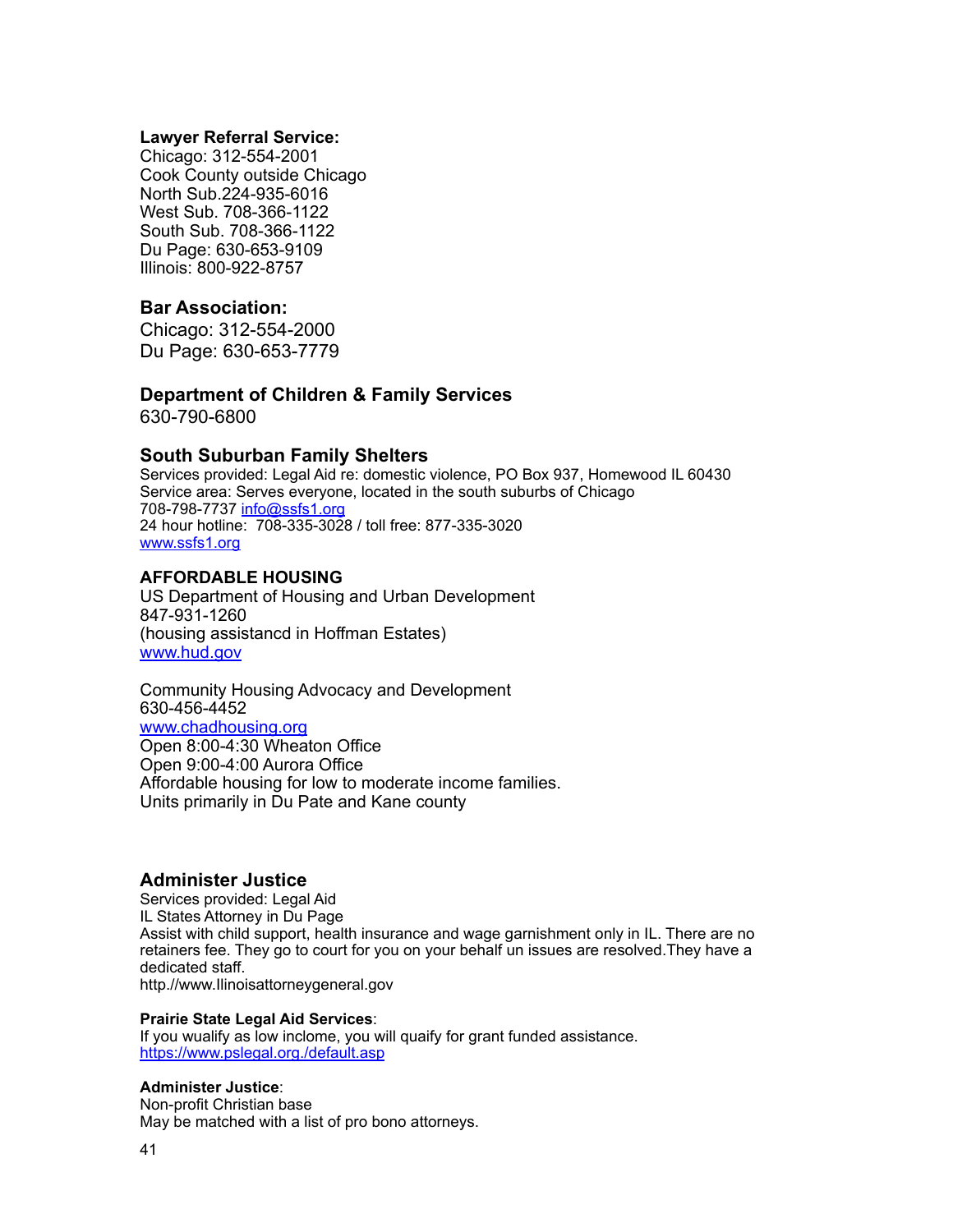**Lawyer Referral Service:**
Chicago: 312-554-2001
Cook County outside Chicago
North Sub.224-935-6016
West Sub. 708-366-1122
South Sub. 708-366-1122
Du Page: 630-653-9109
Illinois: 800-922-8757

### Bar Association:

Chicago: 312-554-2000
Du Page: 630-653-7779

### Department of Children & Family Services

630-790-6800

### South Suburban Family Shelters

Services provided: Legal Aid re: domestic violence, PO Box 937, Homewood IL 60430
Service area: Serves everyone, located in the south suburbs of Chicago
708-798-7737 info@ssfs1.org
24 hour hotline: 708-335-3028 / toll free: 877-335-3020
www.ssfs1.org

**AFFORDABLE HOUSING**

US Department of Housing and Urban Development
847-931-1260
(housing assistancd in Hoffman Estates)
www.hud.gov

Community Housing Advocacy and Development
630-456-4452
www.chadhousing.org
Open 8:00-4:30 Wheaton Office
Open 9:00-4:00 Aurora Office
Affordable housing for low to moderate income families.
Units primarily in Du Pate and Kane county

### Administer Justice

Services provided: Legal Aid
IL States Attorney in Du Page
Assist with child support, health insurance and wage garnishment only in IL. There are no retainers fee. They go to court for you on your behalf un issues are resolved.They have a dedicated staff.
http.//www.llinoisattorneygeneral.gov

**Prairie State Legal Aid Services**:
If you wualify as low inclome, you will quaify for grant funded assistance.
https://www.pslegal.org./default.asp

**Administer Justice**:
Non-profit Christian base
May be matched with a list of pro bono attorneys.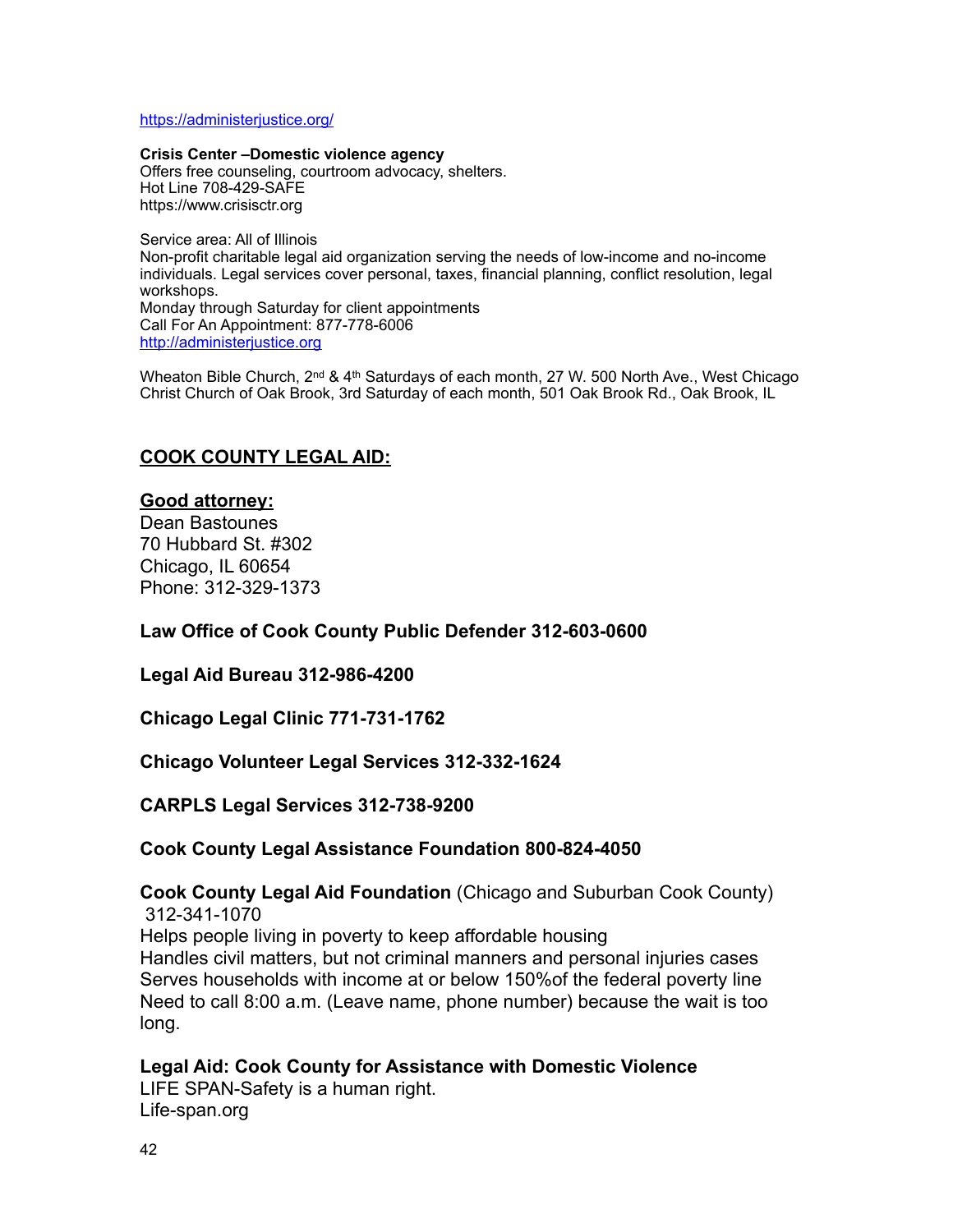https://administerjustice.org/

**Crisis Center –Domestic violence agency**
Offers free counseling, courtroom advocacy, shelters.
Hot Line 708-429-SAFE
https://www.crisisctr.org

Service area: All of Illinois
Non-profit charitable legal aid organization serving the needs of low-income and no-income individuals. Legal services cover personal, taxes, financial planning, conflict resolution, legal workshops.
Monday through Saturday for client appointments
Call For An Appointment: 877-778-6006
http://administerjustice.org

Wheaton Bible Church, 2nd & 4th Saturdays of each month, 27 W. 500 North Ave., West Chicago
Christ Church of Oak Brook, 3rd Saturday of each month, 501 Oak Brook Rd., Oak Brook, IL

## COOK COUNTY LEGAL AID:

**Good attorney:**
Dean Bastounes
70 Hubbard St. #302
Chicago, IL 60654
Phone: 312-329-1373

**Law Office of Cook County Public Defender 312-603-0600**

**Legal Aid Bureau 312-986-4200**

**Chicago Legal Clinic 771-731-1762**

**Chicago Volunteer Legal Services 312-332-1624**

**CARPLS Legal Services 312-738-9200**

**Cook County Legal Assistance Foundation 800-824-4050**

**Cook County Legal Aid Foundation** (Chicago and Suburban Cook County) 312-341-1070
Helps people living in poverty to keep affordable housing
Handles civil matters, but not criminal manners and personal injuries cases
Serves households with income at or below 150%of the federal poverty line
Need to call 8:00 a.m. (Leave name, phone number) because the wait is too long.

**Legal Aid: Cook County for Assistance with Domestic Violence**
LIFE SPAN-Safety is a human right.
Life-span.org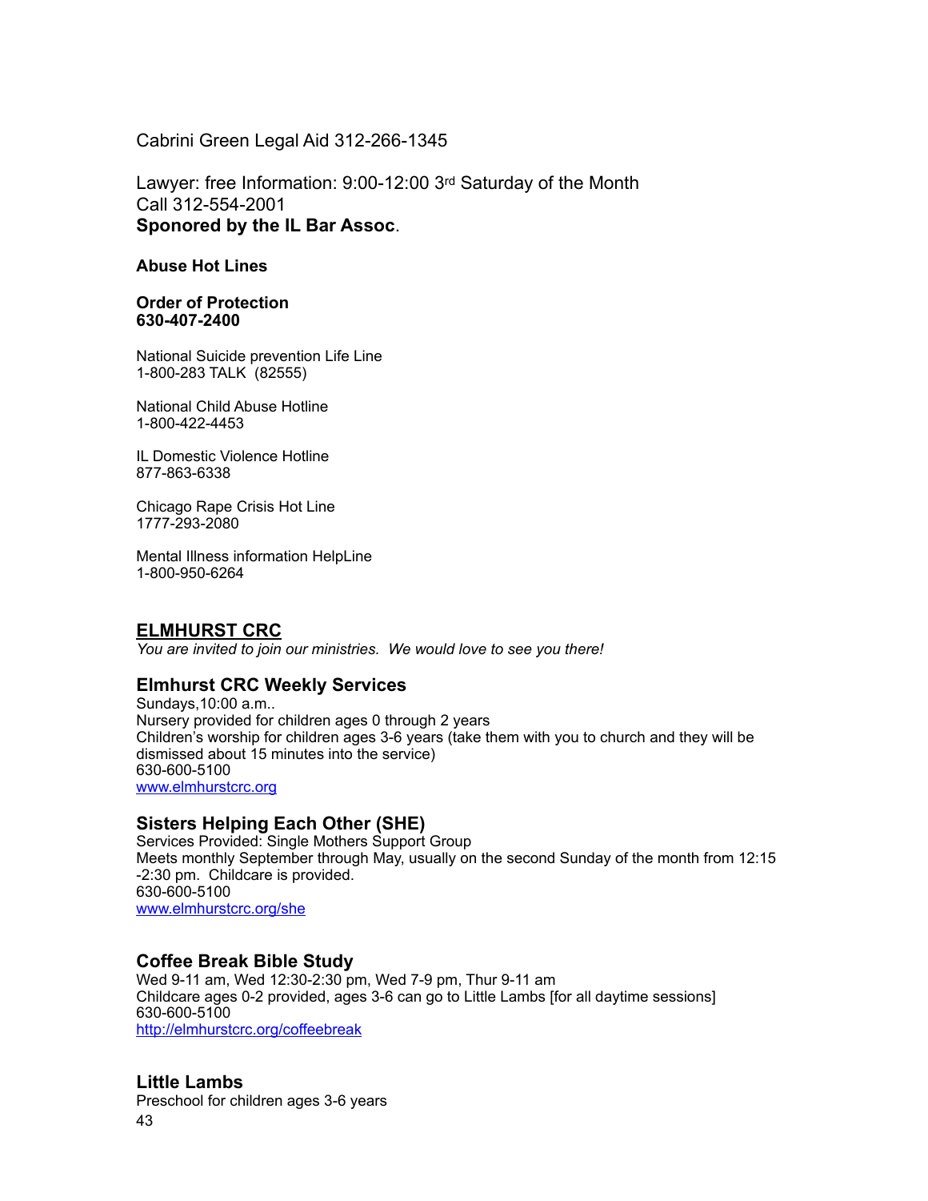Cabrini Green Legal Aid 312-266-1345

Lawyer: free Information: 9:00-12:00 3rd Saturday of the Month
Call 312-554-2001
**Sponored by the IL Bar Assoc**.

**Abuse Hot Lines**

**Order of Protection**
**630-407-2400**

National Suicide prevention Life Line
1-800-283 TALK (82555)

National Child Abuse Hotline
1-800-422-4453

IL Domestic Violence Hotline
877-863-6338

Chicago Rape Crisis Hot Line
1777-293-2080

Mental Illness information HelpLine
1-800-950-6264

## ELMHURST CRC

*You are invited to join our ministries. We would love to see you there!*

### Elmhurst CRC Weekly Services

Sundays,10:00 a.m..
Nursery provided for children ages 0 through 2 years
Children's worship for children ages 3-6 years (take them with you to church and they will be dismissed about 15 minutes into the service)
630-600-5100
www.elmhurstcrc.org

### Sisters Helping Each Other (SHE)

Services Provided: Single Mothers Support Group
Meets monthly September through May, usually on the second Sunday of the month from 12:15 -2:30 pm. Childcare is provided.
630-600-5100
www.elmhurstcrc.org/she

### Coffee Break Bible Study

Wed 9-11 am, Wed 12:30-2:30 pm, Wed 7-9 pm, Thur 9-11 am
Childcare ages 0-2 provided, ages 3-6 can go to Little Lambs [for all daytime sessions]
630-600-5100
http://elmhurstcrc.org/coffeebreak

### Little Lambs

Preschool for children ages 3-6 years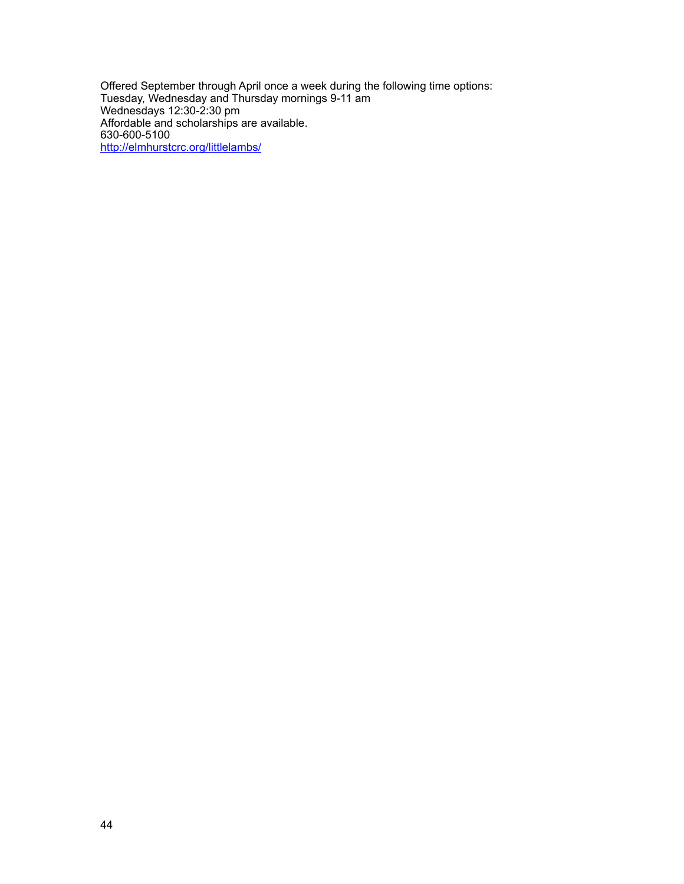Offered September through April once a week during the following time options:
Tuesday, Wednesday and Thursday mornings 9-11 am
Wednesdays 12:30-2:30 pm
Affordable and scholarships are available.
630-600-5100
[http://elmhurstcrc.org/littlelambs/](http://elmhurstcrc.org/littlelambs/)